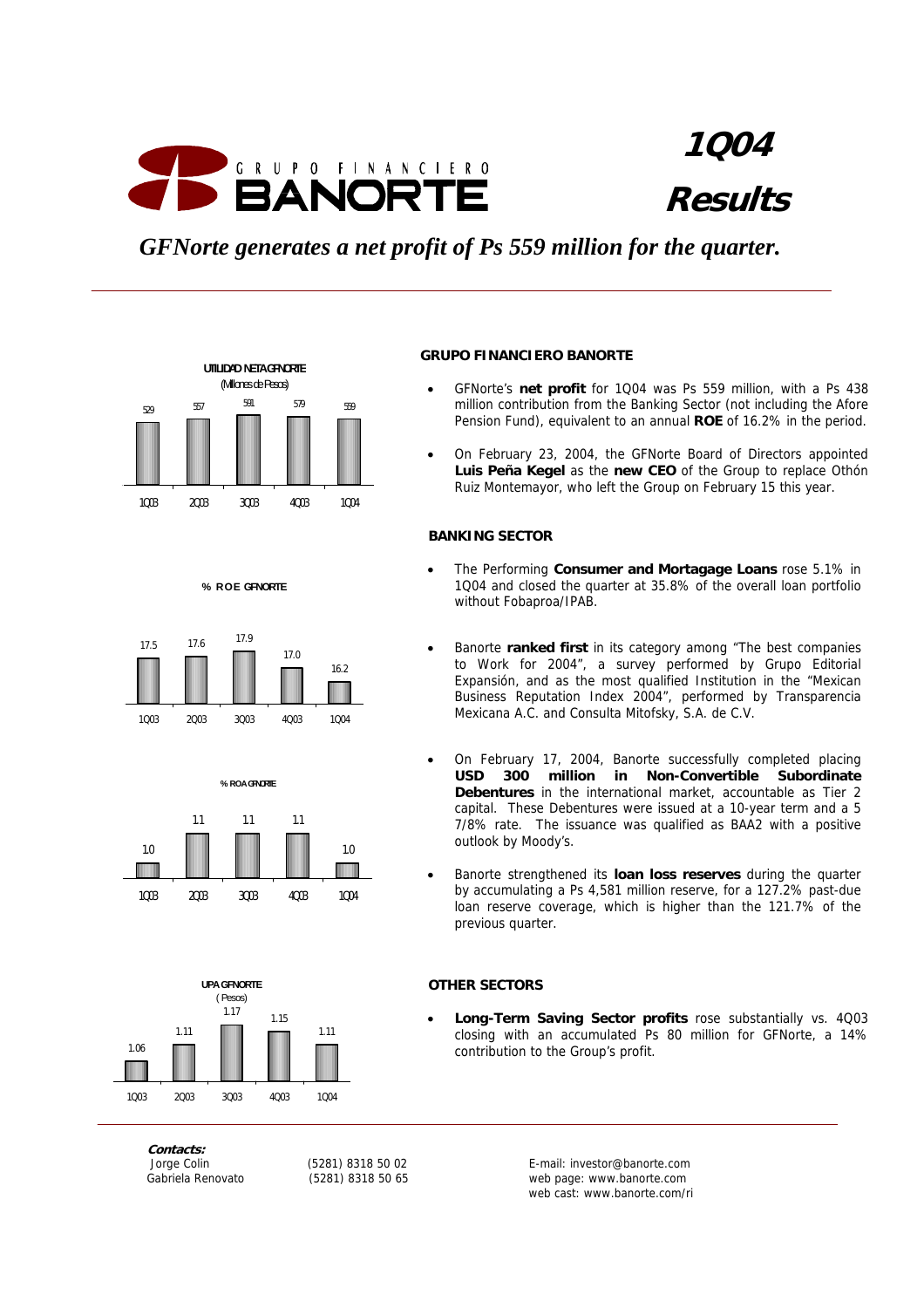# 1Q04 Results

**GRUPO FINANCIERO BANORTE**

*GFNorte generates a net profit of Ps 559 million for the quarter.*

**UTILIDAD NETA GFNORTE** (Millones de Pesos)

| 1Q03 | 2Q03 | 3Q03 | 4Q03 | 1Q04 |
|---|---|---|---|---|
| 529 | 557 | 591 | 579 | 559 |

**% ROE GFNORTE**

| 1Q03 | 2Q03 | 3Q03 | 4Q03 | 1Q04 |
|---|---|---|---|---|
| 17.5 | 17.6 | 17.9 | 17.0 | 16.2 |

**% ROA GFNORTE**

| 1Q03 | 2Q03 | 3Q03 | 4Q03 | 1Q04 |
|---|---|---|---|---|
| 1.0 | 1.1 | 1.1 | 1.1 | 1.0 |

**UPA GFNORTE** (Pesos)

| 1Q03 | 2Q03 | 3Q03 | 4Q03 | 1Q04 |
|---|---|---|---|---|
| 1.06 | 1.11 | 1.17 | 1.15 | 1.11 |

### GRUPO FINANCIERO BANORTE

- GFNorte's **net profit** for 1Q04 was Ps 559 million, with a Ps 438 million contribution from the Banking Sector (not including the Afore Pension Fund), equivalent to an annual **ROE** of 16.2% in the period.
- On February 23, 2004, the GFNorte Board of Directors appointed **Luis Peña Kegel** as the **new CEO** of the Group to replace Othón Ruiz Montemayor, who left the Group on February 15 this year.

### BANKING SECTOR

- The Performing **Consumer and Mortagage Loans** rose 5.1% in 1Q04 and closed the quarter at 35.8% of the overall loan portfolio without Fobaproa/IPAB.
- Banorte **ranked first** in its category among "The best companies to Work for 2004", a survey performed by Grupo Editorial Expansión, and as the most qualified Institution in the "Mexican Business Reputation Index 2004", performed by Transparencia Mexicana A.C. and Consulta Mitofsky, S.A. de C.V.
- On February 17, 2004, Banorte successfully completed placing **USD 300 million in Non-Convertible Subordinate Debentures** in the international market, accountable as Tier 2 capital. These Debentures were issued at a 10-year term and a 5 7/8% rate. The issuance was qualified as BAA2 with a positive outlook by Moody's.
- Banorte strengthened its **loan loss reserves** during the quarter by accumulating a Ps 4,581 million reserve, for a 127.2% past-due loan reserve coverage, which is higher than the 121.7% of the previous quarter.

### OTHER SECTORS

- **Long-Term Saving Sector profits** rose substantially vs. 4Q03 closing with an accumulated Ps 80 million for GFNorte, a 14% contribution to the Group's profit.

**Contacts:**

| | | |
|---|---|---|
| Jorge Colin | (5281) 8318 50 02 | E-mail: investor@banorte.com |
| Gabriela Renovato | (5281) 8318 50 65 | web page: www.banorte.com |
| | | web cast: www.banorte.com/ri |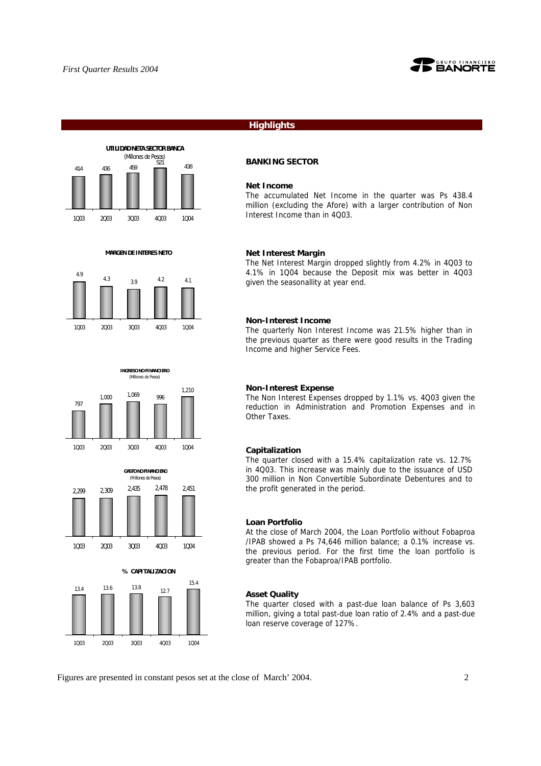## Highlights

### BANKING SECTOR

**Net Income**

The accumulated Net Income in the quarter was Ps 438.4 million (excluding the Afore) with a larger contribution of Non Interest Income than in 4Q03.

**UTILIDAD NETA SECTOR BANCA** (Millones de Pesos)

| 1Q03 | 2Q03 | 3Q03 | 4Q03 | 1Q04 |
|---|---|---|---|---|
| 414 | 436 | 459 | 521 | 438 |

**Net Interest Margin**

The Net Interest Margin dropped slightly from 4.2% in 4Q03 to 4.1% in 1Q04 because the Deposit mix was better in 4Q03 given the seasonallity at year end.

**MARGEN DE INTERES NETO**

| 1Q03 | 2Q03 | 3Q03 | 4Q03 | 1Q04 |
|---|---|---|---|---|
| 4.9 | 4.3 | 3.9 | 4.2 | 4.1 |

**Non-Interest Income**

The quarterly Non Interest Income was 21.5% higher than in the previous quarter as there were good results in the Trading Income and higher Service Fees.

**INGRESO NO FINANCIERO** (Millones de Pesos)

| 1Q03 | 2Q03 | 3Q03 | 4Q03 | 1Q04 |
|---|---|---|---|---|
| 797 | 1,000 | 1,069 | 996 | 1,210 |

**Non-Interest Expense**

The Non Interest Expenses dropped by 1.1% vs. 4Q03 given the reduction in Administration and Promotion Expenses and in Other Taxes.

**GASTO NO FINANCIERO** (Millones de Pesos)

| 1Q03 | 2Q03 | 3Q03 | 4Q03 | 1Q04 |
|---|---|---|---|---|
| 2,299 | 2,309 | 2,435 | 2,478 | 2,451 |

**Capitalization**

The quarter closed with a 15.4% capitalization rate vs. 12.7% in 4Q03. This increase was mainly due to the issuance of USD 300 million in Non Convertible Subordinate Debentures and to the profit generated in the period.

**% CAPITALIZACION**

| 1Q03 | 2Q03 | 3Q03 | 4Q03 | 1Q04 |
|---|---|---|---|---|
| 13.4 | 13.6 | 13.8 | 12.7 | 15.4 |

**Loan Portfolio**

At the close of March 2004, the Loan Portfolio without Fobaproa /IPAB showed a Ps 74,646 million balance; a 0.1% increase vs. the previous period. For the first time the loan portfolio is greater than the Fobaproa/IPAB portfolio.

**Asset Quality**

The quarter closed with a past-due loan balance of Ps 3,603 million, giving a total past-due loan ratio of 2.4% and a past-due loan reserve coverage of 127%.

Figures are presented in constant pesos set at the close of March' 2004.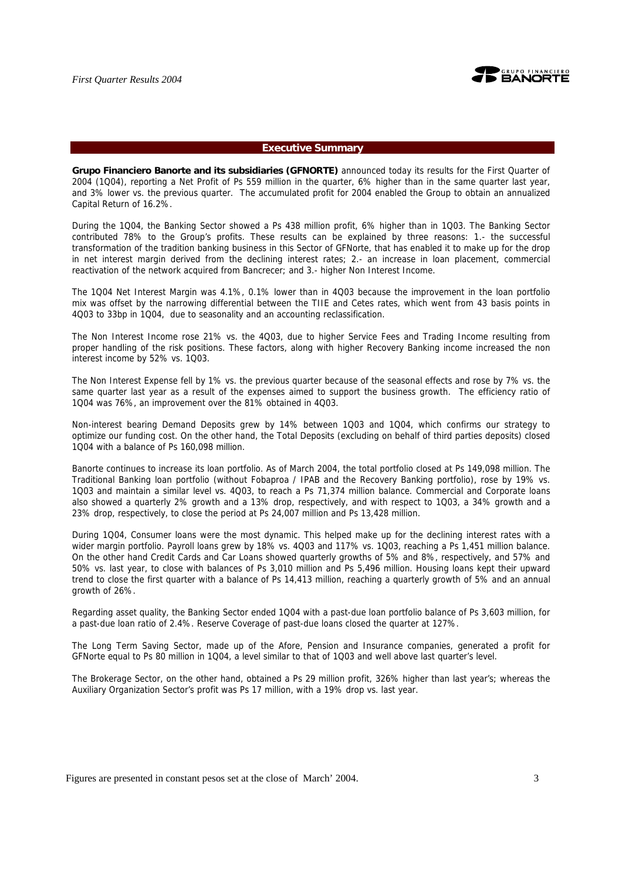## Executive Summary

**Grupo Financiero Banorte and its subsidiaries (GFNORTE)** announced today its results for the First Quarter of 2004 (1Q04), reporting a Net Profit of Ps 559 million in the quarter, 6% higher than in the same quarter last year, and 3% lower vs. the previous quarter. The accumulated profit for 2004 enabled the Group to obtain an annualized Capital Return of 16.2%.

During the 1Q04, the Banking Sector showed a Ps 438 million profit, 6% higher than in 1Q03. The Banking Sector contributed 78% to the Group's profits. These results can be explained by three reasons: 1.- the successful transformation of the tradition banking business in this Sector of GFNorte, that has enabled it to make up for the drop in net interest margin derived from the declining interest rates; 2.- an increase in loan placement, commercial reactivation of the network acquired from Bancrecer; and 3.- higher Non Interest Income.

The 1Q04 Net Interest Margin was 4.1%, 0.1% lower than in 4Q03 because the improvement in the loan portfolio mix was offset by the narrowing differential between the TIIE and Cetes rates, which went from 43 basis points in 4Q03 to 33bp in 1Q04, due to seasonality and an accounting reclassification.

The Non Interest Income rose 21% vs. the 4Q03, due to higher Service Fees and Trading Income resulting from proper handling of the risk positions. These factors, along with higher Recovery Banking income increased the non interest income by 52% vs. 1Q03.

The Non Interest Expense fell by 1% vs. the previous quarter because of the seasonal effects and rose by 7% vs. the same quarter last year as a result of the expenses aimed to support the business growth. The efficiency ratio of 1Q04 was 76%, an improvement over the 81% obtained in 4Q03.

Non-interest bearing Demand Deposits grew by 14% between 1Q03 and 1Q04, which confirms our strategy to optimize our funding cost. On the other hand, the Total Deposits (excluding on behalf of third parties deposits) closed 1Q04 with a balance of Ps 160,098 million.

Banorte continues to increase its loan portfolio. As of March 2004, the total portfolio closed at Ps 149,098 million. The Traditional Banking loan portfolio (without Fobaproa / IPAB and the Recovery Banking portfolio), rose by 19% vs. 1Q03 and maintain a similar level vs. 4Q03, to reach a Ps 71,374 million balance. Commercial and Corporate loans also showed a quarterly 2% growth and a 13% drop, respectively, and with respect to 1Q03, a 34% growth and a 23% drop, respectively, to close the period at Ps 24,007 million and Ps 13,428 million.

During 1Q04, Consumer loans were the most dynamic. This helped make up for the declining interest rates with a wider margin portfolio. Payroll loans grew by 18% vs. 4Q03 and 117% vs. 1Q03, reaching a Ps 1,451 million balance. On the other hand Credit Cards and Car Loans showed quarterly growths of 5% and 8%, respectively, and 57% and 50% vs. last year, to close with balances of Ps 3,010 million and Ps 5,496 million. Housing loans kept their upward trend to close the first quarter with a balance of Ps 14,413 million, reaching a quarterly growth of 5% and an annual growth of 26%.

Regarding asset quality, the Banking Sector ended 1Q04 with a past-due loan portfolio balance of Ps 3,603 million, for a past-due loan ratio of 2.4%. Reserve Coverage of past-due loans closed the quarter at 127%.

The Long Term Saving Sector, made up of the Afore, Pension and Insurance companies, generated a profit for GFNorte equal to Ps 80 million in 1Q04, a level similar to that of 1Q03 and well above last quarter's level.

The Brokerage Sector, on the other hand, obtained a Ps 29 million profit, 326% higher than last year's; whereas the Auxiliary Organization Sector's profit was Ps 17 million, with a 19% drop vs. last year.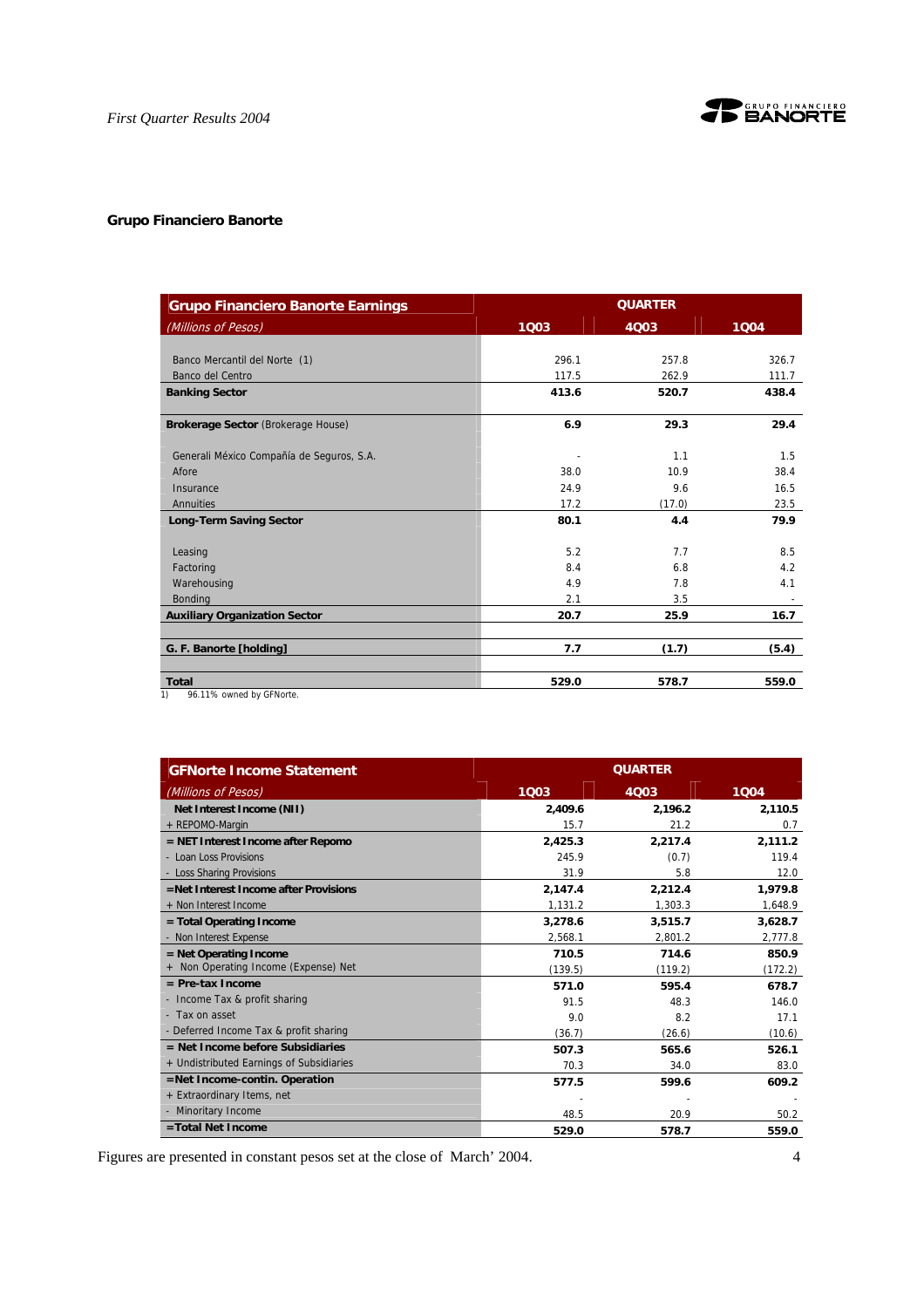## Grupo Financiero Banorte

| Grupo Financiero Banorte Earnings | QUARTER | | |
|---|---|---|---|
| *(Millions of Pesos)* | 1Q03 | 4Q03 | 1Q04 |
| Banco Mercantil del Norte (1) | 296.1 | 257.8 | 326.7 |
| Banco del Centro | 117.5 | 262.9 | 111.7 |
| **Banking Sector** | **413.6** | **520.7** | **438.4** |
| **Brokerage Sector** (Brokerage House) | **6.9** | **29.3** | **29.4** |
| Generali México Compañía de Seguros, S.A. | - | 1.1 | 1.5 |
| Afore | 38.0 | 10.9 | 38.4 |
| Insurance | 24.9 | 9.6 | 16.5 |
| Annuities | 17.2 | (17.0) | 23.5 |
| **Long-Term Saving Sector** | **80.1** | **4.4** | **79.9** |
| Leasing | 5.2 | 7.7 | 8.5 |
| Factoring | 8.4 | 6.8 | 4.2 |
| Warehousing | 4.9 | 7.8 | 4.1 |
| Bonding | 2.1 | 3.5 | - |
| **Auxiliary Organization Sector** | **20.7** | **25.9** | **16.7** |
| **G. F. Banorte [holding]** | **7.7** | **(1.7)** | **(5.4)** |
| **Total** | **529.0** | **578.7** | **559.0** |

1) 96.11% owned by GFNorte.

| GFNorte Income Statement | QUARTER | | |
|---|---|---|---|
| *(Millions of Pesos)* | 1Q03 | 4Q03 | 1Q04 |
| **Net Interest Income (NII)** | **2,409.6** | **2,196.2** | **2,110.5** |
| + REPOMO-Margin | 15.7 | 21.2 | 0.7 |
| **= NET Interest Income after Repomo** | **2,425.3** | **2,217.4** | **2,111.2** |
| - Loan Loss Provisions | 245.9 | (0.7) | 119.4 |
| - Loss Sharing Provisions | 31.9 | 5.8 | 12.0 |
| **=Net Interest Income after Provisions** | **2,147.4** | **2,212.4** | **1,979.8** |
| + Non Interest Income | 1,131.2 | 1,303.3 | 1,648.9 |
| **= Total Operating Income** | **3,278.6** | **3,515.7** | **3,628.7** |
| - Non Interest Expense | 2,568.1 | 2,801.2 | 2,777.8 |
| **= Net Operating Income** | **710.5** | **714.6** | **850.9** |
| + Non Operating Income (Expense) Net | (139.5) | (119.2) | (172.2) |
| **= Pre-tax Income** | **571.0** | **595.4** | **678.7** |
| - Income Tax & profit sharing | 91.5 | 48.3 | 146.0 |
| - Tax on asset | 9.0 | 8.2 | 17.1 |
| - Deferred Income Tax & profit sharing | (36.7) | (26.6) | (10.6) |
| **= Net Income before Subsidiaries** | **507.3** | **565.6** | **526.1** |
| + Undistributed Earnings of Subsidiaries | 70.3 | 34.0 | 83.0 |
| **=Net Income-contin. Operation** | **577.5** | **599.6** | **609.2** |
| + Extraordinary Items, net | - | - | - |
| - Minoritary Income | 48.5 | 20.9 | 50.2 |
| **=Total Net Income** | **529.0** | **578.7** | **559.0** |

Figures are presented in constant pesos set at the close of March' 2004.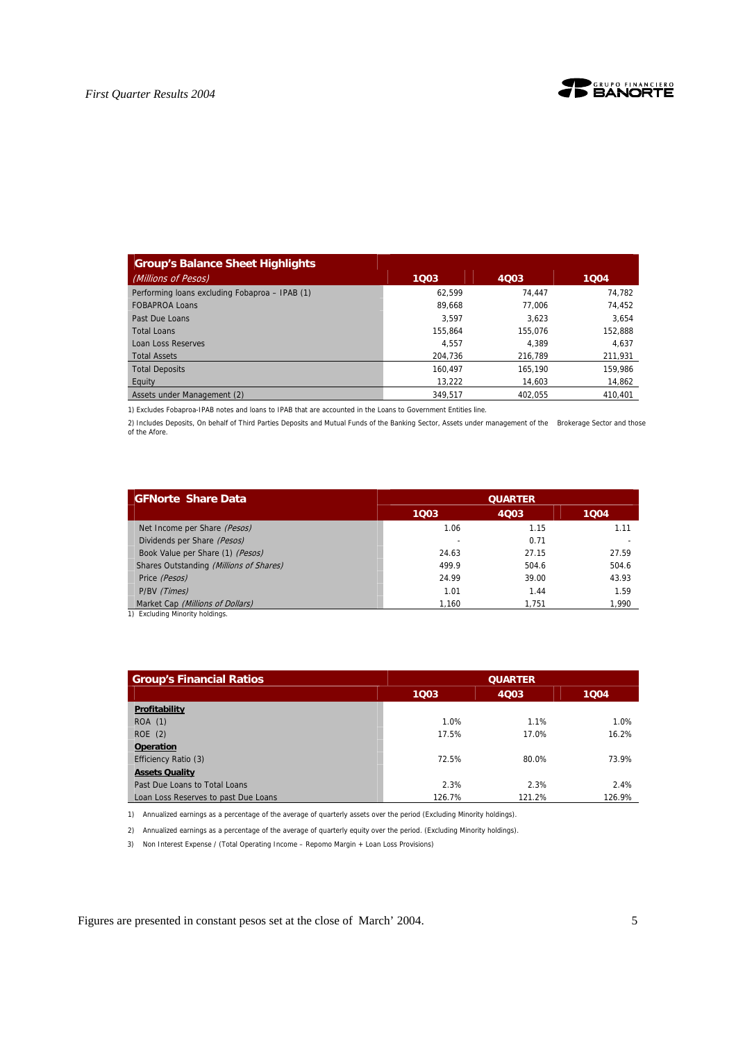| Group's Balance Sheet Highlights | | | |
|---|---|---|---|
| *(Millions of Pesos)* | 1Q03 | 4Q03 | 1Q04 |
| Performing loans excluding Fobaproa – IPAB (1) | 62,599 | 74,447 | 74,782 |
| FOBAPROA Loans | 89,668 | 77,006 | 74,452 |
| Past Due Loans | 3,597 | 3,623 | 3,654 |
| Total Loans | 155,864 | 155,076 | 152,888 |
| Loan Loss Reserves | 4,557 | 4,389 | 4,637 |
| Total Assets | 204,736 | 216,789 | 211,931 |
| Total Deposits | 160,497 | 165,190 | 159,986 |
| Equity | 13,222 | 14,603 | 14,862 |
| Assets under Management (2) | 349,517 | 402,055 | 410,401 |

1) Excludes Fobaproa-IPAB notes and loans to IPAB that are accounted in the Loans to Government Entities line.

2) Includes Deposits, On behalf of Third Parties Deposits and Mutual Funds of the Banking Sector, Assets under management of the Brokerage Sector and those of the Afore.

| GFNorte Share Data | QUARTER | | |
|---|---|---|---|
| | 1Q03 | 4Q03 | 1Q04 |
| Net Income per Share *(Pesos)* | 1.06 | 1.15 | 1.11 |
| Dividends per Share *(Pesos)* | - | 0.71 | - |
| Book Value per Share (1) *(Pesos)* | 24.63 | 27.15 | 27.59 |
| Shares Outstanding *(Millions of Shares)* | 499.9 | 504.6 | 504.6 |
| Price *(Pesos)* | 24.99 | 39.00 | 43.93 |
| P/BV *(Times)* | 1.01 | 1.44 | 1.59 |
| Market Cap *(Millions of Dollars)* | 1,160 | 1,751 | 1,990 |

1) Excluding Minority holdings.

| Group's Financial Ratios | QUARTER | | |
|---|---|---|---|
| | 1Q03 | 4Q03 | 1Q04 |
| **Profitability** | | | |
| ROA (1) | 1.0% | 1.1% | 1.0% |
| ROE (2) | 17.5% | 17.0% | 16.2% |
| **Operation** | | | |
| Efficiency Ratio (3) | 72.5% | 80.0% | 73.9% |
| **Assets Quality** | | | |
| Past Due Loans to Total Loans | 2.3% | 2.3% | 2.4% |
| Loan Loss Reserves to past Due Loans | 126.7% | 121.2% | 126.9% |

1) Annualized earnings as a percentage of the average of quarterly assets over the period (Excluding Minority holdings).

2) Annualized earnings as a percentage of the average of quarterly equity over the period. (Excluding Minority holdings).

3) Non Interest Expense / (Total Operating Income – Repomo Margin + Loan Loss Provisions)

Figures are presented in constant pesos set at the close of March' 2004.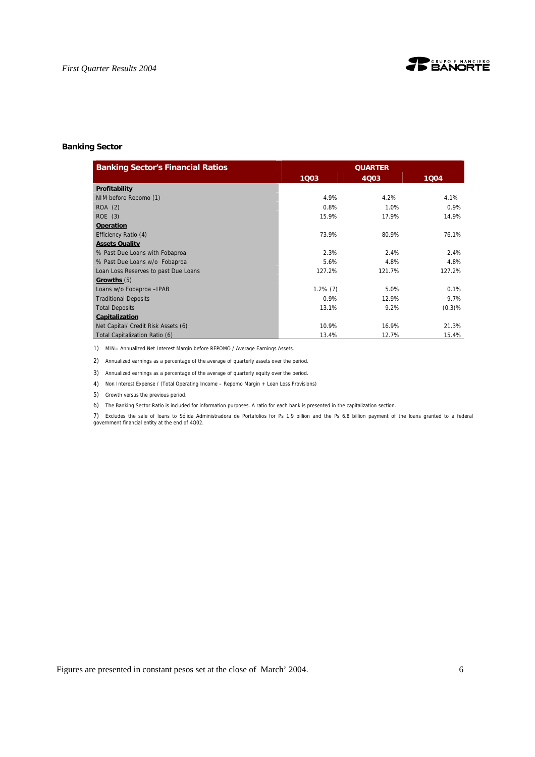### Banking Sector

| Banking Sector's Financial Ratios | QUARTER | | |
|---|---|---|---|
| | 1Q03 | 4Q03 | 1Q04 |
| **Profitability** | | | |
| NIM before Repomo (1) | 4.9% | 4.2% | 4.1% |
| ROA (2) | 0.8% | 1.0% | 0.9% |
| ROE (3) | 15.9% | 17.9% | 14.9% |
| **Operation** | | | |
| Efficiency Ratio (4) | 73.9% | 80.9% | 76.1% |
| **Assets Quality** | | | |
| % Past Due Loans with Fobaproa | 2.3% | 2.4% | 2.4% |
| % Past Due Loans w/o Fobaproa | 5.6% | 4.8% | 4.8% |
| Loan Loss Reserves to past Due Loans | 127.2% | 121.7% | 127.2% |
| **Growths** (5) | | | |
| Loans w/o Fobaproa –IPAB | 1.2% (7) | 5.0% | 0.1% |
| Traditional Deposits | 0.9% | 12.9% | 9.7% |
| Total Deposits | 13.1% | 9.2% | (0.3)% |
| **Capitalization** | | | |
| Net Capital/ Credit Risk Assets (6) | 10.9% | 16.9% | 21.3% |
| Total Capitalization Ratio (6) | 13.4% | 12.7% | 15.4% |

1) MIN= Annualized Net Interest Margin before REPOMO / Average Earnings Assets.

2) Annualized earnings as a percentage of the average of quarterly assets over the period.

3) Annualized earnings as a percentage of the average of quarterly equity over the period.

4) Non Interest Expense / (Total Operating Income – Repomo Margin + Loan Loss Provisions)

5) Growth versus the previous period.

6) The Banking Sector Ratio is included for information purposes. A ratio for each bank is presented in the capitalization section.

7) Excludes the sale of loans to Sólida Administradora de Portafolios for Ps 1.9 billion and the Ps 6.8 billion payment of the loans granted to a federal government financial entity at the end of 4Q02.

Figures are presented in constant pesos set at the close of March' 2004.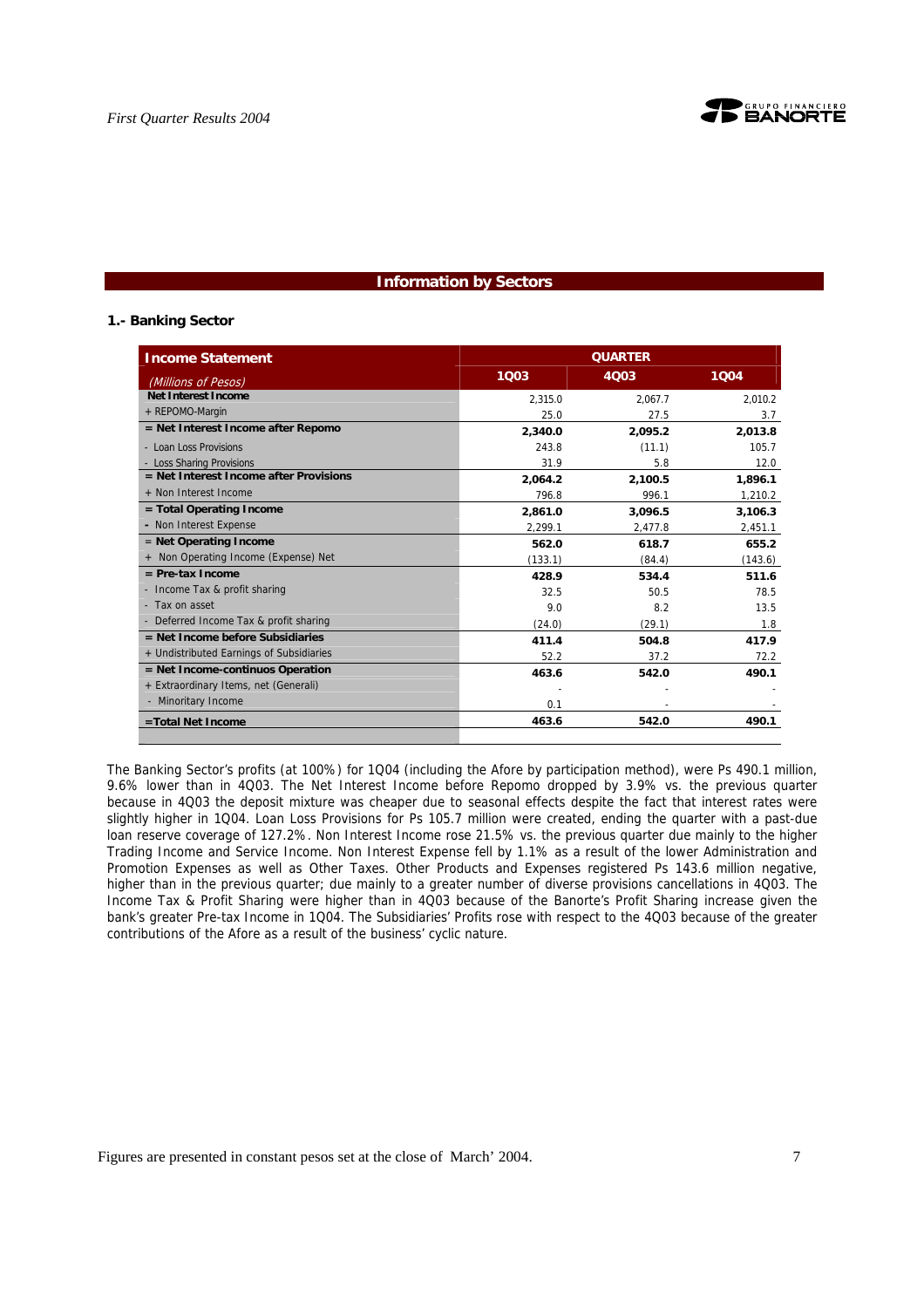## Information by Sectors

### 1.- Banking Sector

| Income Statement *(Millions of Pesos)* | QUARTER | | |
|---|---|---|---|
| | **1Q03** | **4Q03** | **1Q04** |
| **Net Interest Income** | 2,315.0 | 2,067.7 | 2,010.2 |
| + REPOMO-Margin | 25.0 | 27.5 | 3.7 |
| **= Net Interest Income after Repomo** | **2,340.0** | **2,095.2** | **2,013.8** |
| - Loan Loss Provisions | 243.8 | (11.1) | 105.7 |
| - Loss Sharing Provisions | 31.9 | 5.8 | 12.0 |
| **= Net Interest Income after Provisions** | **2,064.2** | **2,100.5** | **1,896.1** |
| + Non Interest Income | 796.8 | 996.1 | 1,210.2 |
| **= Total Operating Income** | **2,861.0** | **3,096.5** | **3,106.3** |
| - Non Interest Expense | 2,299.1 | 2,477.8 | 2,451.1 |
| **= Net Operating Income** | **562.0** | **618.7** | **655.2** |
| + Non Operating Income (Expense) Net | (133.1) | (84.4) | (143.6) |
| **= Pre-tax Income** | **428.9** | **534.4** | **511.6** |
| - Income Tax & profit sharing | 32.5 | 50.5 | 78.5 |
| - Tax on asset | 9.0 | 8.2 | 13.5 |
| - Deferred Income Tax & profit sharing | (24.0) | (29.1) | 1.8 |
| **= Net Income before Subsidiaries** | **411.4** | **504.8** | **417.9** |
| + Undistributed Earnings of Subsidiaries | 52.2 | 37.2 | 72.2 |
| **= Net Income-continuos Operation** | **463.6** | **542.0** | **490.1** |
| + Extraordinary Items, net (Generali) | - | - | - |
| - Minoritary Income | 0.1 | - | - |
| **=Total Net Income** | **463.6** | **542.0** | **490.1** |

The Banking Sector's profits (at 100%) for 1Q04 (including the Afore by participation method), were Ps 490.1 million, 9.6% lower than in 4Q03. The Net Interest Income before Repomo dropped by 3.9% vs. the previous quarter because in 4Q03 the deposit mixture was cheaper due to seasonal effects despite the fact that interest rates were slightly higher in 1Q04. Loan Loss Provisions for Ps 105.7 million were created, ending the quarter with a past-due loan reserve coverage of 127.2%. Non Interest Income rose 21.5% vs. the previous quarter due mainly to the higher Trading Income and Service Income. Non Interest Expense fell by 1.1% as a result of the lower Administration and Promotion Expenses as well as Other Taxes. Other Products and Expenses registered Ps 143.6 million negative, higher than in the previous quarter; due mainly to a greater number of diverse provisions cancellations in 4Q03. The Income Tax & Profit Sharing were higher than in 4Q03 because of the Banorte's Profit Sharing increase given the bank's greater Pre-tax Income in 1Q04. The Subsidiaries' Profits rose with respect to the 4Q03 because of the greater contributions of the Afore as a result of the business' cyclic nature.

Figures are presented in constant pesos set at the close of March' 2004.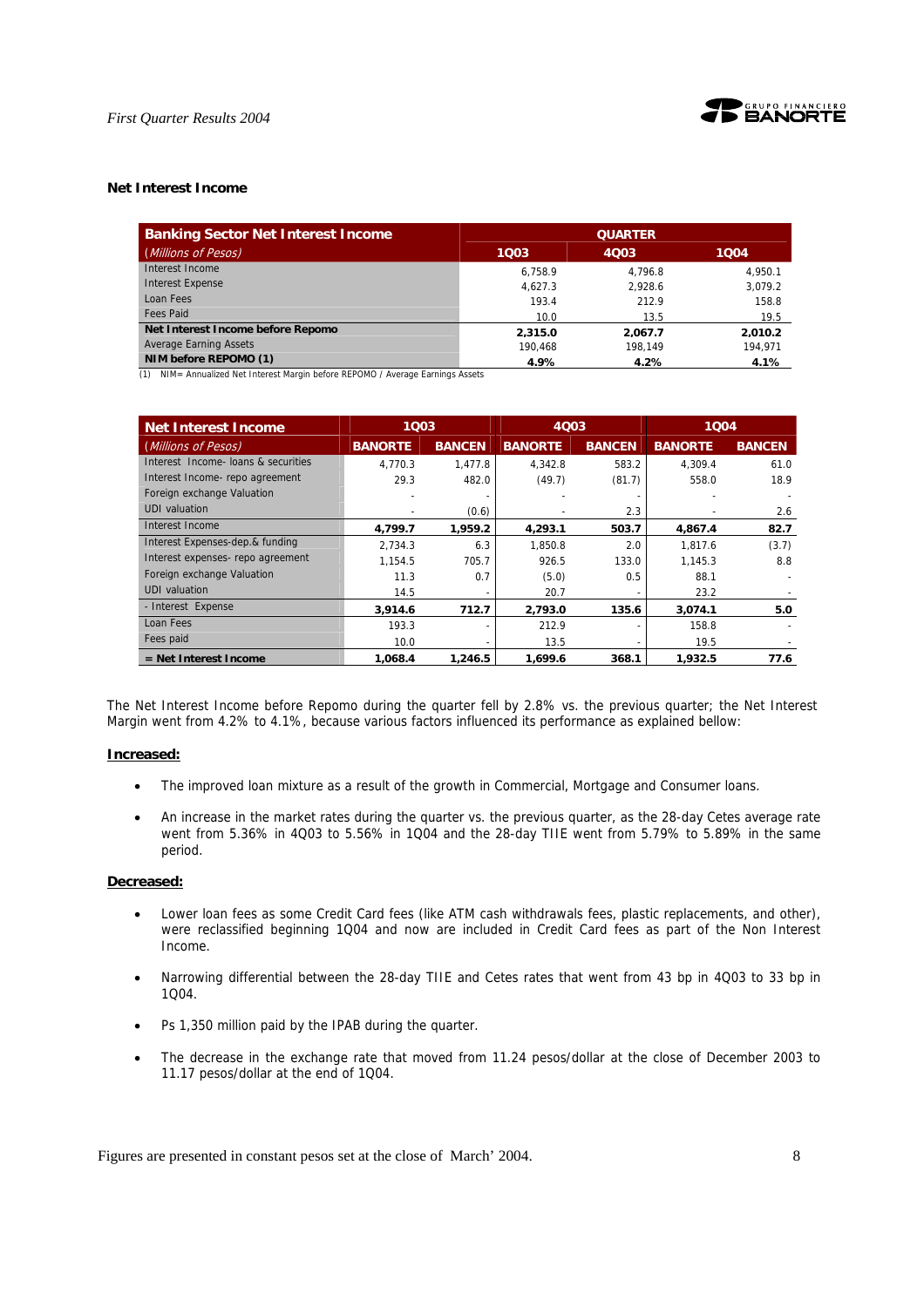### Net Interest Income

| Banking Sector Net Interest Income | QUARTER | | |
|---|---|---|---|
| *(Millions of Pesos)* | 1Q03 | 4Q03 | 1Q04 |
| Interest Income | 6,758.9 | 4,796.8 | 4,950.1 |
| Interest Expense | 4,627.3 | 2,928.6 | 3,079.2 |
| Loan Fees | 193.4 | 212.9 | 158.8 |
| Fees Paid | 10.0 | 13.5 | 19.5 |
| **Net Interest Income before Repomo** | **2,315.0** | **2,067.7** | **2,010.2** |
| Average Earning Assets | 190,468 | 198,149 | 194,971 |
| **NIM before REPOMO (1)** | **4.9%** | **4.2%** | **4.1%** |

(1) NIM= Annualized Net Interest Margin before REPOMO / Average Earnings Assets

| Net Interest Income | 1Q03 | | 4Q03 | | 1Q04 | |
|---|---|---|---|---|---|---|
| *(Millions of Pesos)* | BANORTE | BANCEN | BANORTE | BANCEN | BANORTE | BANCEN |
| Interest Income- loans & securities | 4,770.3 | 1,477.8 | 4,342.8 | 583.2 | 4,309.4 | 61.0 |
| Interest Income- repo agreement | 29.3 | 482.0 | (49.7) | (81.7) | 558.0 | 18.9 |
| Foreign exchange Valuation | - | - | - | - | - | - |
| UDI valuation | - | (0.6) | - | 2.3 | - | 2.6 |
| Interest Income | **4,799.7** | **1,959.2** | **4,293.1** | **503.7** | **4,867.4** | **82.7** |
| Interest Expenses-dep.& funding | 2,734.3 | 6.3 | 1,850.8 | 2.0 | 1,817.6 | (3.7) |
| Interest expenses- repo agreement | 1,154.5 | 705.7 | 926.5 | 133.0 | 1,145.3 | 8.8 |
| Foreign exchange Valuation | 11.3 | 0.7 | (5.0) | 0.5 | 88.1 | - |
| UDI valuation | 14.5 | - | 20.7 | - | 23.2 | - |
| - Interest Expense | **3,914.6** | **712.7** | **2,793.0** | **135.6** | **3,074.1** | **5.0** |
| Loan Fees | 193.3 | - | 212.9 | - | 158.8 | - |
| Fees paid | 10.0 | - | 13.5 | - | 19.5 | - |
| **= Net Interest Income** | **1,068.4** | **1,246.5** | **1,699.6** | **368.1** | **1,932.5** | **77.6** |

The Net Interest Income before Repomo during the quarter fell by 2.8% vs. the previous quarter; the Net Interest Margin went from 4.2% to 4.1%, because various factors influenced its performance as explained bellow:

**Increased:**

- The improved loan mixture as a result of the growth in Commercial, Mortgage and Consumer loans.
- An increase in the market rates during the quarter vs. the previous quarter, as the 28-day Cetes average rate went from 5.36% in 4Q03 to 5.56% in 1Q04 and the 28-day TIIE went from 5.79% to 5.89% in the same period.

**Decreased:**

- Lower loan fees as some Credit Card fees (like ATM cash withdrawals fees, plastic replacements, and other), were reclassified beginning 1Q04 and now are included in Credit Card fees as part of the Non Interest Income.
- Narrowing differential between the 28-day TIIE and Cetes rates that went from 43 bp in 4Q03 to 33 bp in 1Q04.
- Ps 1,350 million paid by the IPAB during the quarter.
- The decrease in the exchange rate that moved from 11.24 pesos/dollar at the close of December 2003 to 11.17 pesos/dollar at the end of 1Q04.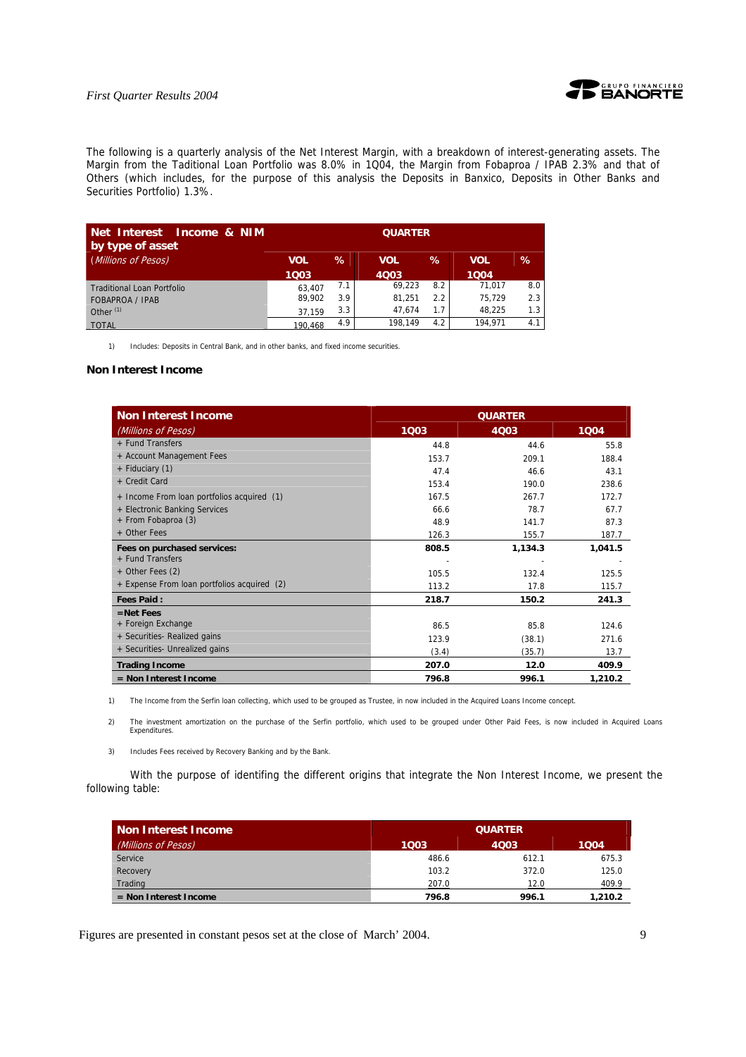The following is a quarterly analysis of the Net Interest Margin, with a breakdown of interest-generating assets. The Margin from the Taditional Loan Portfolio was 8.0% in 1Q04, the Margin from Fobaproa / IPAB 2.3% and that of Others (which includes, for the purpose of this analysis the Deposits in Banxico, Deposits in Other Banks and Securities Portfolio) 1.3%.

| Net Interest Income & NIM by type of asset | QUARTER | | | | | |
|---|---|---|---|---|---|---|
| (Millions of Pesos) | VOL 1Q03 | % | VOL 4Q03 | % | VOL 1Q04 | % |
| Traditional Loan Portfolio | 63,407 | 7.1 | 69,223 | 8.2 | 71,017 | 8.0 |
| FOBAPROA / IPAB | 89,902 | 3.9 | 81,251 | 2.2 | 75,729 | 2.3 |
| Other [1] | 37,159 | 3.3 | 47,674 | 1.7 | 48,225 | 1.3 |
| TOTAL | 190,468 | 4.9 | 198,149 | 4.2 | 194,971 | 4.1 |

1) Includes: Deposits in Central Bank, and in other banks, and fixed income securities.

### Non Interest Income

| Non Interest Income | QUARTER | | |
|---|---|---|---|
| (Millions of Pesos) | 1Q03 | 4Q03 | 1Q04 |
| + Fund Transfers | 44.8 | 44.6 | 55.8 |
| + Account Management Fees | 153.7 | 209.1 | 188.4 |
| + Fiduciary (1) | 47.4 | 46.6 | 43.1 |
| + Credit Card | 153.4 | 190.0 | 238.6 |
| + Income From loan portfolios acquired (1) | 167.5 | 267.7 | 172.7 |
| + Electronic Banking Services | 66.6 | 78.7 | 67.7 |
| + From Fobaproa (3) | 48.9 | 141.7 | 87.3 |
| + Other Fees | 126.3 | 155.7 | 187.7 |
| **Fees on purchased services:** | **808.5** | **1,134.3** | **1,041.5** |
| + Fund Transfers | - | - | - |
| + Other Fees (2) | 105.5 | 132.4 | 125.5 |
| + Expense From loan portfolios acquired (2) | 113.2 | 17.8 | 115.7 |
| **Fees Paid:** | **218.7** | **150.2** | **241.3** |
| **=Net Fees** | | | |
| + Foreign Exchange | 86.5 | 85.8 | 124.6 |
| + Securities- Realized gains | 123.9 | (38.1) | 271.6 |
| + Securities- Unrealized gains | (3.4) | (35.7) | 13.7 |
| **Trading Income** | **207.0** | **12.0** | **409.9** |
| **= Non Interest Income** | **796.8** | **996.1** | **1,210.2** |

1) The Income from the Serfin loan collecting, which used to be grouped as Trustee, in now included in the Acquired Loans Income concept.

2) The investment amortization on the purchase of the Serfin portfolio, which used to be grouped under Other Paid Fees, is now included in Acquired Loans Expenditures.

3) Includes Fees received by Recovery Banking and by the Bank.

With the purpose of identifing the different origins that integrate the Non Interest Income, we present the following table:

| Non Interest Income | QUARTER | | |
|---|---|---|---|
| (Millions of Pesos) | 1Q03 | 4Q03 | 1Q04 |
| Service | 486.6 | 612.1 | 675.3 |
| Recovery | 103.2 | 372.0 | 125.0 |
| Trading | 207.0 | 12.0 | 409.9 |
| **= Non Interest Income** | **796.8** | **996.1** | **1,210.2** |

Figures are presented in constant pesos set at the close of March' 2004.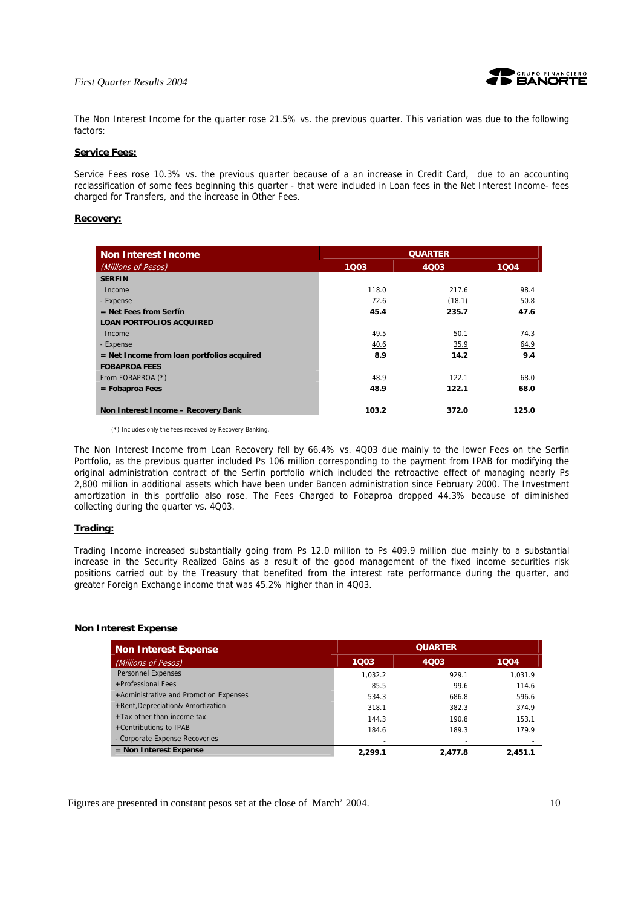The Non Interest Income for the quarter rose 21.5% vs. the previous quarter. This variation was due to the following factors:

**Service Fees:**

Service Fees rose 10.3% vs. the previous quarter because of a an increase in Credit Card, due to an accounting reclassification of some fees beginning this quarter - that were included in Loan fees in the Net Interest Income- fees charged for Transfers, and the increase in Other Fees.

**Recovery:**

| Non Interest Income | QUARTER | | |
|---|---|---|---|
| *(Millions of Pesos)* | 1Q03 | 4Q03 | 1Q04 |
| **SERFIN** | | | |
| Income | 118.0 | 217.6 | 98.4 |
| - Expense | 72.6 | (18.1) | 50.8 |
| **= Net Fees from Serfín** | **45.4** | **235.7** | **47.6** |
| **LOAN PORTFOLIOS ACQUIRED** | | | |
| Income | 49.5 | 50.1 | 74.3 |
| - Expense | 40.6 | 35.9 | 64.9 |
| **= Net Income from loan portfolios acquired** | **8.9** | **14.2** | **9.4** |
| **FOBAPROA FEES** | | | |
| From FOBAPROA (*) | 48.9 | 122.1 | 68.0 |
| **= Fobaproa Fees** | **48.9** | **122.1** | **68.0** |
| **Non Interest Income – Recovery Bank** | **103.2** | **372.0** | **125.0** |

(*) Includes only the fees received by Recovery Banking.

The Non Interest Income from Loan Recovery fell by 66.4% vs. 4Q03 due mainly to the lower Fees on the Serfin Portfolio, as the previous quarter included Ps 106 million corresponding to the payment from IPAB for modifying the original administration contract of the Serfin portfolio which included the retroactive effect of managing nearly Ps 2,800 million in additional assets which have been under Bancen administration since February 2000. The Investment amortization in this portfolio also rose. The Fees Charged to Fobaproa dropped 44.3% because of diminished collecting during the quarter vs. 4Q03.

**Trading:**

Trading Income increased substantially going from Ps 12.0 million to Ps 409.9 million due mainly to a substantial increase in the Security Realized Gains as a result of the good management of the fixed income securities risk positions carried out by the Treasury that benefited from the interest rate performance during the quarter, and greater Foreign Exchange income that was 45.2% higher than in 4Q03.

**Non Interest Expense**

| Non Interest Expense | QUARTER | | |
|---|---|---|---|
| *(Millions of Pesos)* | 1Q03 | 4Q03 | 1Q04 |
| Personnel Expenses | 1,032.2 | 929.1 | 1,031.9 |
| +Professional Fees | 85.5 | 99.6 | 114.6 |
| +Administrative and Promotion Expenses | 534.3 | 686.8 | 596.6 |
| +Rent,Depreciation& Amortization | 318.1 | 382.3 | 374.9 |
| +Tax other than income tax | 144.3 | 190.8 | 153.1 |
| +Contributions to IPAB | 184.6 | 189.3 | 179.9 |
| - Corporate Expense Recoveries | - | - | - |
| **= Non Interest Expense** | **2,299.1** | **2,477.8** | **2,451.1** |

Figures are presented in constant pesos set at the close of March' 2004.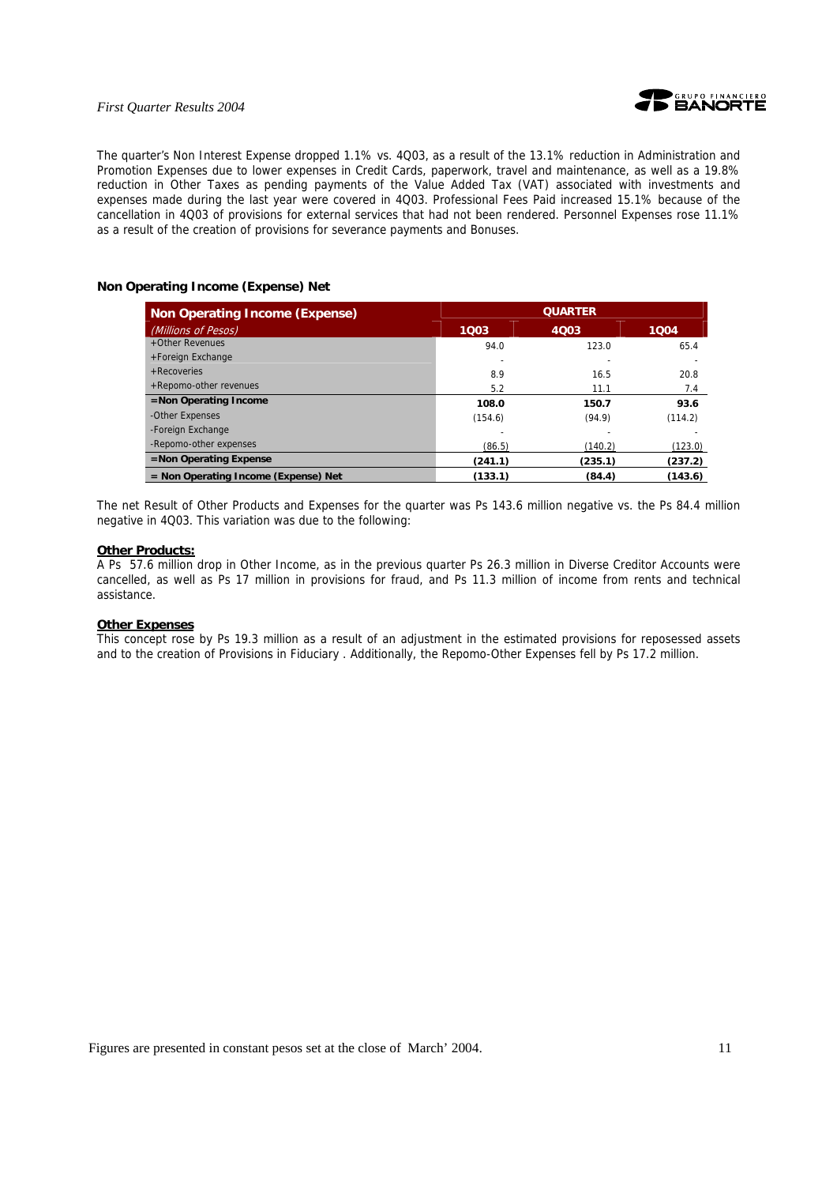The quarter's Non Interest Expense dropped 1.1% vs. 4Q03, as a result of the 13.1% reduction in Administration and Promotion Expenses due to lower expenses in Credit Cards, paperwork, travel and maintenance, as well as a 19.8% reduction in Other Taxes as pending payments of the Value Added Tax (VAT) associated with investments and expenses made during the last year were covered in 4Q03. Professional Fees Paid increased 15.1% because of the cancellation in 4Q03 of provisions for external services that had not been rendered. Personnel Expenses rose 11.1% as a result of the creation of provisions for severance payments and Bonuses.

**Non Operating Income (Expense) Net**

| **Non Operating Income (Expense)** | **QUARTER** | | |
|---|---|---|---|
| *(Millions of Pesos)* | **1Q03** | **4Q03** | **1Q04** |
| +Other Revenues | 94.0 | 123.0 | 65.4 |
| +Foreign Exchange | - | - | - |
| +Recoveries | 8.9 | 16.5 | 20.8 |
| +Repomo-other revenues | 5.2 | 11.1 | 7.4 |
| **=Non Operating Income** | **108.0** | **150.7** | **93.6** |
| -Other Expenses | (154.6) | (94.9) | (114.2) |
| -Foreign Exchange | - | - | - |
| -Repomo-other expenses | (86.5) | (140.2) | (123.0) |
| **=Non Operating Expense** | **(241.1)** | **(235.1)** | **(237.2)** |
| **= Non Operating Income (Expense) Net** | **(133.1)** | **(84.4)** | **(143.6)** |

The net Result of Other Products and Expenses for the quarter was Ps 143.6 million negative vs. the Ps 84.4 million negative in 4Q03. This variation was due to the following:

**Other Products:**

A Ps 57.6 million drop in Other Income, as in the previous quarter Ps 26.3 million in Diverse Creditor Accounts were cancelled, as well as Ps 17 million in provisions for fraud, and Ps 11.3 million of income from rents and technical assistance.

**Other Expenses**

This concept rose by Ps 19.3 million as a result of an adjustment in the estimated provisions for reposessed assets and to the creation of Provisions in Fiduciary . Additionally, the Repomo-Other Expenses fell by Ps 17.2 million.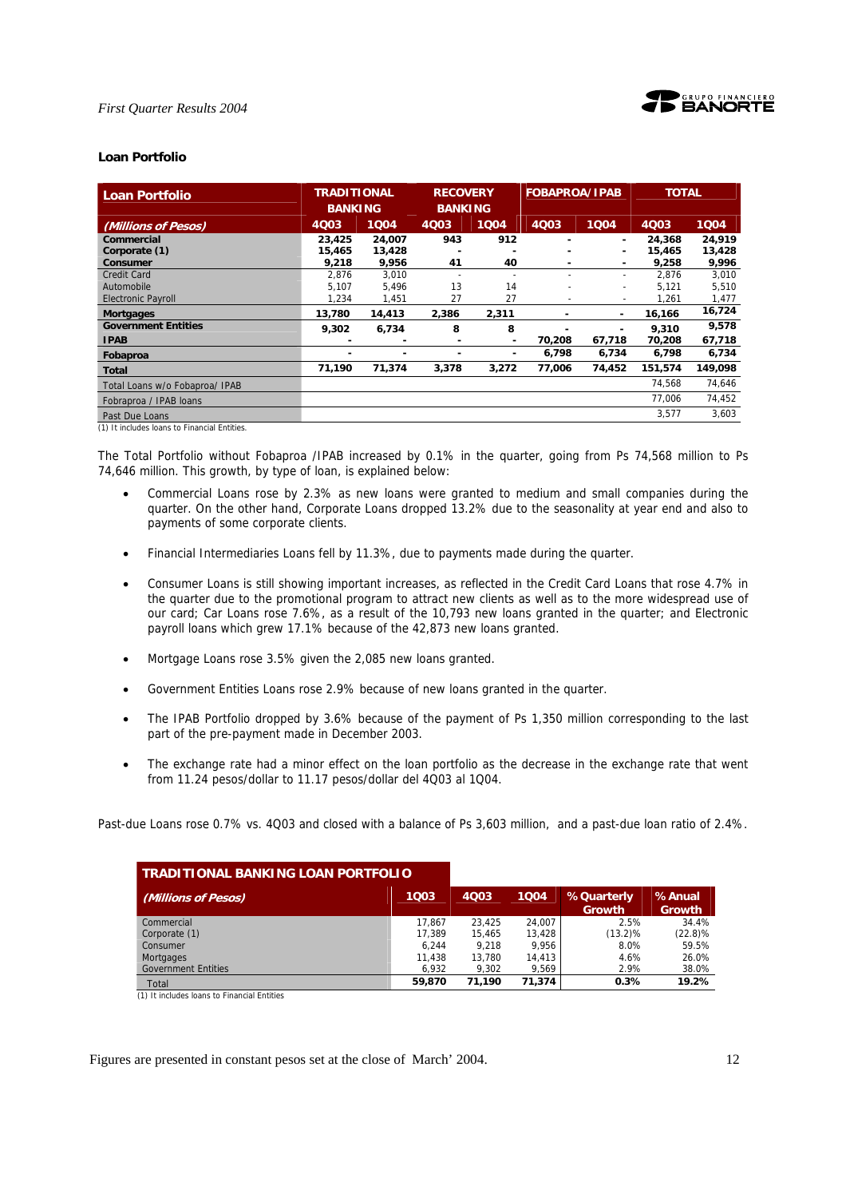## Loan Portfolio

| Loan Portfolio | TRADITIONAL BANKING | | RECOVERY BANKING | | FOBAPROA/IPAB | | TOTAL | |
|---|---|---|---|---|---|---|---|---|
| (Millions of Pesos) | 4Q03 | 1Q04 | 4Q03 | 1Q04 | 4Q03 | 1Q04 | 4Q03 | 1Q04 |
| **Commercial** | 23,425 | 24,007 | 943 | 912 | - | - | 24,368 | 24,919 |
| **Corporate (1)** | 15,465 | 13,428 | - | - | - | - | 15,465 | 13,428 |
| **Consumer** | 9,218 | 9,956 | 41 | 40 | - | - | 9,258 | 9,996 |
| Credit Card | 2,876 | 3,010 | - | - | - | - | 2,876 | 3,010 |
| Automobile | 5,107 | 5,496 | 13 | 14 | - | - | 5,121 | 5,510 |
| Electronic Payroll | 1,234 | 1,451 | 27 | 27 | - | - | 1,261 | 1,477 |
| **Mortgages** | 13,780 | 14,413 | 2,386 | 2,311 | - | - | 16,166 | 16,724 |
| **Government Entities** | 9,302 | 6,734 | 8 | 8 | - | - | 9,310 | 9,578 |
| **IPAB** | - | - | - | - | 70,208 | 67,718 | 70,208 | 67,718 |
| **Fobaproa** | - | - | - | - | 6,798 | 6,734 | 6,798 | 6,734 |
| **Total** | 71,190 | 71,374 | 3,378 | 3,272 | 77,006 | 74,452 | 151,574 | 149,098 |
| Total Loans w/o Fobaproa/ IPAB | | | | | | | 74,568 | 74,646 |
| Fobraproa / IPAB loans | | | | | | | 77,006 | 74,452 |
| Past Due Loans | | | | | | | 3,577 | 3,603 |

(1) It includes loans to Financial Entities.

The Total Portfolio without Fobaproa /IPAB increased by 0.1% in the quarter, going from Ps 74,568 million to Ps 74,646 million. This growth, by type of loan, is explained below:

- Commercial Loans rose by 2.3% as new loans were granted to medium and small companies during the quarter. On the other hand, Corporate Loans dropped 13.2% due to the seasonality at year end and also to payments of some corporate clients.
- Financial Intermediaries Loans fell by 11.3%, due to payments made during the quarter.
- Consumer Loans is still showing important increases, as reflected in the Credit Card Loans that rose 4.7% in the quarter due to the promotional program to attract new clients as well as to the more widespread use of our card; Car Loans rose 7.6%, as a result of the 10,793 new loans granted in the quarter; and Electronic payroll loans which grew 17.1% because of the 42,873 new loans granted.
- Mortgage Loans rose 3.5% given the 2,085 new loans granted.
- Government Entities Loans rose 2.9% because of new loans granted in the quarter.
- The IPAB Portfolio dropped by 3.6% because of the payment of Ps 1,350 million corresponding to the last part of the pre-payment made in December 2003.
- The exchange rate had a minor effect on the loan portfolio as the decrease in the exchange rate that went from 11.24 pesos/dollar to 11.17 pesos/dollar del 4Q03 al 1Q04.

Past-due Loans rose 0.7% vs. 4Q03 and closed with a balance of Ps 3,603 million, and a past-due loan ratio of 2.4%.

| TRADITIONAL BANKING LOAN PORTFOLIO (Millions of Pesos) | 1Q03 | 4Q03 | 1Q04 | % Quarterly Growth | % Anual Growth |
|---|---|---|---|---|---|
| Commercial | 17,867 | 23,425 | 24,007 | 2.5% | 34.4% |
| Corporate (1) | 17,389 | 15,465 | 13,428 | (13.2)% | (22.8)% |
| Consumer | 6,244 | 9,218 | 9,956 | 8.0% | 59.5% |
| Mortgages | 11,438 | 13,780 | 14,413 | 4.6% | 26.0% |
| Government Entities | 6,932 | 9,302 | 9,569 | 2.9% | 38.0% |
| Total | 59,870 | 71,190 | 71,374 | 0.3% | 19.2% |

(1) It includes loans to Financial Entities

Figures are presented in constant pesos set at the close of March' 2004.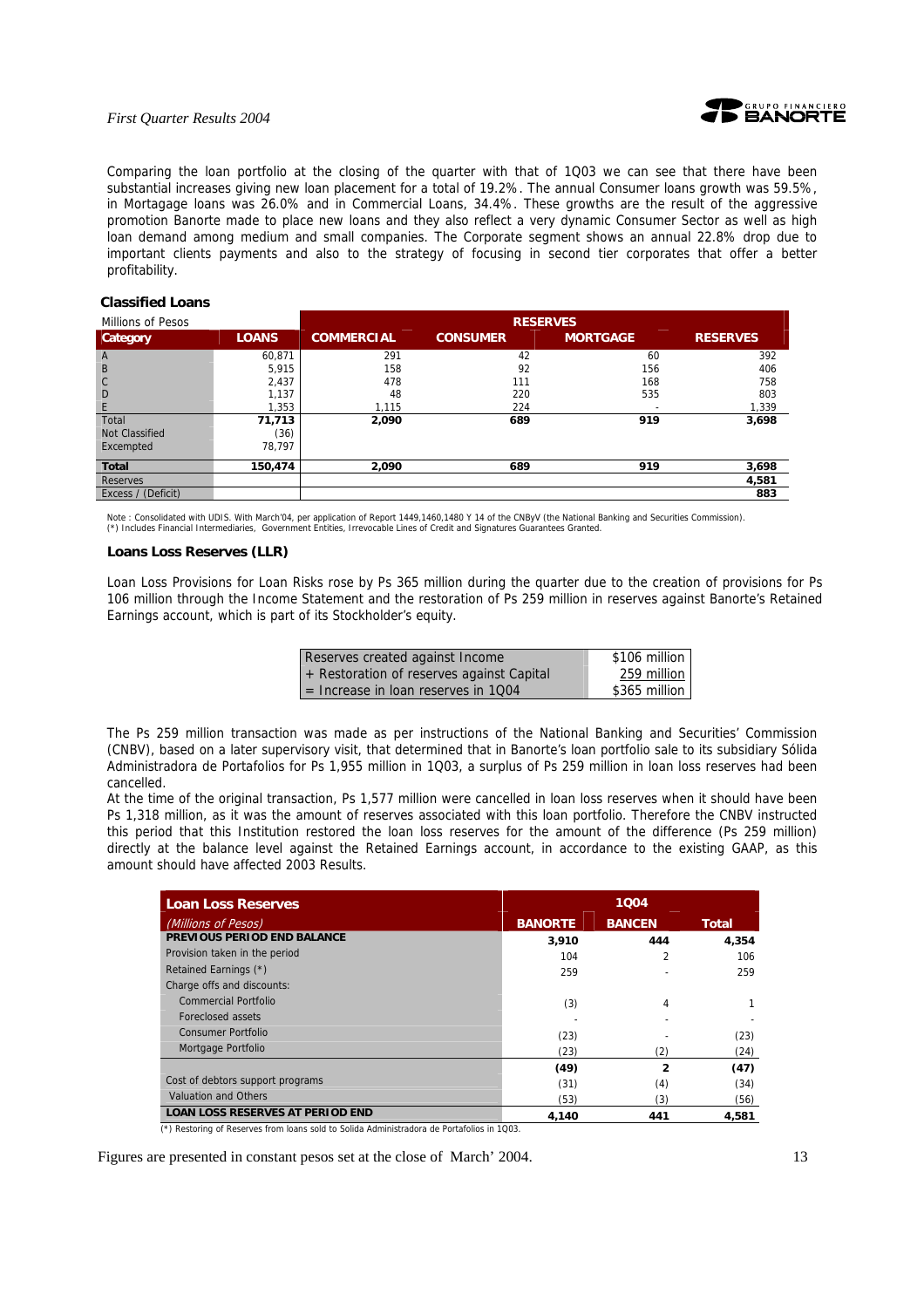Comparing the loan portfolio at the closing of the quarter with that of 1Q03 we can see that there have been substantial increases giving new loan placement for a total of 19.2%. The annual Consumer loans growth was 59.5%, in Mortagage loans was 26.0% and in Commercial Loans, 34.4%. These growths are the result of the aggressive promotion Banorte made to place new loans and they also reflect a very dynamic Consumer Sector as well as high loan demand among medium and small companies. The Corporate segment shows an annual 22.8% drop due to important clients payments and also to the strategy of focusing in second tier corporates that offer a better profitability.

### Classified Loans

| Millions of Pesos | | RESERVES | | | |
|---|---|---|---|---|---|
| **Category** | **LOANS** | **COMMERCIAL** | **CONSUMER** | **MORTGAGE** | **RESERVES** |
| A | 60,871 | 291 | 42 | 60 | 392 |
| B | 5,915 | 158 | 92 | 156 | 406 |
| C | 2,437 | 478 | 111 | 168 | 758 |
| D | 1,137 | 48 | 220 | 535 | 803 |
| E | 1,353 | 1,115 | 224 | - | 1,339 |
| Total | **71,713** | **2,090** | **689** | **919** | **3,698** |
| Not Classified | (36) | | | | |
| Excempted | 78,797 | | | | |
| **Total** | **150,474** | **2,090** | **689** | **919** | **3,698** |
| Reserves | | | | | **4,581** |
| Excess / (Deficit) | | | | | **883** |

Note : Consolidated with UDIS. With March'04, per application of Report 1449,1460,1480 Y 14 of the CNByV (the National Banking and Securities Commission).
(*) Includes Financial Intermediaries, Government Entities, Irrevocable Lines of Credit and Signatures Guarantees Granted.

### Loans Loss Reserves (LLR)

Loan Loss Provisions for Loan Risks rose by Ps 365 million during the quarter due to the creation of provisions for Ps 106 million through the Income Statement and the restoration of Ps 259 million in reserves against Banorte's Retained Earnings account, which is part of its Stockholder's equity.

| | |
|---|---|
| Reserves created against Income | \$106 million |
| + Restoration of reserves against Capital | 259 million |
| = Increase in loan reserves in 1Q04 | \$365 million |

The Ps 259 million transaction was made as per instructions of the National Banking and Securities' Commission (CNBV), based on a later supervisory visit, that determined that in Banorte's loan portfolio sale to its subsidiary Sólida Administradora de Portafolios for Ps 1,955 million in 1Q03, a surplus of Ps 259 million in loan loss reserves had been cancelled.

At the time of the original transaction, Ps 1,577 million were cancelled in loan loss reserves when it should have been Ps 1,318 million, as it was the amount of reserves associated with this loan portfolio. Therefore the CNBV instructed this period that this Institution restored the loan loss reserves for the amount of the difference (Ps 259 million) directly at the balance level against the Retained Earnings account, in accordance to the existing GAAP, as this amount should have affected 2003 Results.

| **Loan Loss Reserves** | 1Q04 | | |
|---|---|---|---|
| *(Millions of Pesos)* | **BANORTE** | **BANCEN** | **Total** |
| **PREVIOUS PERIOD END BALANCE** | **3,910** | **444** | **4,354** |
| Provision taken in the period | 104 | 2 | 106 |
| Retained Earnings (*) | 259 | - | 259 |
| Charge offs and discounts: | | | |
| Commercial Portfolio | (3) | 4 | 1 |
| Foreclosed assets | - | - | - |
| Consumer Portfolio | (23) | - | (23) |
| Mortgage Portfolio | (23) | (2) | (24) |
| | **(49)** | **2** | **(47)** |
| Cost of debtors support programs | (31) | (4) | (34) |
| Valuation and Others | (53) | (3) | (56) |
| **LOAN LOSS RESERVES AT PERIOD END** | **4,140** | **441** | **4,581** |

(*) Restoring of Reserves from loans sold to Solida Administradora de Portafolios in 1Q03.

Figures are presented in constant pesos set at the close of March' 2004.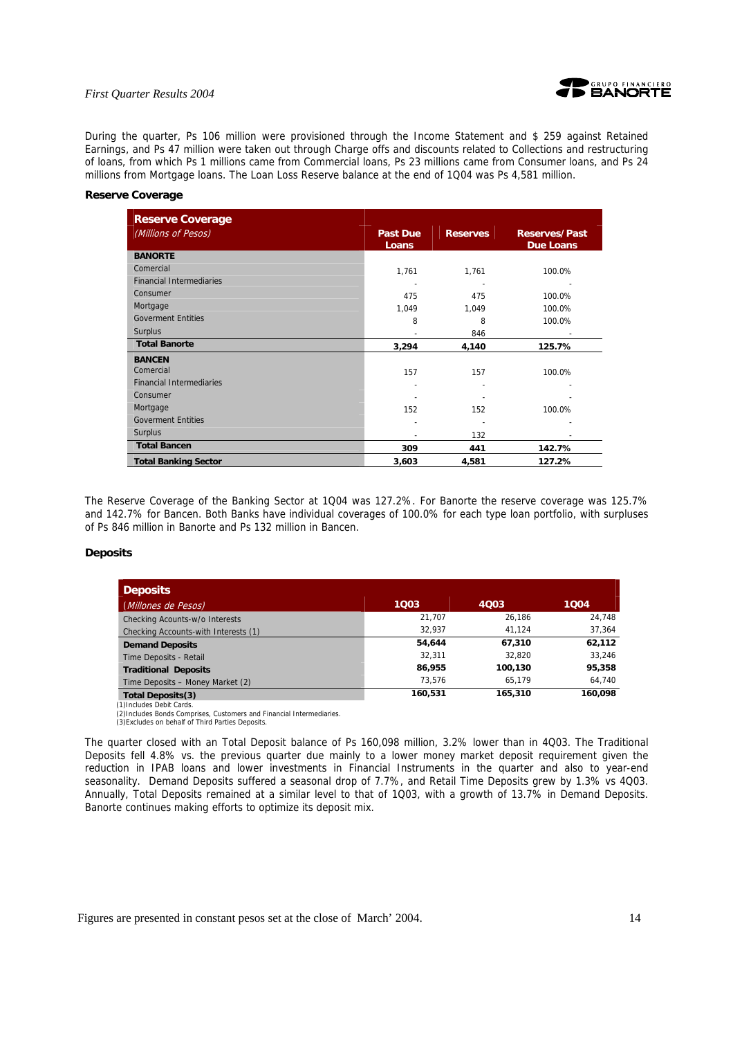During the quarter, Ps 106 million were provisioned through the Income Statement and $ 259 against Retained Earnings, and Ps 47 million were taken out through Charge offs and discounts related to Collections and restructuring of loans, from which Ps 1 millions came from Commercial loans, Ps 23 millions came from Consumer loans, and Ps 24 millions from Mortgage loans. The Loan Loss Reserve balance at the end of 1Q04 was Ps 4,581 million.

**Reserve Coverage**

| **Reserve Coverage** *(Millions of Pesos)* | **Past Due Loans** | **Reserves** | **Reserves/Past Due Loans** |
|---|---|---|---|
| **BANORTE** | | | |
| Comercial | 1,761 | 1,761 | 100.0% |
| Financial Intermediaries | - | - | - |
| Consumer | 475 | 475 | 100.0% |
| Mortgage | 1,049 | 1,049 | 100.0% |
| Goverment Entities | 8 | 8 | 100.0% |
| Surplus | - | 846 | - |
| **Total Banorte** | **3,294** | **4,140** | **125.7%** |
| **BANCEN** | | | |
| Comercial | 157 | 157 | 100.0% |
| Financial Intermediaries | - | - | - |
| Consumer | - | - | - |
| Mortgage | 152 | 152 | 100.0% |
| Goverment Entities | - | - | - |
| Surplus | - | 132 | - |
| **Total Bancen** | **309** | **441** | **142.7%** |
| **Total Banking Sector** | **3,603** | **4,581** | **127.2%** |

The Reserve Coverage of the Banking Sector at 1Q04 was 127.2%. For Banorte the reserve coverage was 125.7% and 142.7% for Bancen. Both Banks have individual coverages of 100.0% for each type loan portfolio, with surpluses of Ps 846 million in Banorte and Ps 132 million in Bancen.

**Deposits**

| **Deposits** *(Millones de Pesos)* | **1Q03** | **4Q03** | **1Q04** |
|---|---|---|---|
| Checking Acounts-w/o Interests | 21,707 | 26,186 | 24,748 |
| Checking Accounts-with Interests (1) | 32,937 | 41,124 | 37,364 |
| **Demand Deposits** | **54,644** | **67,310** | **62,112** |
| Time Deposits - Retail | 32,311 | 32,820 | 33,246 |
| **Traditional Deposits** | **86,955** | **100,130** | **95,358** |
| Time Deposits – Money Market (2) | 73,576 | 65,179 | 64,740 |
| **Total Deposits(3)** | **160,531** | **165,310** | **160,098** |

(1)Includes Debit Cards.
(2)Includes Bonds Comprises, Customers and Financial Intermediaries.
(3)Excludes on behalf of Third Parties Deposits.

The quarter closed with an Total Deposit balance of Ps 160,098 million, 3.2% lower than in 4Q03. The Traditional Deposits fell 4.8% vs. the previous quarter due mainly to a lower money market deposit requirement given the reduction in IPAB loans and lower investments in Financial Instruments in the quarter and also to year-end seasonality. Demand Deposits suffered a seasonal drop of 7.7%, and Retail Time Deposits grew by 1.3% vs 4Q03. Annually, Total Deposits remained at a similar level to that of 1Q03, with a growth of 13.7% in Demand Deposits. Banorte continues making efforts to optimize its deposit mix.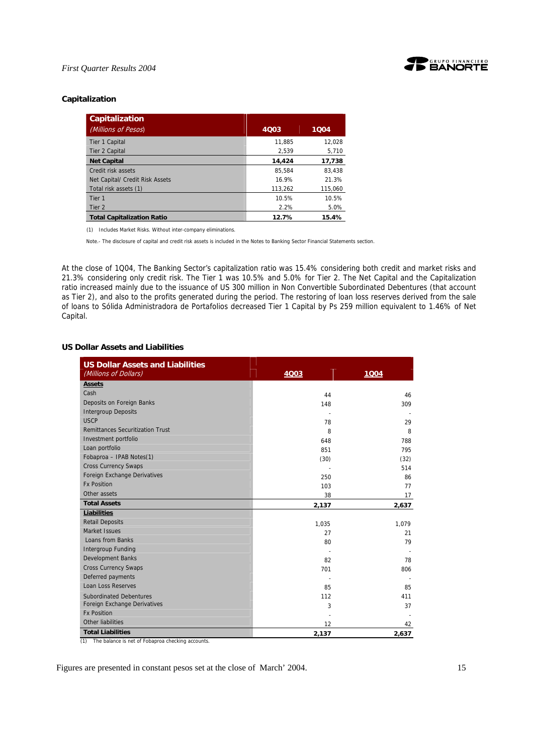### Capitalization

| Capitalization *(Millions of Pesos)* | 4Q03 | 1Q04 |
|---|---|---|
| Tier 1 Capital | 11,885 | 12,028 |
| Tier 2 Capital | 2,539 | 5,710 |
| **Net Capital** | **14,424** | **17,738** |
| Credit risk assets | 85,584 | 83,438 |
| Net Capital/ Credit Risk Assets | 16.9% | 21.3% |
| Total risk assets (1) | 113,262 | 115,060 |
| Tier 1 | 10.5% | 10.5% |
| Tier 2 | 2.2% | 5.0% |
| **Total Capitalization Ratio** | **12.7%** | **15.4%** |

(1) Includes Market Risks. Without inter-company eliminations.

Note.- The disclosure of capital and credit risk assets is included in the Notes to Banking Sector Financial Statements section.

At the close of 1Q04, The Banking Sector's capitalization ratio was 15.4% considering both credit and market risks and 21.3% considering only credit risk. The Tier 1 was 10.5% and 5.0% for Tier 2. The Net Capital and the Capitalization ratio increased mainly due to the issuance of US 300 million in Non Convertible Subordinated Debentures (that account as Tier 2), and also to the profits generated during the period. The restoring of loan loss reserves derived from the sale of loans to Sólida Administradora de Portafolios decreased Tier 1 Capital by Ps 259 million equivalent to 1.46% of Net Capital.

### US Dollar Assets and Liabilities

| US Dollar Assets and Liabilities *(Millions of Dollars)* | 4Q03 | 1Q04 |
|---|---|---|
| **Assets** | | |
| Cash | 44 | 46 |
| Deposits on Foreign Banks | 148 | 309 |
| Intergroup Deposits | - | - |
| USCP | 78 | 29 |
| Remittances Securitization Trust | 8 | 8 |
| Investment portfolio | 648 | 788 |
| Loan portfolio | 851 | 795 |
| Fobaproa – IPAB Notes(1) | (30) | (32) |
| Cross Currency Swaps | - | 514 |
| Foreign Exchange Derivatives | 250 | 86 |
| Fx Position | 103 | 77 |
| Other assets | 38 | 17 |
| **Total Assets** | **2,137** | **2,637** |
| **Liabilities** | | |
| Retail Deposits | 1,035 | 1,079 |
| Market Issues | 27 | 21 |
| Loans from Banks | 80 | 79 |
| Intergroup Funding | - | - |
| Development Banks | 82 | 78 |
| Cross Currency Swaps | 701 | 806 |
| Deferred payments | - | - |
| Loan Loss Reserves | 85 | 85 |
| Subordinated Debentures | 112 | 411 |
| Foreign Exchange Derivatives | 3 | 37 |
| Fx Position | - | - |
| Other liabilities | 12 | 42 |
| **Total Liabilities** | **2,137** | **2,637** |

(1) The balance is net of Fobaproa checking accounts.

Figures are presented in constant pesos set at the close of March' 2004.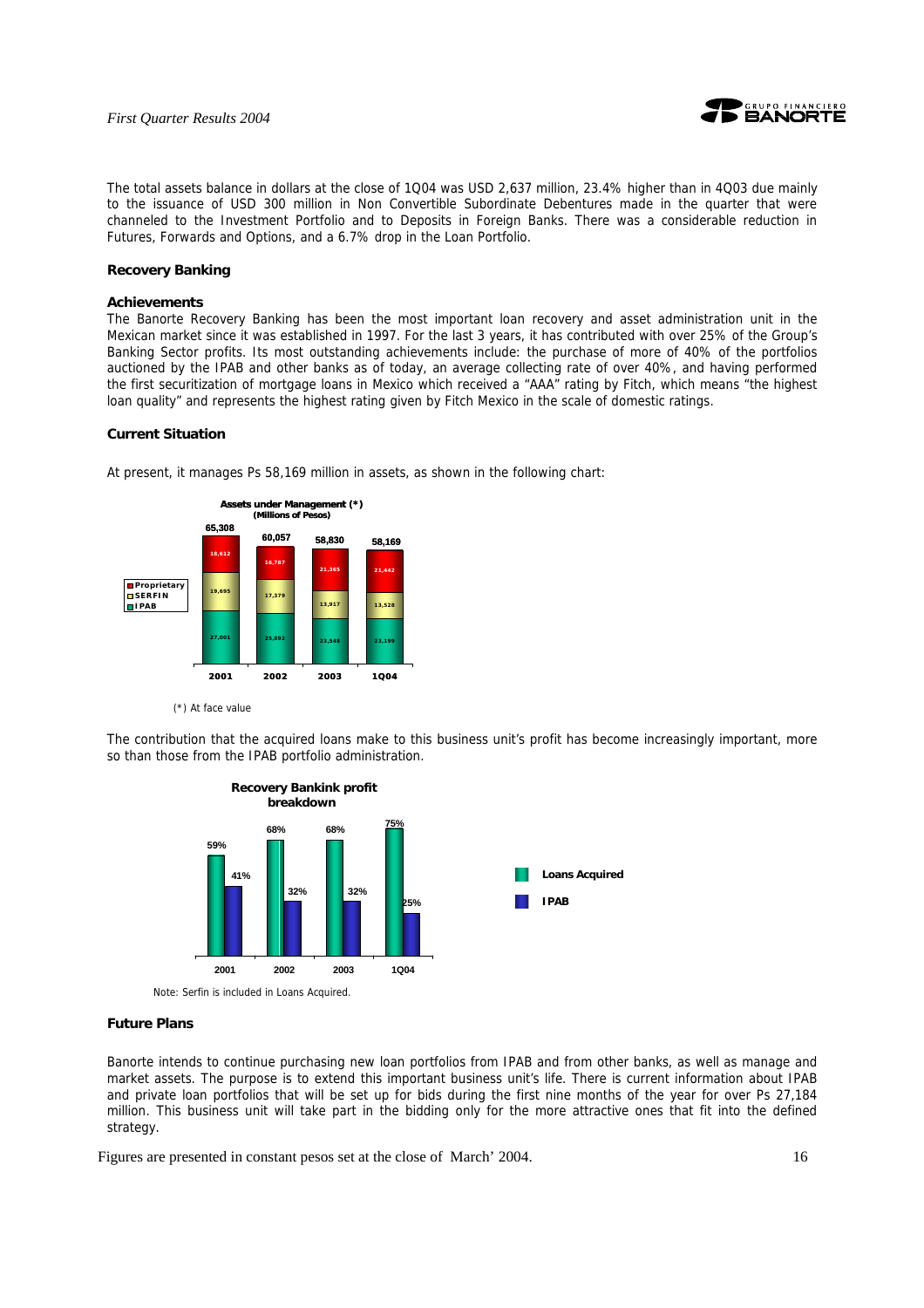The total assets balance in dollars at the close of 1Q04 was USD 2,637 million, 23.4% higher than in 4Q03 due mainly to the issuance of USD 300 million in Non Convertible Subordinate Debentures made in the quarter that were channeled to the Investment Portfolio and to Deposits in Foreign Banks. There was a considerable reduction in Futures, Forwards and Options, and a 6.7% drop in the Loan Portfolio.

## Recovery Banking

### Achievements

The Banorte Recovery Banking has been the most important loan recovery and asset administration unit in the Mexican market since it was established in 1997. For the last 3 years, it has contributed with over 25% of the Group's Banking Sector profits. Its most outstanding achievements include: the purchase of more of 40% of the portfolios auctioned by the IPAB and other banks as of today, an average collecting rate of over 40%, and having performed the first securitization of mortgage loans in Mexico which received a "AAA" rating by Fitch, which means "the highest loan quality" and represents the highest rating given by Fitch Mexico in the scale of domestic ratings.

### Current Situation

At present, it manages Ps 58,169 million in assets, as shown in the following chart:

**Assets under Management (\*)**
**(Millions of Pesos)**

| | 2001 | 2002 | 2003 | 1Q04 |
|---|---|---|---|---|
| Proprietary | 18,612 | 16,787 | 21,365 | 21,442 |
| SERFIN | 19,695 | 17,379 | 13,917 | 13,528 |
| IPAB | 27,001 | 25,892 | 23,548 | 23,199 |
| Total | 65,308 | 60,057 | 58,830 | 58,169 |

(\*) At face value

The contribution that the acquired loans make to this business unit's profit has become increasingly important, more so than those from the IPAB portfolio administration.

**Recovery Bankink profit breakdown**

| | 2001 | 2002 | 2003 | 1Q04 |
|---|---|---|---|---|
| Loans Acquired | 59% | 68% | 68% | 75% |
| IPAB | 41% | 32% | 32% | 25% |

Note: Serfin is included in Loans Acquired.

### Future Plans

Banorte intends to continue purchasing new loan portfolios from IPAB and from other banks, as well as manage and market assets. The purpose is to extend this important business unit's life. There is current information about IPAB and private loan portfolios that will be set up for bids during the first nine months of the year for over Ps 27,184 million. This business unit will take part in the bidding only for the more attractive ones that fit into the defined strategy.

Figures are presented in constant pesos set at the close of March' 2004.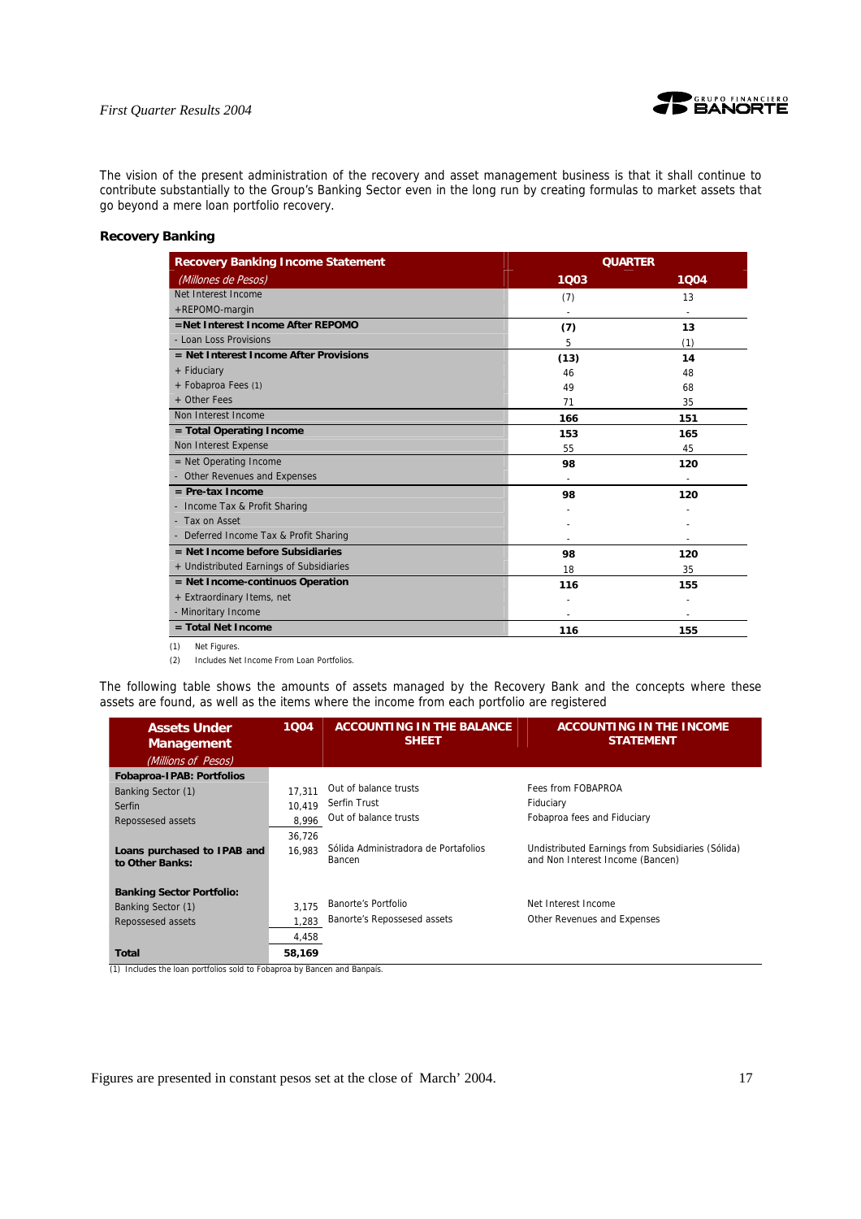The vision of the present administration of the recovery and asset management business is that it shall continue to contribute substantially to the Group's Banking Sector even in the long run by creating formulas to market assets that go beyond a mere loan portfolio recovery.

**Recovery Banking**

| Recovery Banking Income Statement | QUARTER | |
|---|---|---|
| *(Millones de Pesos)* | 1Q03 | 1Q04 |
| Net Interest Income | (7) | 13 |
| +REPOMO-margin | - | - |
| **=Net Interest Income After REPOMO** | **(7)** | **13** |
| - Loan Loss Provisions | 5 | (1) |
| **= Net Interest Income After Provisions** | **(13)** | **14** |
| + Fiduciary | 46 | 48 |
| + Fobaproa Fees (1) | 49 | 68 |
| + Other Fees | 71 | 35 |
| Non Interest Income | **166** | **151** |
| **= Total Operating Income** | **153** | **165** |
| Non Interest Expense | 55 | 45 |
| = Net Operating Income | **98** | **120** |
| - Other Revenues and Expenses | - | - |
| **= Pre-tax Income** | **98** | **120** |
| - Income Tax & Profit Sharing | - | - |
| - Tax on Asset | - | - |
| - Deferred Income Tax & Profit Sharing | - | - |
| **= Net Income before Subsidiaries** | **98** | **120** |
| + Undistributed Earnings of Subsidiaries | 18 | 35 |
| **= Net Income-continuos Operation** | **116** | **155** |
| + Extraordinary Items, net | - | - |
| - Minoritary Income | - | - |
| **= Total Net Income** | **116** | **155** |

(1) Net Figures.

(2) Includes Net Income From Loan Portfolios.

The following table shows the amounts of assets managed by the Recovery Bank and the concepts where these assets are found, as well as the items where the income from each portfolio are registered

| Assets Under Management *(Millions of Pesos)* | 1Q04 | ACCOUNTING IN THE BALANCE SHEET | ACCOUNTING IN THE INCOME STATEMENT |
|---|---|---|---|
| **Fobaproa-IPAB: Portfolios** | | | |
| Banking Sector (1) | 17,311 | Out of balance trusts | Fees from FOBAPROA |
| Serfin | 10,419 | Serfin Trust | Fiduciary |
| Repossessed assets | 8,996 | Out of balance trusts | Fobaproa fees and Fiduciary |
| | 36,726 | | |
| **Loans purchased to IPAB and to Other Banks:** | 16,983 | Sólida Administradora de Portafolios Bancen | Undistributed Earnings from Subsidiaries (Sólida) and Non Interest Income (Bancen) |
| **Banking Sector Portfolio:** | | | |
| Banking Sector (1) | 3,175 | Banorte's Portfolio | Net Interest Income |
| Repossessed assets | 1,283 | Banorte's Repossesed assets | Other Revenues and Expenses |
| | 4,458 | | |
| **Total** | **58,169** | | |

(1) Includes the loan portfolios sold to Fobaproa by Bancen and Banpaís.

Figures are presented in constant pesos set at the close of March' 2004.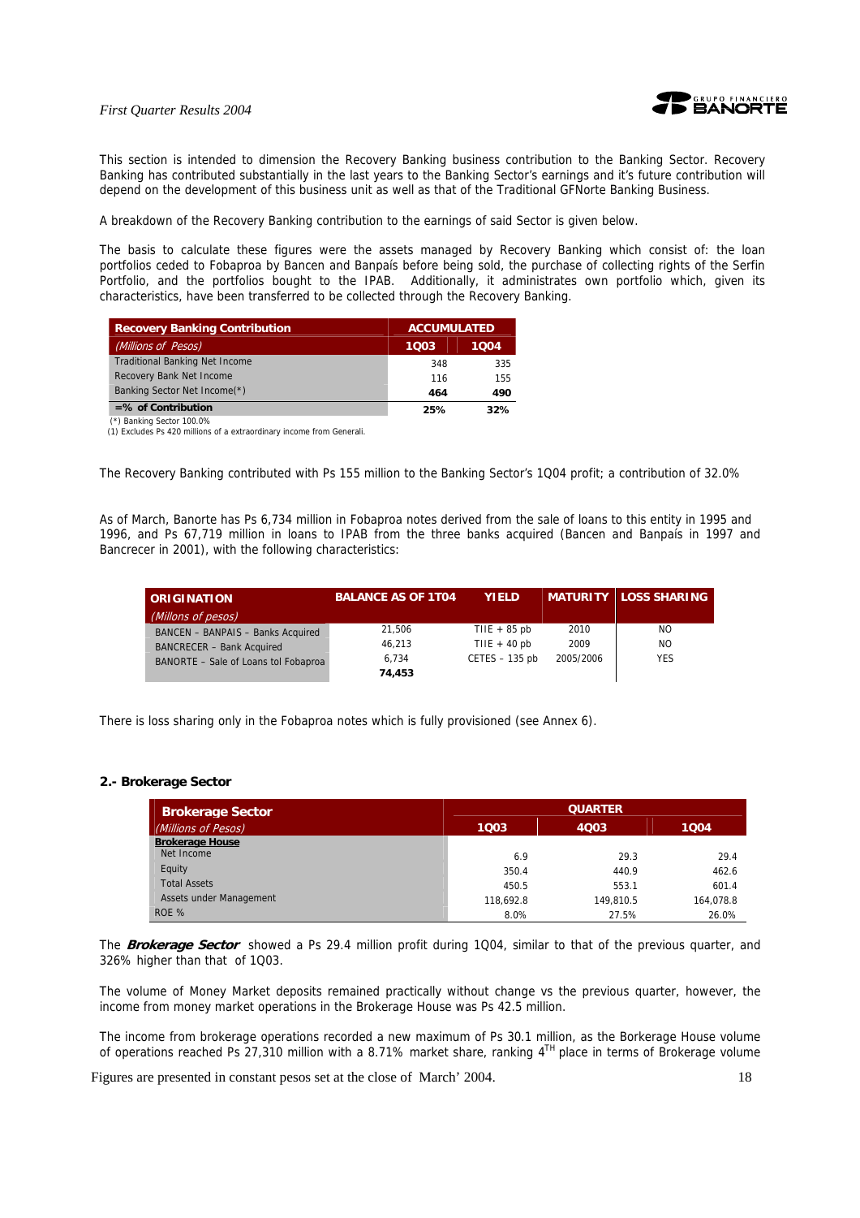This section is intended to dimension the Recovery Banking business contribution to the Banking Sector. Recovery Banking has contributed substantially in the last years to the Banking Sector's earnings and it's future contribution will depend on the development of this business unit as well as that of the Traditional GFNorte Banking Business.

A breakdown of the Recovery Banking contribution to the earnings of said Sector is given below.

The basis to calculate these figures were the assets managed by Recovery Banking which consist of: the loan portfolios ceded to Fobaproa by Bancen and Banpaís before being sold, the purchase of collecting rights of the Serfin Portfolio, and the portfolios bought to the IPAB. Additionally, it administrates own portfolio which, given its characteristics, have been transferred to be collected through the Recovery Banking.

| Recovery Banking Contribution | ACCUMULATED | |
|---|---|---|
| *(Millions of Pesos)* | 1Q03 | 1Q04 |
| Traditional Banking Net Income | 348 | 335 |
| Recovery Bank Net Income | 116 | 155 |
| Banking Sector Net Income(*) | **464** | **490** |
| **=% of Contribution** | **25%** | **32%** |

(*) Banking Sector 100.0%
(1) Excludes Ps 420 millions of a extraordinary income from Generali.

The Recovery Banking contributed with Ps 155 million to the Banking Sector's 1Q04 profit; a contribution of 32.0%

As of March, Banorte has Ps 6,734 million in Fobaproa notes derived from the sale of loans to this entity in 1995 and 1996, and Ps 67,719 million in loans to IPAB from the three banks acquired (Bancen and Banpaís in 1997 and Bancrecer in 2001), with the following characteristics:

| ORIGINATION *(Millons of pesos)* | BALANCE AS OF 1T04 | YIELD | MATURITY | LOSS SHARING |
|---|---|---|---|---|
| BANCEN – BANPAIS – Banks Acquired | 21,506 | TIIE + 85 pb | 2010 | NO |
| BANCRECER – Bank Acquired | 46,213 | TIIE + 40 pb | 2009 | NO |
| BANORTE – Sale of Loans tol Fobaproa | 6,734 | CETES – 135 pb | 2005/2006 | YES |
| | **74,453** | | | |

There is loss sharing only in the Fobaproa notes which is fully provisioned (see Annex 6).

### 2.- Brokerage Sector

| Brokerage Sector | QUARTER | | |
|---|---|---|---|
| *(Millions of Pesos)* | 1Q03 | 4Q03 | 1Q04 |
| **Brokerage House** | | | |
| Net Income | 6.9 | 29.3 | 29.4 |
| Equity | 350.4 | 440.9 | 462.6 |
| Total Assets | 450.5 | 553.1 | 601.4 |
| Assets under Management | 118,692.8 | 149,810.5 | 164,078.8 |
| ROE % | 8.0% | 27.5% | 26.0% |

The ***Brokerage Sector*** showed a Ps 29.4 million profit during 1Q04, similar to that of the previous quarter, and 326% higher than that of 1Q03.

The volume of Money Market deposits remained practically without change vs the previous quarter, however, the income from money market operations in the Brokerage House was Ps 42.5 million.

The income from brokerage operations recorded a new maximum of Ps 30.1 million, as the Borkerage House volume of operations reached Ps 27,310 million with a 8.71% market share, ranking 4[TH] place in terms of Brokerage volume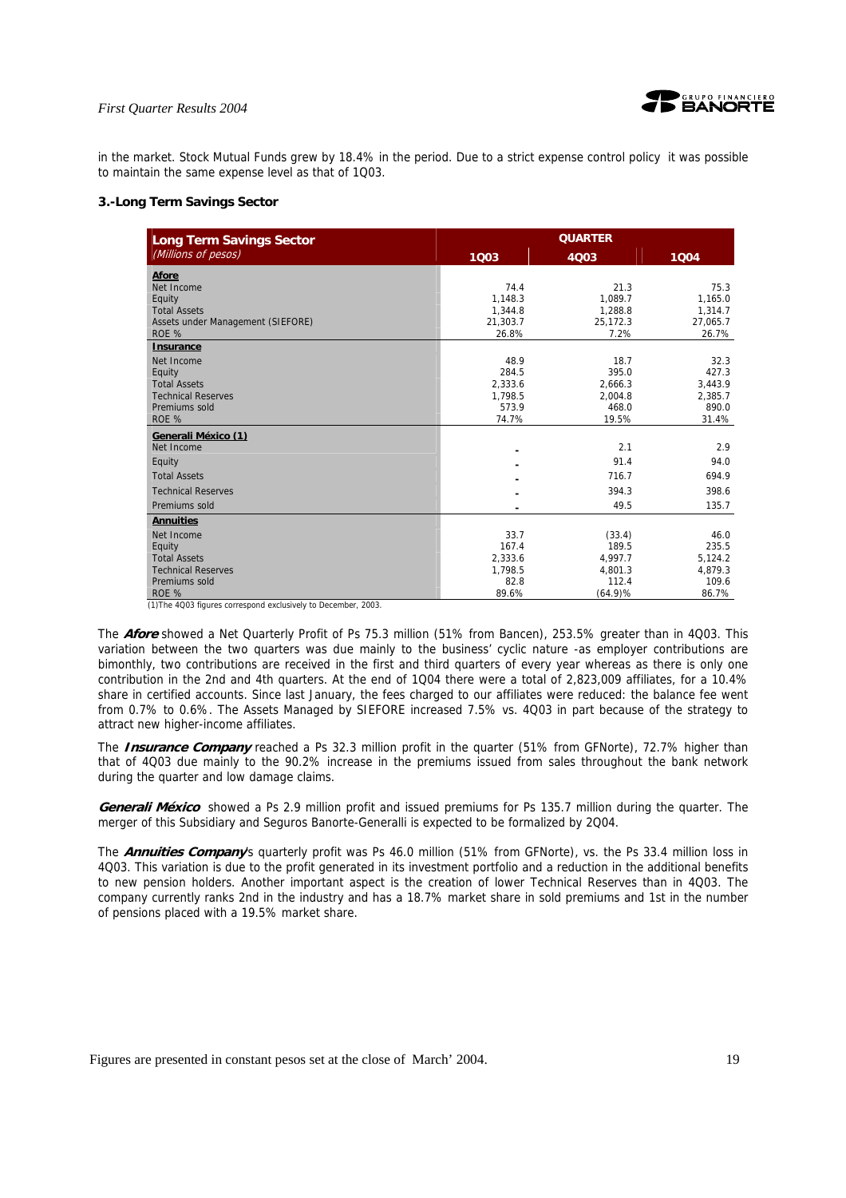in the market. Stock Mutual Funds grew by 18.4% in the period. Due to a strict expense control policy it was possible to maintain the same expense level as that of 1Q03.

### 3.-Long Term Savings Sector

| Long Term Savings Sector (Millions of pesos) | QUARTER 1Q03 | 4Q03 | 1Q04 |
|---|---|---|---|
| **Afore** | | | |
| Net Income | 74.4 | 21.3 | 75.3 |
| Equity | 1,148.3 | 1,089.7 | 1,165.0 |
| Total Assets | 1,344.8 | 1,288.8 | 1,314.7 |
| Assets under Management (SIEFORE) | 21,303.7 | 25,172.3 | 27,065.7 |
| ROE % | 26.8% | 7.2% | 26.7% |
| **Insurance** | | | |
| Net Income | 48.9 | 18.7 | 32.3 |
| Equity | 284.5 | 395.0 | 427.3 |
| Total Assets | 2,333.6 | 2,666.3 | 3,443.9 |
| Technical Reserves | 1,798.5 | 2,004.8 | 2,385.7 |
| Premiums sold | 573.9 | 468.0 | 890.0 |
| ROE % | 74.7% | 19.5% | 31.4% |
| **Generali México (1)** | | | |
| Net Income | - | 2.1 | 2.9 |
| Equity | - | 91.4 | 94.0 |
| Total Assets | - | 716.7 | 694.9 |
| Technical Reserves | - | 394.3 | 398.6 |
| Premiums sold | - | 49.5 | 135.7 |
| **Annuities** | | | |
| Net Income | 33.7 | (33.4) | 46.0 |
| Equity | 167.4 | 189.5 | 235.5 |
| Total Assets | 2,333.6 | 4,997.7 | 5,124.2 |
| Technical Reserves | 1,798.5 | 4,801.3 | 4,879.3 |
| Premiums sold | 82.8 | 112.4 | 109.6 |
| ROE % | 89.6% | (64.9)% | 86.7% |

(1)The 4Q03 figures correspond exclusively to December, 2003.

The ***Afore*** showed a Net Quarterly Profit of Ps 75.3 million (51% from Bancen), 253.5% greater than in 4Q03. This variation between the two quarters was due mainly to the business' cyclic nature -as employer contributions are bimonthly, two contributions are received in the first and third quarters of every year whereas as there is only one contribution in the 2nd and 4th quarters. At the end of 1Q04 there were a total of 2,823,009 affiliates, for a 10.4% share in certified accounts. Since last January, the fees charged to our affiliates were reduced: the balance fee went from 0.7% to 0.6%. The Assets Managed by SIEFORE increased 7.5% vs. 4Q03 in part because of the strategy to attract new higher-income affiliates.

The ***Insurance Company*** reached a Ps 32.3 million profit in the quarter (51% from GFNorte), 72.7% higher than that of 4Q03 due mainly to the 90.2% increase in the premiums issued from sales throughout the bank network during the quarter and low damage claims.

***Generali México*** showed a Ps 2.9 million profit and issued premiums for Ps 135.7 million during the quarter. The merger of this Subsidiary and Seguros Banorte-Generalli is expected to be formalized by 2Q04.

The ***Annuities Company***'s quarterly profit was Ps 46.0 million (51% from GFNorte), vs. the Ps 33.4 million loss in 4Q03. This variation is due to the profit generated in its investment portfolio and a reduction in the additional benefits to new pension holders. Another important aspect is the creation of lower Technical Reserves than in 4Q03. The company currently ranks 2nd in the industry and has a 18.7% market share in sold premiums and 1st in the number of pensions placed with a 19.5% market share.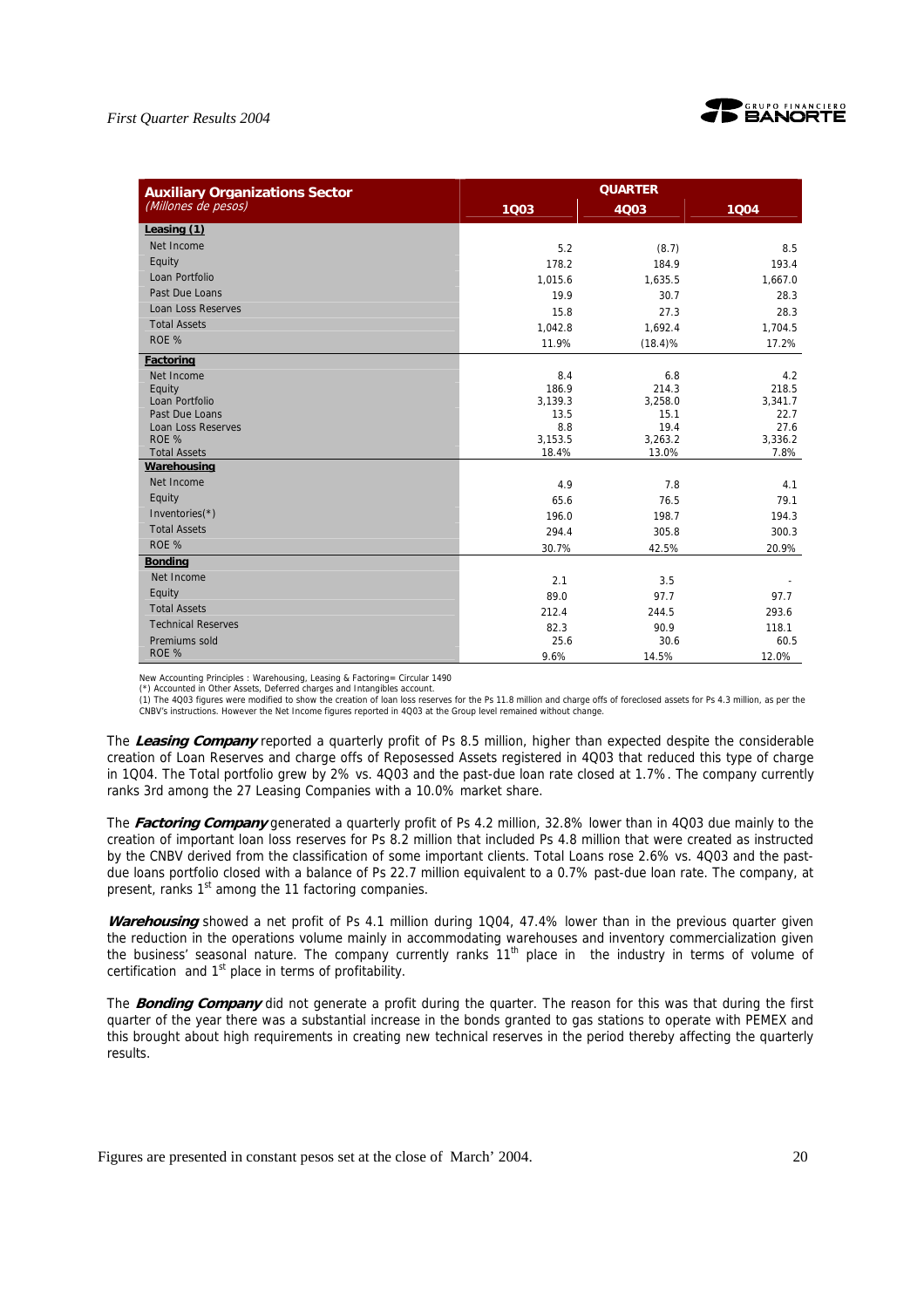| Auxiliary Organizations Sector (Millones de pesos) | QUARTER | | |
|---|---|---|---|
| | 1Q03 | 4Q03 | 1Q04 |
| **Leasing (1)** | | | |
| Net Income | 5.2 | (8.7) | 8.5 |
| Equity | 178.2 | 184.9 | 193.4 |
| Loan Portfolio | 1,015.6 | 1,635.5 | 1,667.0 |
| Past Due Loans | 19.9 | 30.7 | 28.3 |
| Loan Loss Reserves | 15.8 | 27.3 | 28.3 |
| Total Assets | 1,042.8 | 1,692.4 | 1,704.5 |
| ROE % | 11.9% | (18.4)% | 17.2% |
| **Factoring** | | | |
| Net Income | 8.4 | 6.8 | 4.2 |
| Equity | 186.9 | 214.3 | 218.5 |
| Loan Portfolio | 3,139.3 | 3,258.0 | 3,341.7 |
| Past Due Loans | 13.5 | 15.1 | 22.7 |
| Loan Loss Reserves | 8.8 | 19.4 | 27.6 |
| ROE % | 3,153.5 | 3,263.2 | 3,336.2 |
| Total Assets | 18.4% | 13.0% | 7.8% |
| **Warehousing** | | | |
| Net Income | 4.9 | 7.8 | 4.1 |
| Equity | 65.6 | 76.5 | 79.1 |
| Inventories(*) | 196.0 | 198.7 | 194.3 |
| Total Assets | 294.4 | 305.8 | 300.3 |
| ROE % | 30.7% | 42.5% | 20.9% |
| **Bonding** | | | |
| Net Income | 2.1 | 3.5 | - |
| Equity | 89.0 | 97.7 | 97.7 |
| Total Assets | 212.4 | 244.5 | 293.6 |
| Technical Reserves | 82.3 | 90.9 | 118.1 |
| Premiums sold | 25.6 | 30.6 | 60.5 |
| ROE % | 9.6% | 14.5% | 12.0% |

New Accounting Principles : Warehousing, Leasing & Factoring= Circular 1490
(*) Accounted in Other Assets, Deferred charges and Intangibles account.
(1) The 4Q03 figures were modified to show the creation of loan loss reserves for the Ps 11.8 million and charge offs of foreclosed assets for Ps 4.3 million, as per the CNBV's instructions. However the Net Income figures reported in 4Q03 at the Group level remained without change.

The ***Leasing Company*** reported a quarterly profit of Ps 8.5 million, higher than expected despite the considerable creation of Loan Reserves and charge offs of Repossessed Assets registered in 4Q03 that reduced this type of charge in 1Q04. The Total portfolio grew by 2% vs. 4Q03 and the past-due loan rate closed at 1.7%. The company currently ranks 3rd among the 27 Leasing Companies with a 10.0% market share.

The ***Factoring Company*** generated a quarterly profit of Ps 4.2 million, 32.8% lower than in 4Q03 due mainly to the creation of important loan loss reserves for Ps 8.2 million that included Ps 4.8 million that were created as instructed by the CNBV derived from the classification of some important clients. Total Loans rose 2.6% vs. 4Q03 and the past-due loans portfolio closed with a balance of Ps 22.7 million equivalent to a 0.7% past-due loan rate. The company, at present, ranks 1st among the 11 factoring companies.

***Warehousing*** showed a net profit of Ps 4.1 million during 1Q04, 47.4% lower than in the previous quarter given the reduction in the operations volume mainly in accommodating warehouses and inventory commercialization given the business' seasonal nature. The company currently ranks 11th place in the industry in terms of volume of certification and 1st place in terms of profitability.

The ***Bonding Company*** did not generate a profit during the quarter. The reason for this was that during the first quarter of the year there was a substantial increase in the bonds granted to gas stations to operate with PEMEX and this brought about high requirements in creating new technical reserves in the period thereby affecting the quarterly results.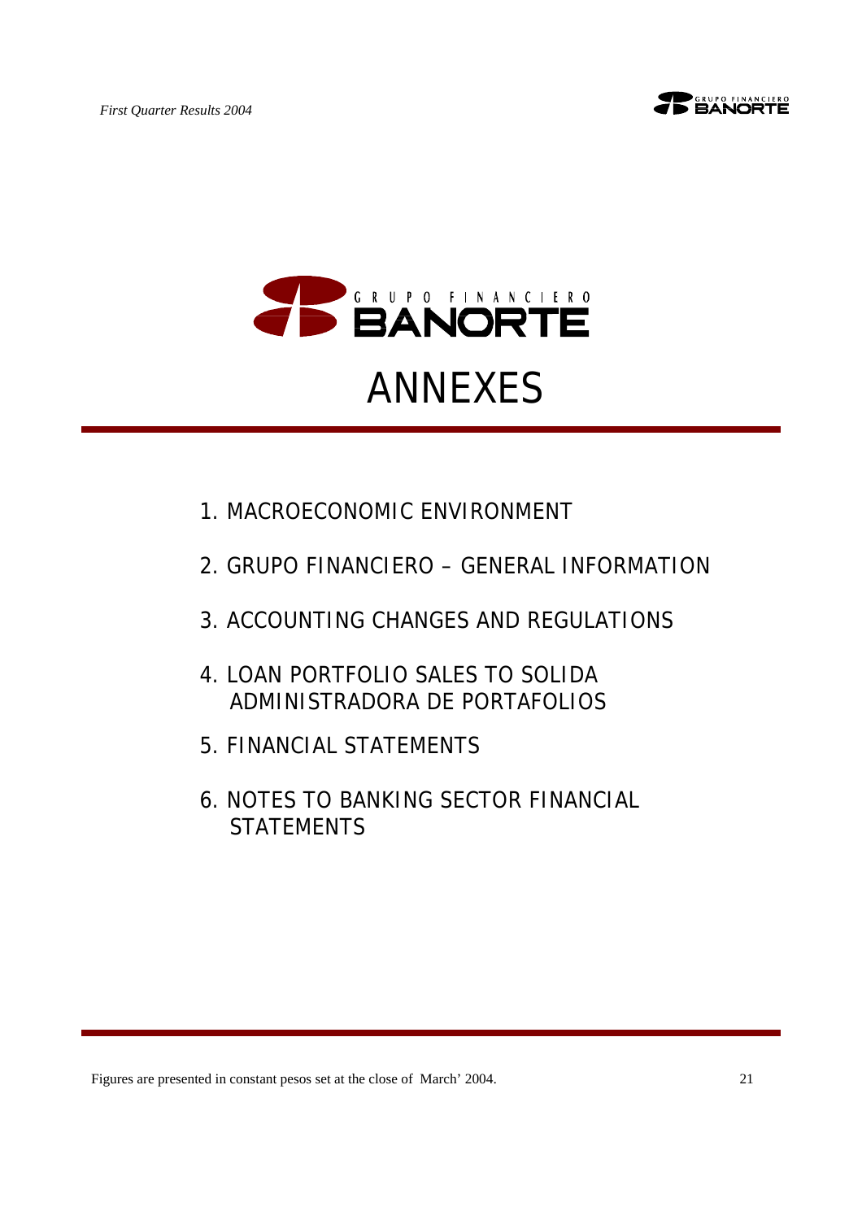# ANNEXES

1. MACROECONOMIC ENVIRONMENT
2. GRUPO FINANCIERO – GENERAL INFORMATION
3. ACCOUNTING CHANGES AND REGULATIONS
4. LOAN PORTFOLIO SALES TO SOLIDA ADMINISTRADORA DE PORTAFOLIOS
5. FINANCIAL STATEMENTS
6. NOTES TO BANKING SECTOR FINANCIAL STATEMENTS

Figures are presented in constant pesos set at the close of March' 2004.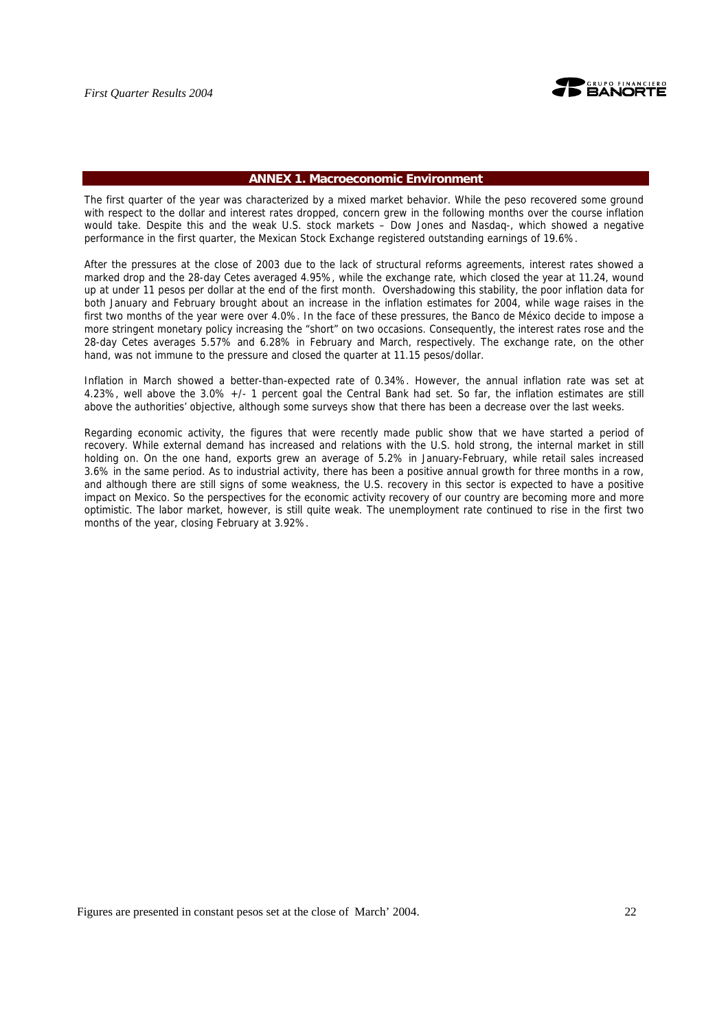## ANNEX 1. Macroeconomic Environment

The first quarter of the year was characterized by a mixed market behavior. While the peso recovered some ground with respect to the dollar and interest rates dropped, concern grew in the following months over the course inflation would take. Despite this and the weak U.S. stock markets – Dow Jones and Nasdaq-, which showed a negative performance in the first quarter, the Mexican Stock Exchange registered outstanding earnings of 19.6%.

After the pressures at the close of 2003 due to the lack of structural reforms agreements, interest rates showed a marked drop and the 28-day Cetes averaged 4.95%, while the exchange rate, which closed the year at 11.24, wound up at under 11 pesos per dollar at the end of the first month. Overshadowing this stability, the poor inflation data for both January and February brought about an increase in the inflation estimates for 2004, while wage raises in the first two months of the year were over 4.0%. In the face of these pressures, the Banco de México decide to impose a more stringent monetary policy increasing the "short" on two occasions. Consequently, the interest rates rose and the 28-day Cetes averages 5.57% and 6.28% in February and March, respectively. The exchange rate, on the other hand, was not immune to the pressure and closed the quarter at 11.15 pesos/dollar.

Inflation in March showed a better-than-expected rate of 0.34%. However, the annual inflation rate was set at 4.23%, well above the 3.0% +/- 1 percent goal the Central Bank had set. So far, the inflation estimates are still above the authorities' objective, although some surveys show that there has been a decrease over the last weeks.

Regarding economic activity, the figures that were recently made public show that we have started a period of recovery. While external demand has increased and relations with the U.S. hold strong, the internal market in still holding on. On the one hand, exports grew an average of 5.2% in January-February, while retail sales increased 3.6% in the same period. As to industrial activity, there has been a positive annual growth for three months in a row, and although there are still signs of some weakness, the U.S. recovery in this sector is expected to have a positive impact on Mexico. So the perspectives for the economic activity recovery of our country are becoming more and more optimistic. The labor market, however, is still quite weak. The unemployment rate continued to rise in the first two months of the year, closing February at 3.92%.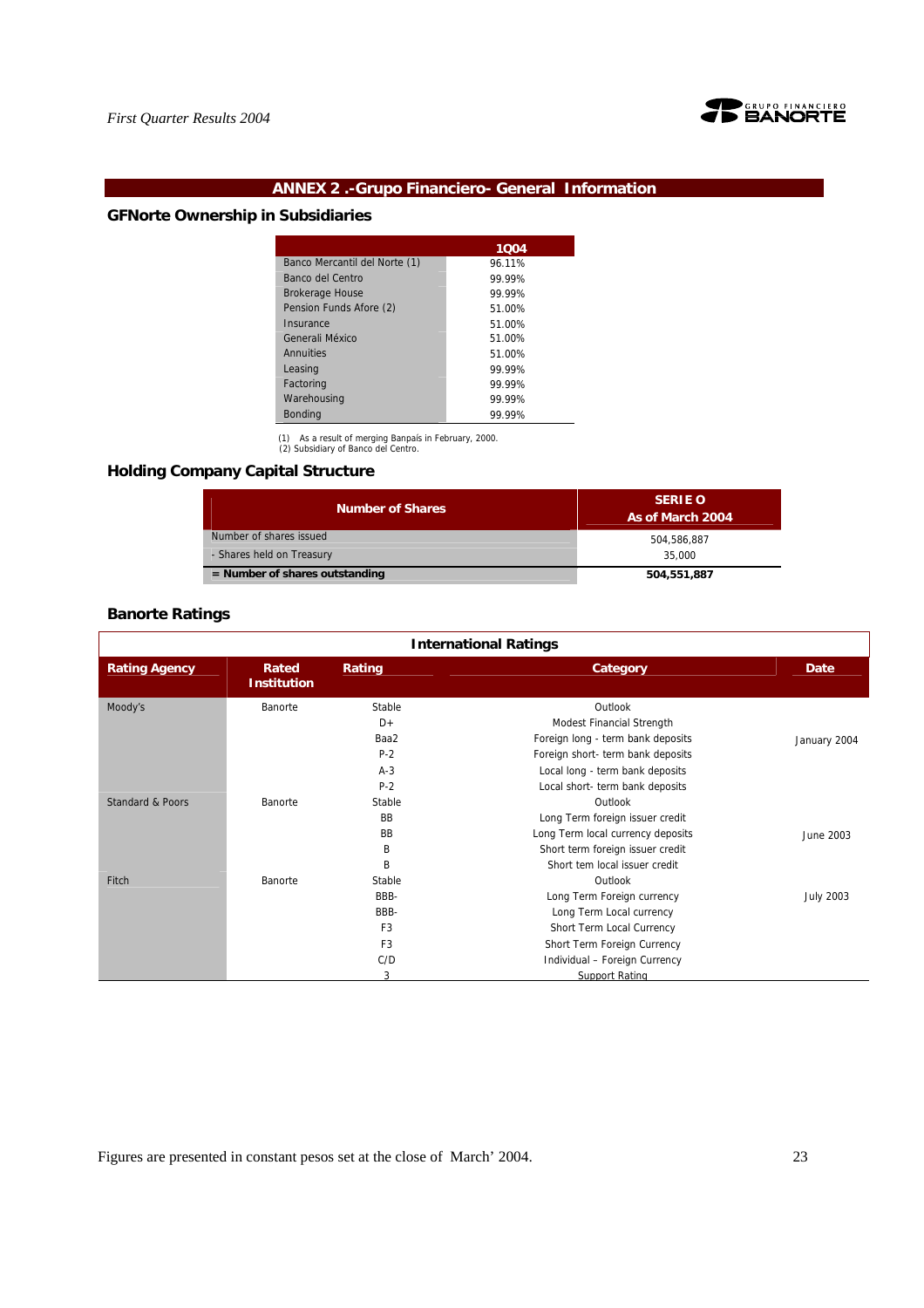## ANNEX 2 .-Grupo Financiero- General Information

### GFNorte Ownership in Subsidiaries

| | 1Q04 |
|---|---|
| Banco Mercantil del Norte (1) | 96.11% |
| Banco del Centro | 99.99% |
| Brokerage House | 99.99% |
| Pension Funds Afore (2) | 51.00% |
| Insurance | 51.00% |
| Generali México | 51.00% |
| Annuities | 51.00% |
| Leasing | 99.99% |
| Factoring | 99.99% |
| Warehousing | 99.99% |
| Bonding | 99.99% |

(1) As a result of merging Banpaís in February, 2000.
(2) Subsidiary of Banco del Centro.

### Holding Company Capital Structure

| Number of Shares | SERIE O As of March 2004 |
|---|---|
| Number of shares issued | 504,586,887 |
| - Shares held on Treasury | 35,000 |
| **= Number of shares outstanding** | **504,551,887** |

### Banorte Ratings

**International Ratings**

| Rating Agency | Rated Institution | Rating | Category | Date |
|---|---|---|---|---|
| Moody's | Banorte | Stable | Outlook | January 2004 |
| | | D+ | Modest Financial Strength | |
| | | Baa2 | Foreign long - term bank deposits | |
| | | P-2 | Foreign short- term bank deposits | |
| | | A-3 | Local long - term bank deposits | |
| | | P-2 | Local short- term bank deposits | |
| Standard & Poors | Banorte | Stable | Outlook | June 2003 |
| | | BB | Long Term foreign issuer credit | |
| | | BB | Long Term local currency deposits | |
| | | B | Short term foreign issuer credit | |
| | | B | Short tem local issuer credit | |
| Fitch | Banorte | Stable | Outlook | July 2003 |
| | | BBB- | Long Term Foreign currency | |
| | | BBB- | Long Term Local currency | |
| | | F3 | Short Term Local Currency | |
| | | F3 | Short Term Foreign Currency | |
| | | C/D | Individual – Foreign Currency | |
| | | 3 | Support Rating | |

Figures are presented in constant pesos set at the close of March' 2004.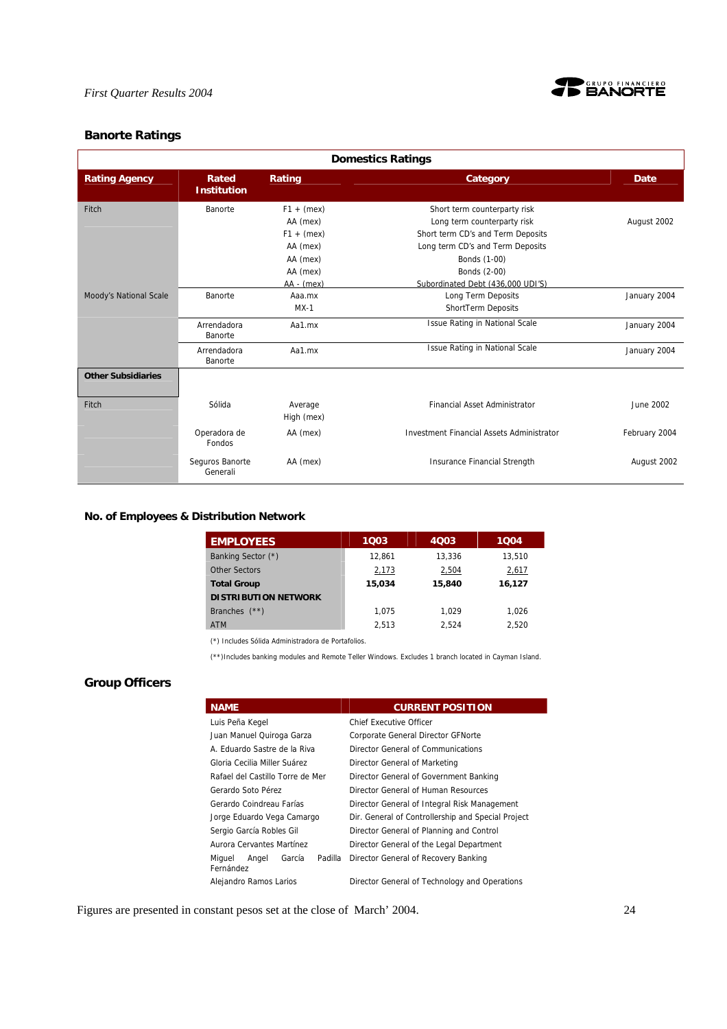## Banorte Ratings

| Domestics Ratings | | | | |
|---|---|---|---|---|
| **Rating Agency** | **Rated Institution** | **Rating** | **Category** | **Date** |
| Fitch | Banorte | F1 + (mex) | Short term counterparty risk | August 2002 |
| | | AA (mex) | Long term counterparty risk | |
| | | F1 + (mex) | Short term CD's and Term Deposits | |
| | | AA (mex) | Long term CD's and Term Deposits | |
| | | AA (mex) | Bonds (1-00) | |
| | | AA (mex) | Bonds (2-00) | |
| | | AA - (mex) | Subordinated Debt (436,000 UDI'S) | |
| Moody's National Scale | Banorte | Aaa.mx | Long Term Deposits | January 2004 |
| | | MX-1 | ShortTerm Deposits | |
| | Arrendadora Banorte | Aa1.mx | Issue Rating in National Scale | January 2004 |
| | Arrendadora Banorte | Aa1.mx | Issue Rating in National Scale | January 2004 |
| **Other Subsidiaries** | | | | |
| Fitch | Sólida | Average High (mex) | Financial Asset Administrator | June 2002 |
| | Operadora de Fondos | AA (mex) | Investment Financial Assets Administrator | February 2004 |
| | Seguros Banorte Generali | AA (mex) | Insurance Financial Strength | August 2002 |

## No. of Employees & Distribution Network

| EMPLOYEES | 1Q03 | 4Q03 | 1Q04 |
|---|---|---|---|
| Banking Sector (*) | 12,861 | 13,336 | 13,510 |
| Other Sectors | 2,173 | 2,504 | 2,617 |
| **Total Group** | **15,034** | **15,840** | **16,127** |
| **DISTRIBUTION NETWORK** | | | |
| Branches (**) | 1,075 | 1,029 | 1,026 |
| ATM | 2,513 | 2,524 | 2,520 |

(*) Includes Sólida Administradora de Portafolios.

(**)Includes banking modules and Remote Teller Windows. Excludes 1 branch located in Cayman Island.

## Group Officers

| NAME | CURRENT POSITION |
|---|---|
| Luis Peña Kegel | Chief Executive Officer |
| Juan Manuel Quiroga Garza | Corporate General Director GFNorte |
| A. Eduardo Sastre de la Riva | Director General of Communications |
| Gloria Cecilia Miller Suárez | Director General of Marketing |
| Rafael del Castillo Torre de Mer | Director General of Government Banking |
| Gerardo Soto Pérez | Director General of Human Resources |
| Gerardo Coindreau Farías | Director General of Integral Risk Management |
| Jorge Eduardo Vega Camargo | Dir. General of Controllership and Special Project |
| Sergio García Robles Gil | Director General of Planning and Control |
| Aurora Cervantes Martínez | Director General of the Legal Department |
| Miguel Angel García Padilla Fernández | Director General of Recovery Banking |
| Alejandro Ramos Larios | Director General of Technology and Operations |

Figures are presented in constant pesos set at the close of March' 2004.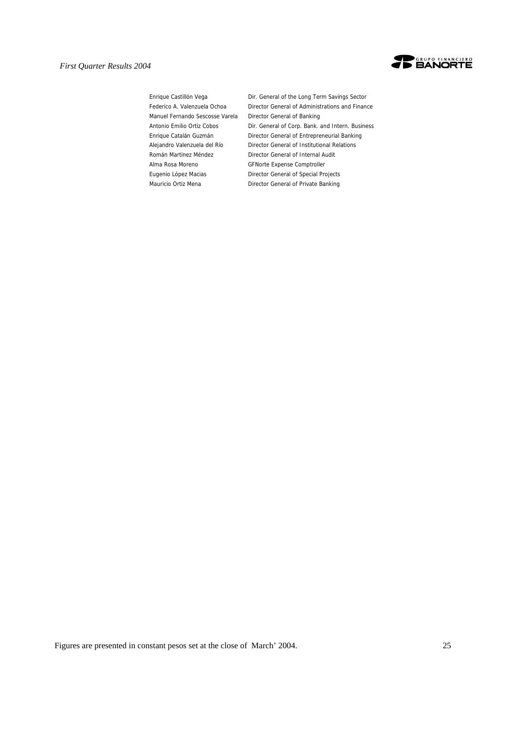| | |
|---|---|
| Enrique Castillón Vega | Dir. General of the Long Term Savings Sector |
| Federico A. Valenzuela Ochoa | Director General of Administrations and Finance |
| Manuel Fernando Sescosse Varela | Director General of Banking |
| Antonio Emilio Ortiz Cobos | Dir. General of Corp. Bank. and Intern. Business |
| Enrique Catalán Guzmán | Director General of Entrepreneurial Banking |
| Alejandro Valenzuela del Río | Director General of Institutional Relations |
| Román Martínez Méndez | Director General of Internal Audit |
| Alma Rosa Moreno | GFNorte Expense Comptroller |
| Eugenio López Macias | Director General of Special Projects |
| Mauricio Ortiz Mena | Director General of Private Banking |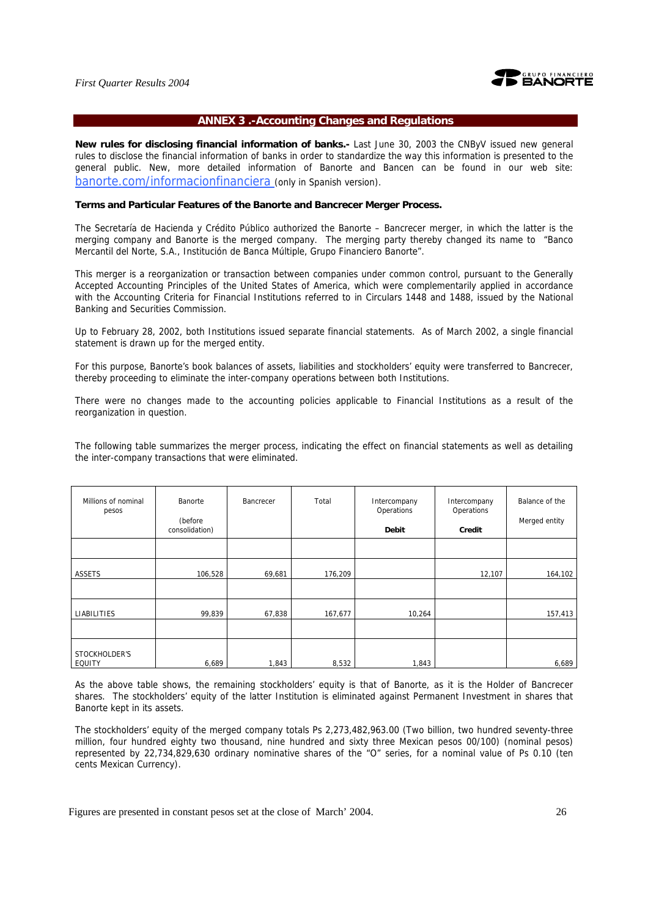## ANNEX 3 .-Accounting Changes and Regulations

**New rules for disclosing financial information of banks.-** Last June 30, 2003 the CNByV issued new general rules to disclose the financial information of banks in order to standardize the way this information is presented to the general public. New, more detailed information of Banorte and Bancen can be found in our web site: banorte.com/informacionfinanciera (only in Spanish version).

**Terms and Particular Features of the Banorte and Bancrecer Merger Process.**

The Secretaría de Hacienda y Crédito Público authorized the Banorte – Bancrecer merger, in which the latter is the merging company and Banorte is the merged company. The merging party thereby changed its name to "Banco Mercantil del Norte, S.A., Institución de Banca Múltiple, Grupo Financiero Banorte".

This merger is a reorganization or transaction between companies under common control, pursuant to the Generally Accepted Accounting Principles of the United States of America, which were complementarily applied in accordance with the Accounting Criteria for Financial Institutions referred to in Circulars 1448 and 1488, issued by the National Banking and Securities Commission.

Up to February 28, 2002, both Institutions issued separate financial statements. As of March 2002, a single financial statement is drawn up for the merged entity.

For this purpose, Banorte's book balances of assets, liabilities and stockholders' equity were transferred to Bancrecer, thereby proceeding to eliminate the inter-company operations between both Institutions.

There were no changes made to the accounting policies applicable to Financial Institutions as a result of the reorganization in question.

The following table summarizes the merger process, indicating the effect on financial statements as well as detailing the inter-company transactions that were eliminated.

| Millions of nominal pesos | Banorte (before consolidation) | Bancrecer | Total | Intercompany Operations **Debit** | Intercompany Operations **Credit** | Balance of the Merged entity |
|---|---|---|---|---|---|---|
| ASSETS | 106,528 | 69,681 | 176,209 | | 12,107 | 164,102 |
| LIABILITIES | 99,839 | 67,838 | 167,677 | 10,264 | | 157,413 |
| STOCKHOLDER'S EQUITY | 6,689 | 1,843 | 8,532 | 1,843 | | 6,689 |

As the above table shows, the remaining stockholders' equity is that of Banorte, as it is the Holder of Bancrecer shares. The stockholders' equity of the latter Institution is eliminated against Permanent Investment in shares that Banorte kept in its assets.

The stockholders' equity of the merged company totals Ps 2,273,482,963.00 (Two billion, two hundred seventy-three million, four hundred eighty two thousand, nine hundred and sixty three Mexican pesos 00/100) (nominal pesos) represented by 22,734,829,630 ordinary nominative shares of the "O" series, for a nominal value of Ps 0.10 (ten cents Mexican Currency).

Figures are presented in constant pesos set at the close of March' 2004.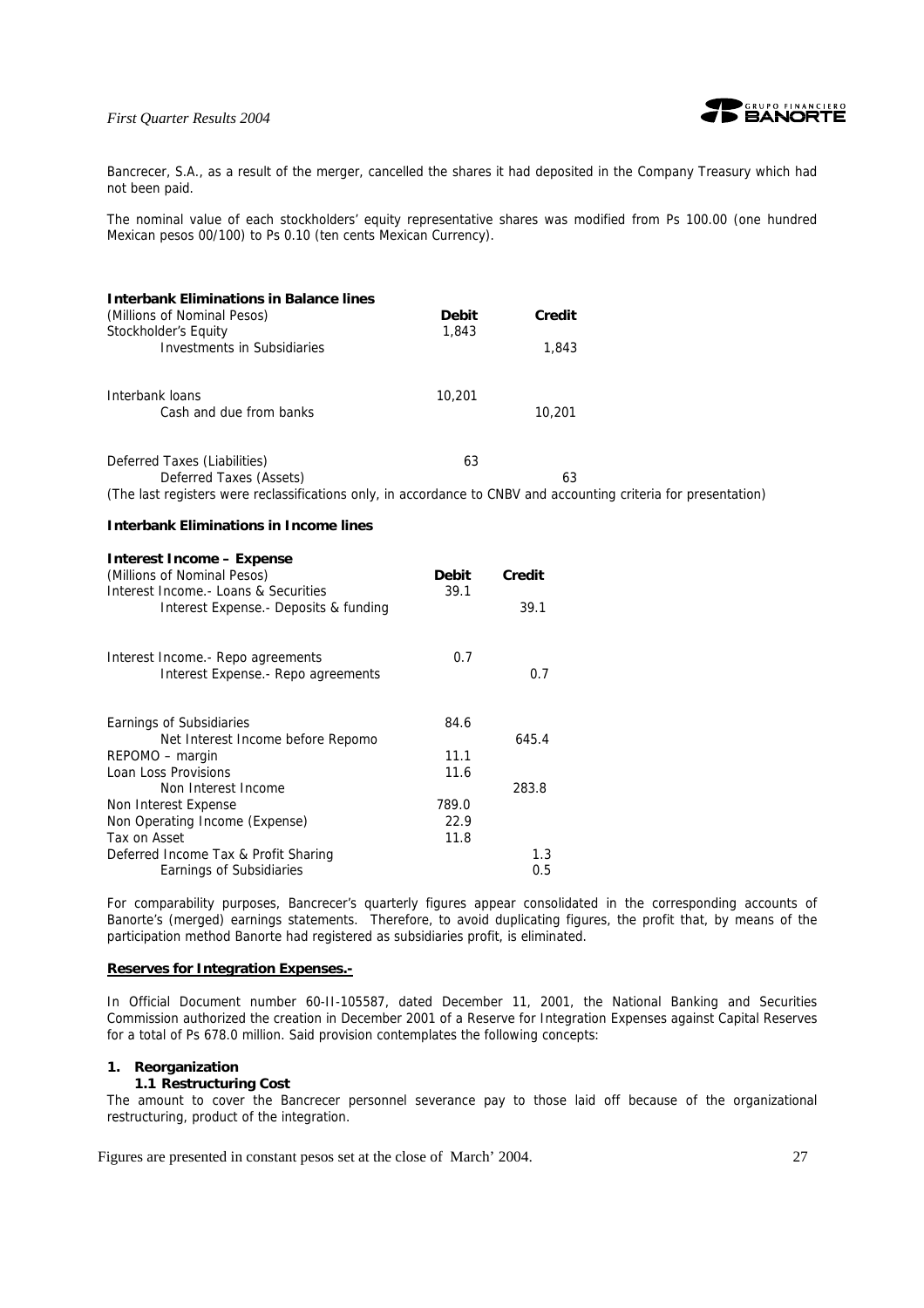Bancrecer, S.A., as a result of the merger, cancelled the shares it had deposited in the Company Treasury which had not been paid.

The nominal value of each stockholders' equity representative shares was modified from Ps 100.00 (one hundred Mexican pesos 00/100) to Ps 0.10 (ten cents Mexican Currency).

**Interbank Eliminations in Balance lines**

| (Millions of Nominal Pesos) | Debit | Credit |
|---|---|---|
| Stockholder's Equity | 1,843 | |
| Investments in Subsidiaries | | 1,843 |
| Interbank loans | 10,201 | |
| Cash and due from banks | | 10,201 |
| Deferred Taxes (Liabilities) | 63 | |
| Deferred Taxes (Assets) | | 63 |

(The last registers were reclassifications only, in accordance to CNBV and accounting criteria for presentation)

**Interbank Eliminations in Income lines**

**Interest Income – Expense**

| (Millions of Nominal Pesos) | Debit | Credit |
|---|---|---|
| Interest Income.- Loans & Securities | 39.1 | |
| Interest Expense.- Deposits & funding | | 39.1 |
| Interest Income.- Repo agreements | 0.7 | |
| Interest Expense.- Repo agreements | | 0.7 |
| Earnings of Subsidiaries | 84.6 | |
| Net Interest Income before Repomo | | 645.4 |
| REPOMO – margin | 11.1 | |
| Loan Loss Provisions | 11.6 | |
| Non Interest Income | | 283.8 |
| Non Interest Expense | 789.0 | |
| Non Operating Income (Expense) | 22.9 | |
| Tax on Asset | 11.8 | |
| Deferred Income Tax & Profit Sharing | | 1.3 |
| Earnings of Subsidiaries | | 0.5 |

For comparability purposes, Bancrecer's quarterly figures appear consolidated in the corresponding accounts of Banorte's (merged) earnings statements. Therefore, to avoid duplicating figures, the profit that, by means of the participation method Banorte had registered as subsidiaries profit, is eliminated.

**Reserves for Integration Expenses.-**

In Official Document number 60-II-105587, dated December 11, 2001, the National Banking and Securities Commission authorized the creation in December 2001 of a Reserve for Integration Expenses against Capital Reserves for a total of Ps 678.0 million. Said provision contemplates the following concepts:

**1. Reorganization**

**1.1 Restructuring Cost**

The amount to cover the Bancrecer personnel severance pay to those laid off because of the organizational restructuring, product of the integration.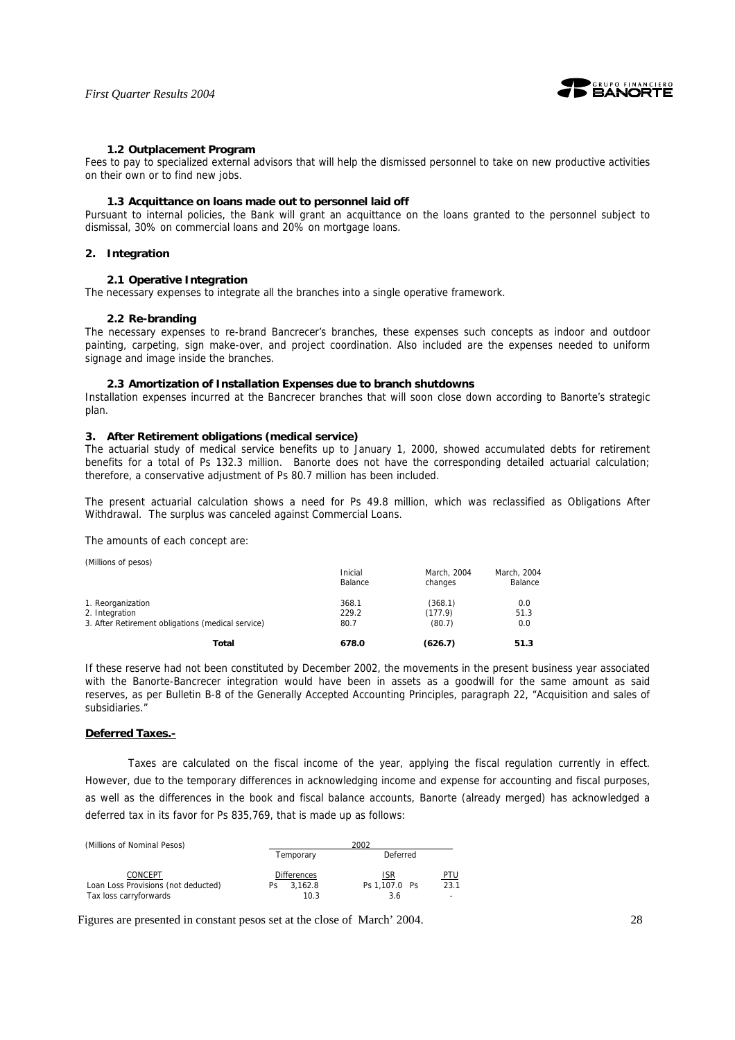#### 1.2 Outplacement Program

Fees to pay to specialized external advisors that will help the dismissed personnel to take on new productive activities on their own or to find new jobs.

#### 1.3 Acquittance on loans made out to personnel laid off

Pursuant to internal policies, the Bank will grant an acquittance on the loans granted to the personnel subject to dismissal, 30% on commercial loans and 20% on mortgage loans.

### 2. Integration

#### 2.1 Operative Integration

The necessary expenses to integrate all the branches into a single operative framework.

#### 2.2 Re-branding

The necessary expenses to re-brand Bancrecer's branches, these expenses such concepts as indoor and outdoor painting, carpeting, sign make-over, and project coordination. Also included are the expenses needed to uniform signage and image inside the branches.

#### 2.3 Amortization of Installation Expenses due to branch shutdowns

Installation expenses incurred at the Bancrecer branches that will soon close down according to Banorte's strategic plan.

### 3. After Retirement obligations (medical service)

The actuarial study of medical service benefits up to January 1, 2000, showed accumulated debts for retirement benefits for a total of Ps 132.3 million. Banorte does not have the corresponding detailed actuarial calculation; therefore, a conservative adjustment of Ps 80.7 million has been included.

The present actuarial calculation shows a need for Ps 49.8 million, which was reclassified as Obligations After Withdrawal. The surplus was canceled against Commercial Loans.

The amounts of each concept are:

(Millions of pesos)

| | Inicial Balance | March, 2004 changes | March, 2004 Balance |
|---|---|---|---|
| 1. Reorganization | 368.1 | (368.1) | 0.0 |
| 2. Integration | 229.2 | (177.9) | 51.3 |
| 3. After Retirement obligations (medical service) | 80.7 | (80.7) | 0.0 |
| **Total** | **678.0** | **(626.7)** | **51.3** |

If these reserve had not been constituted by December 2002, the movements in the present business year associated with the Banorte-Bancrecer integration would have been in assets as a goodwill for the same amount as said reserves, as per Bulletin B-8 of the Generally Accepted Accounting Principles, paragraph 22, "Acquisition and sales of subsidiaries."

**Deferred Taxes.-**

Taxes are calculated on the fiscal income of the year, applying the fiscal regulation currently in effect. However, due to the temporary differences in acknowledging income and expense for accounting and fiscal purposes, as well as the differences in the book and fiscal balance accounts, Banorte (already merged) has acknowledged a deferred tax in its favor for Ps 835,769, that is made up as follows:

| (Millions of Nominal Pesos) | 2002 | | |
|---|---|---|---|
| | Temporary | Deferred | |
| CONCEPT | Differences | ISR | PTU |
| Loan Loss Provisions (not deducted) | Ps 3,162.8 | Ps 1,107.0 | Ps 23.1 |
| Tax loss carryforwards | 10.3 | 3.6 | - |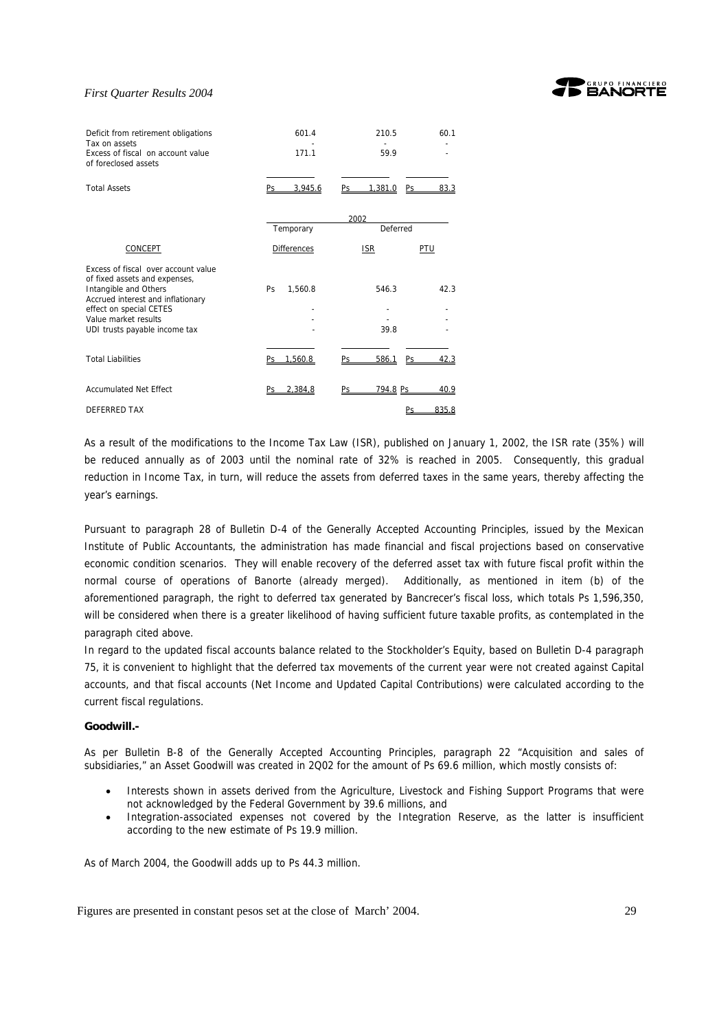| | | | |
|---|---|---|---|
| Deficit from retirement obligations | 601.4 | 210.5 | 60.1 |
| Tax on assets | - | - | - |
| Excess of fiscal on account value of foreclosed assets | 171.1 | 59.9 | - |
| Total Assets | Ps 3,945.6 | Ps 1,381.0 | Ps 83.3 |

| | 2002 | | |
|---|---|---|---|
| | Temporary | Deferred | |
| CONCEPT | Differences | ISR | PTU |
| Excess of fiscal over account value of fixed assets and expenses, Intangible and Others | Ps 1,560.8 | 546.3 | 42.3 |
| Accrued interest and inflationary effect on special CETES | - | - | - |
| Value market results | - | - | - |
| UDI trusts payable income tax | - | 39.8 | - |
| Total Liabilities | Ps 1,560.8 | Ps 586.1 | Ps 42.3 |
| Accumulated Net Effect | Ps 2,384.8 | Ps 794.8 | Ps 40.9 |
| DEFERRED TAX | | | Ps 835.8 |

As a result of the modifications to the Income Tax Law (ISR), published on January 1, 2002, the ISR rate (35%) will be reduced annually as of 2003 until the nominal rate of 32% is reached in 2005. Consequently, this gradual reduction in Income Tax, in turn, will reduce the assets from deferred taxes in the same years, thereby affecting the year's earnings.

Pursuant to paragraph 28 of Bulletin D-4 of the Generally Accepted Accounting Principles, issued by the Mexican Institute of Public Accountants, the administration has made financial and fiscal projections based on conservative economic condition scenarios. They will enable recovery of the deferred asset tax with future fiscal profit within the normal course of operations of Banorte (already merged). Additionally, as mentioned in item (b) of the aforementioned paragraph, the right to deferred tax generated by Bancrecer's fiscal loss, which totals Ps 1,596,350, will be considered when there is a greater likelihood of having sufficient future taxable profits, as contemplated in the paragraph cited above.

In regard to the updated fiscal accounts balance related to the Stockholder's Equity, based on Bulletin D-4 paragraph 75, it is convenient to highlight that the deferred tax movements of the current year were not created against Capital accounts, and that fiscal accounts (Net Income and Updated Capital Contributions) were calculated according to the current fiscal regulations.

**Goodwill.-**

As per Bulletin B-8 of the Generally Accepted Accounting Principles, paragraph 22 "Acquisition and sales of subsidiaries," an Asset Goodwill was created in 2Q02 for the amount of Ps 69.6 million, which mostly consists of:

- Interests shown in assets derived from the Agriculture, Livestock and Fishing Support Programs that were not acknowledged by the Federal Government by 39.6 millions, and
- Integration-associated expenses not covered by the Integration Reserve, as the latter is insufficient according to the new estimate of Ps 19.9 million.

As of March 2004, the Goodwill adds up to Ps 44.3 million.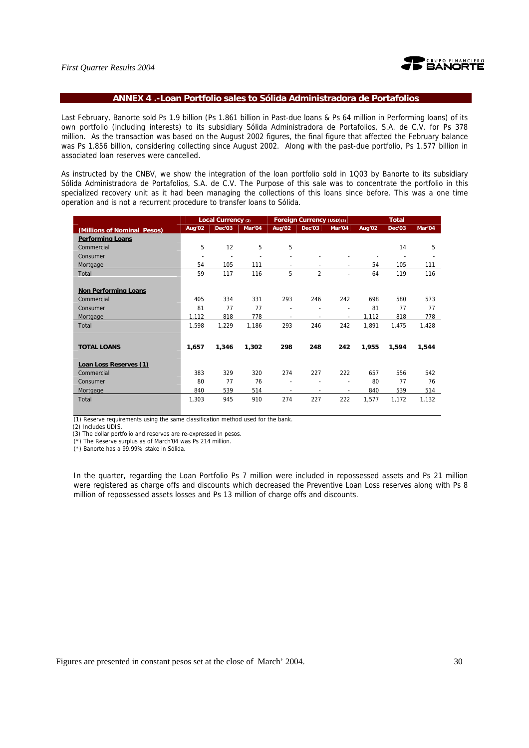## ANNEX 4 .-Loan Portfolio sales to Sólida Administradora de Portafolios

Last February, Banorte sold Ps 1.9 billion (Ps 1.861 billion in Past-due loans & Ps 64 million in Performing loans) of its own portfolio (including interests) to its subsidiary Sólida Administradora de Portafolios, S.A. de C.V. for Ps 378 million. As the transaction was based on the August 2002 figures, the final figure that affected the February balance was Ps 1.856 billion, considering collecting since August 2002. Along with the past-due portfolio, Ps 1.577 billion in associated loan reserves were cancelled.

As instructed by the CNBV, we show the integration of the loan portfolio sold in 1Q03 by Banorte to its subsidiary Sólida Administradora de Portafolios, S.A. de C.V. The Purpose of this sale was to concentrate the portfolio in this specialized recovery unit as it had been managing the collections of this loans since before. This was a one time operation and is not a recurrent procedure to transfer loans to Sólida.

| | Local Currency (2) | | | Foreign Currency (USD)(3) | | | Total | | |
|---|---|---|---|---|---|---|---|---|---|
| (Millions of Nominal Pesos) | Aug'02 | Dec'03 | Mar'04 | Aug'02 | Dec'03 | Mar'04 | Aug'02 | Dec'03 | Mar'04 |
| **Performing Loans** | | | | | | | | | |
| Commercial | 5 | 12 | 5 | 5 | | | | 14 | 5 |
| Consumer | - | - | - | - | - | - | - | - | - |
| Mortgage | 54 | 105 | 111 | - | - | - | 54 | 105 | 111 |
| Total | 59 | 117 | 116 | 5 | 2 | - | 64 | 119 | 116 |
| **Non Performing Loans** | | | | | | | | | |
| Commercial | 405 | 334 | 331 | 293 | 246 | 242 | 698 | 580 | 573 |
| Consumer | 81 | 77 | 77 | - | - | - | 81 | 77 | 77 |
| Mortgage | 1,112 | 818 | 778 | - | - | - | 1,112 | 818 | 778 |
| Total | 1,598 | 1,229 | 1,186 | 293 | 246 | 242 | 1,891 | 1,475 | 1,428 |
| **TOTAL LOANS** | **1,657** | **1,346** | **1,302** | **298** | **248** | **242** | **1,955** | **1,594** | **1,544** |
| **Loan Loss Reserves (1)** | | | | | | | | | |
| Commercial | 383 | 329 | 320 | 274 | 227 | 222 | 657 | 556 | 542 |
| Consumer | 80 | 77 | 76 | - | - | - | 80 | 77 | 76 |
| Mortgage | 840 | 539 | 514 | - | - | - | 840 | 539 | 514 |
| Total | 1,303 | 945 | 910 | 274 | 227 | 222 | 1,577 | 1,172 | 1,132 |

(1) Reserve requirements using the same classification method used for the bank.
(2) Includes UDIS.
(3) The dollar portfolio and reserves are re-expressed in pesos.
(*) The Reserve surplus as of March'04 was Ps 214 million.
(*) Banorte has a 99.99% stake in Sólida.

In the quarter, regarding the Loan Portfolio Ps 7 million were included in repossessed assets and Ps 21 million were registered as charge offs and discounts which decreased the Preventive Loan Loss reserves along with Ps 8 million of repossessed assets losses and Ps 13 million of charge offs and discounts.

Figures are presented in constant pesos set at the close of March' 2004.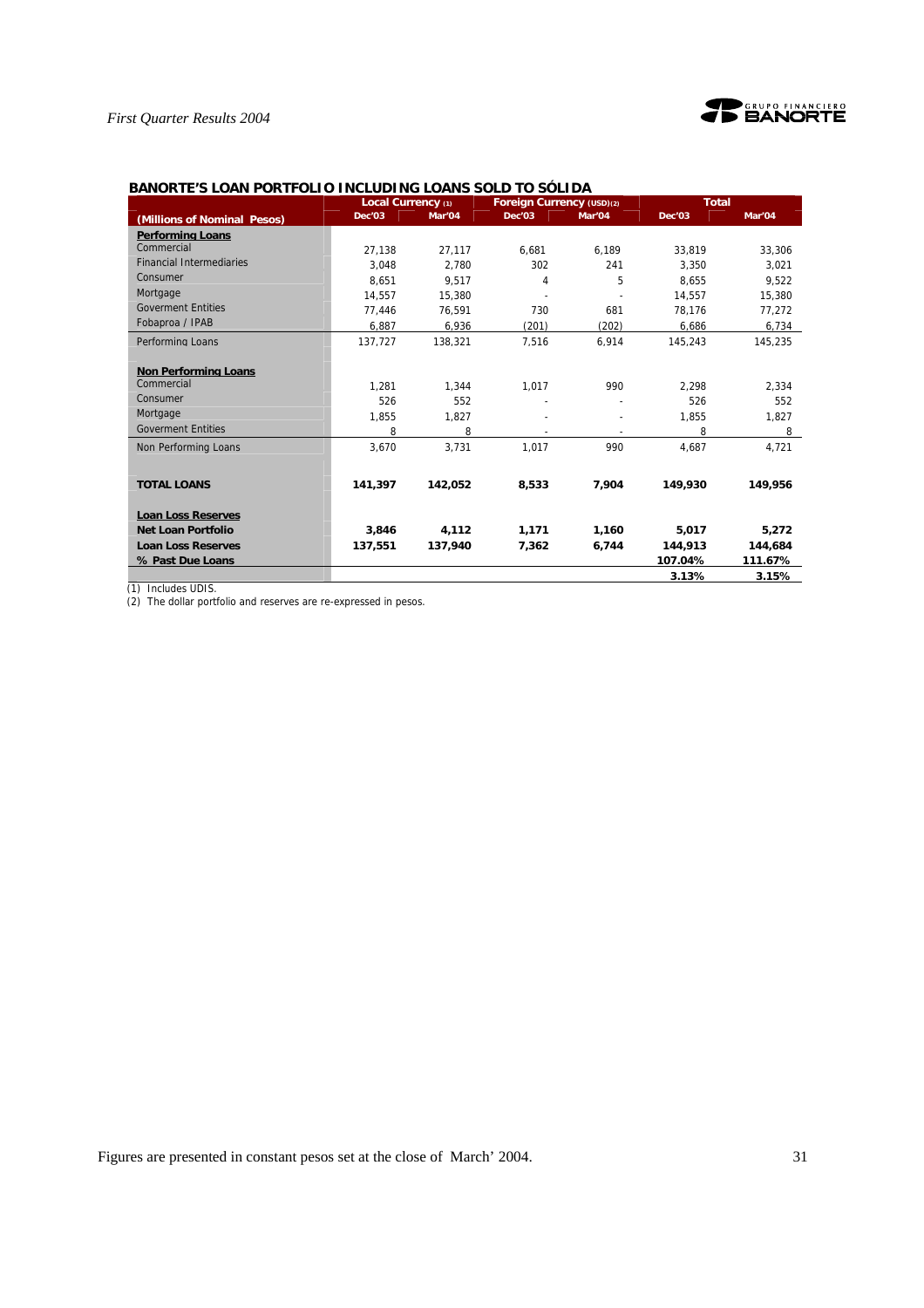## BANORTE'S LOAN PORTFOLIO INCLUDING LOANS SOLD TO SÓLIDA

| (Millions of Nominal Pesos) | Local Currency (1) | | Foreign Currency (USD)(2) | | Total | |
|---|---|---|---|---|---|---|
| | Dec'03 | Mar'04 | Dec'03 | Mar'04 | Dec'03 | Mar'04 |
| **Performing Loans** | | | | | | |
| Commercial | 27,138 | 27,117 | 6,681 | 6,189 | 33,819 | 33,306 |
| Financial Intermediaries | 3,048 | 2,780 | 302 | 241 | 3,350 | 3,021 |
| Consumer | 8,651 | 9,517 | 4 | 5 | 8,655 | 9,522 |
| Mortgage | 14,557 | 15,380 | - | - | 14,557 | 15,380 |
| Goverment Entities | 77,446 | 76,591 | 730 | 681 | 78,176 | 77,272 |
| Fobaproa / IPAB | 6,887 | 6,936 | (201) | (202) | 6,686 | 6,734 |
| Performing Loans | 137,727 | 138,321 | 7,516 | 6,914 | 145,243 | 145,235 |
| **Non Performing Loans** | | | | | | |
| Commercial | 1,281 | 1,344 | 1,017 | 990 | 2,298 | 2,334 |
| Consumer | 526 | 552 | - | - | 526 | 552 |
| Mortgage | 1,855 | 1,827 | - | - | 1,855 | 1,827 |
| Goverment Entities | 8 | 8 | - | - | 8 | 8 |
| Non Performing Loans | 3,670 | 3,731 | 1,017 | 990 | 4,687 | 4,721 |
| **TOTAL LOANS** | **141,397** | **142,052** | **8,533** | **7,904** | **149,930** | **149,956** |
| **Loan Loss Reserves** | | | | | | |
| **Net Loan Portfolio** | **3,846** | **4,112** | **1,171** | **1,160** | **5,017** | **5,272** |
| **Loan Loss Reserves** | **137,551** | **137,940** | **7,362** | **6,744** | **144,913** | **144,684** |
| **% Past Due Loans** | | | | | **107.04%** | **111.67%** |
| | | | | | **3.13%** | **3.15%** |

(1) Includes UDIS.

(2) The dollar portfolio and reserves are re-expressed in pesos.

Figures are presented in constant pesos set at the close of March' 2004.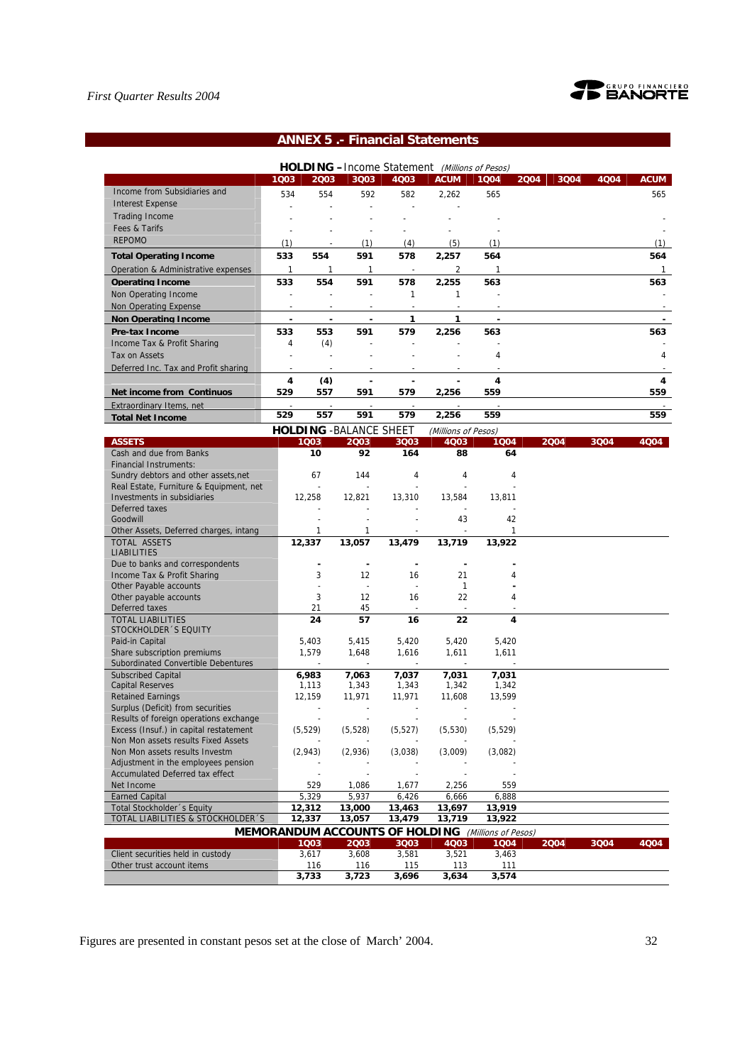## ANNEX 5 .- Financial Statements

**HOLDING** – Income Statement *(Millions of Pesos)*

| | 1Q03 | 2Q03 | 3Q03 | 4Q03 | ACUM | 1Q04 | 2Q04 | 3Q04 | 4Q04 | ACUM |
|---|---|---|---|---|---|---|---|---|---|---|
| Income from Subsidiaries and | 534 | 554 | 592 | 582 | 2,262 | 565 | | | | 565 |
| Interest Expense | - | - | - | - | - | | | | | |
| Trading Income | - | - | - | - | - | - | | | | - |
| Fees & Tarifs | - | - | - | - | - | - | | | | - |
| REPOMO | (1) | - | (1) | (4) | (5) | (1) | | | | (1) |
| **Total Operating Income** | **533** | **554** | **591** | **578** | **2,257** | **564** | | | | **564** |
| Operation & Administrative expenses | 1 | 1 | 1 | - | 2 | 1 | | | | 1 |
| **Operating Income** | **533** | **554** | **591** | **578** | **2,255** | **563** | | | | **563** |
| Non Operating Income | - | - | - | 1 | 1 | - | | | | - |
| Non Operating Expense | - | - | - | - | - | - | | | | - |
| **Non Operating Income** | **-** | **-** | **-** | **1** | **1** | **-** | | | | **-** |
| **Pre-tax Income** | **533** | **553** | **591** | **579** | **2,256** | **563** | | | | **563** |
| Income Tax & Profit Sharing | 4 | (4) | - | - | - | - | | | | - |
| Tax on Assets | - | - | - | - | - | 4 | | | | 4 |
| Deferred Inc. Tax and Profit sharing | - | - | - | - | - | - | | | | - |
| | **4** | **(4)** | **-** | **-** | **-** | **4** | | | | **4** |
| **Net income from Continuos** | **529** | **557** | **591** | **579** | **2,256** | **559** | | | | **559** |
| Extraordinary Items, net | - | - | - | - | - | - | | | | - |
| **Total Net Income** | **529** | **557** | **591** | **579** | **2,256** | **559** | | | | **559** |

**HOLDING** -BALANCE SHEET *(Millions of Pesos)*

| **ASSETS** | 1Q03 | 2Q03 | 3Q03 | 4Q03 | 1Q04 | 2Q04 | 3Q04 | 4Q04 |
|---|---|---|---|---|---|---|---|---|
| Cash and due from Banks | **10** | **92** | **164** | **88** | **64** | | | |
| Financial Instruments: | | | | | | | | |
| Sundry debtors and other assets,net | 67 | 144 | 4 | 4 | 4 | | | |
| Real Estate, Furniture & Equipment, net | - | - | - | - | - | | | |
| Investments in subsidiaries | 12,258 | 12,821 | 13,310 | 13,584 | 13,811 | | | |
| Deferred taxes | - | - | - | - | - | | | |
| Goodwill | - | - | - | 43 | 42 | | | |
| Other Assets, Deferred charges, intang | 1 | 1 | - | - | 1 | | | |
| TOTAL ASSETS | **12,337** | **13,057** | **13,479** | **13,719** | **13,922** | | | |
| LIABILITIES | | | | | | | | |
| Due to banks and correspondents | - | - | - | - | - | | | |
| Income Tax & Profit Sharing | 3 | 12 | 16 | 21 | 4 | | | |
| Other Payable accounts | - | - | - | 1 | - | | | |
| Other payable accounts | 3 | 12 | 16 | 22 | 4 | | | |
| Deferred taxes | 21 | 45 | - | - | - | | | |
| TOTAL LIABILITIES | **24** | **57** | **16** | **22** | **4** | | | |
| STOCKHOLDER´S EQUITY | | | | | | | | |
| Paid-in Capital | 5,403 | 5,415 | 5,420 | 5,420 | 5,420 | | | |
| Share subscription premiums | 1,579 | 1,648 | 1,616 | 1,611 | 1,611 | | | |
| Subordinated Convertible Debentures | - | - | - | - | - | | | |
| Subscribed Capital | **6,983** | **7,063** | **7,037** | **7,031** | **7,031** | | | |
| Capital Reserves | 1,113 | 1,343 | 1,343 | 1,342 | 1,342 | | | |
| Retained Earnings | 12,159 | 11,971 | 11,971 | 11,608 | 13,599 | | | |
| Surplus (Deficit) from securities | - | - | - | - | - | | | |
| Results of foreign operations exchange | - | - | - | - | - | | | |
| Excess (Insuf.) in capital restatement | (5,529) | (5,528) | (5,527) | (5,530) | (5,529) | | | |
| Non Mon assets results Fixed Assets | - | - | - | - | - | | | |
| Non Mon assets results Investm | (2,943) | (2,936) | (3,038) | (3,009) | (3,082) | | | |
| Adjustment in the employees pension | - | - | - | - | - | | | |
| Accumulated Deferred tax effect | - | - | - | - | - | | | |
| Net Income | 529 | 1,086 | 1,677 | 2,256 | 559 | | | |
| Earned Capital | 5,329 | 5,937 | 6,426 | 6,666 | 6,888 | | | |
| Total Stockholder´s Equity | **12,312** | **13,000** | **13,463** | **13,697** | **13,919** | | | |
| TOTAL LIABILITIES & STOCKHOLDER´S | **12,337** | **13,057** | **13,479** | **13,719** | **13,922** | | | |

**MEMORANDUM ACCOUNTS OF HOLDING** *(Millions of Pesos)*

| | 1Q03 | 2Q03 | 3Q03 | 4Q03 | 1Q04 | 2Q04 | 3Q04 | 4Q04 |
|---|---|---|---|---|---|---|---|---|
| Client securities held in custody | 3,617 | 3,608 | 3,581 | 3,521 | 3,463 | | | |
| Other trust account items | 116 | 116 | 115 | 113 | 111 | | | |
| | **3,733** | **3,723** | **3,696** | **3,634** | **3,574** | | | |

Figures are presented in constant pesos set at the close of March' 2004.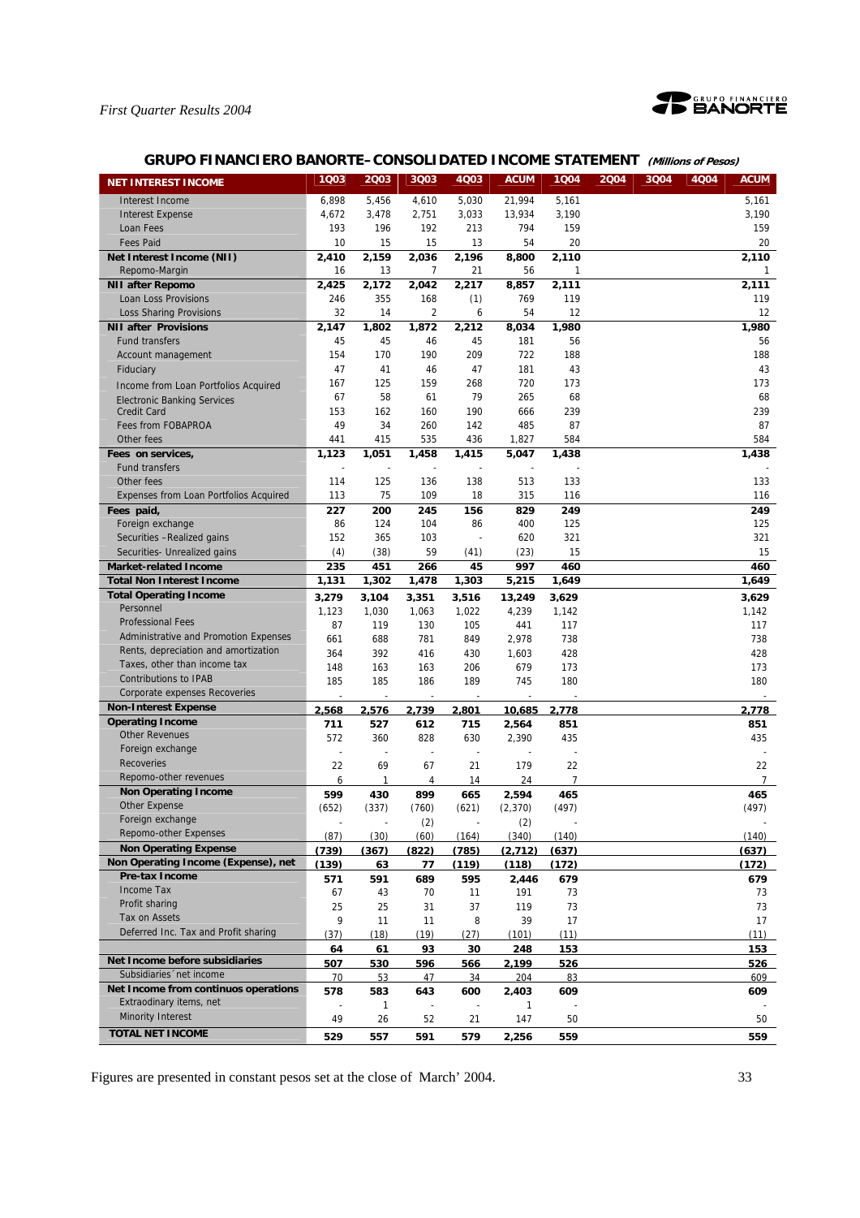## GRUPO FINANCIERO BANORTE– CONSOLIDATED INCOME STATEMENT *(Millions of Pesos)*

| NET INTEREST INCOME | 1Q03 | 2Q03 | 3Q03 | 4Q03 | ACUM | 1Q04 | 2Q04 | 3Q04 | 4Q04 | ACUM |
|---|---|---|---|---|---|---|---|---|---|---|
| Interest Income | 6,898 | 5,456 | 4,610 | 5,030 | 21,994 | 5,161 | | | | 5,161 |
| Interest Expense | 4,672 | 3,478 | 2,751 | 3,033 | 13,934 | 3,190 | | | | 3,190 |
| Loan Fees | 193 | 196 | 192 | 213 | 794 | 159 | | | | 159 |
| Fees Paid | 10 | 15 | 15 | 13 | 54 | 20 | | | | 20 |
| **Net Interest Income (NII)** | **2,410** | **2,159** | **2,036** | **2,196** | **8,800** | **2,110** | | | | **2,110** |
| Repomo-Margin | 16 | 13 | 7 | 21 | 56 | 1 | | | | 1 |
| **NII after Repomo** | **2,425** | **2,172** | **2,042** | **2,217** | **8,857** | **2,111** | | | | **2,111** |
| Loan Loss Provisions | 246 | 355 | 168 | (1) | 769 | 119 | | | | 119 |
| Loss Sharing Provisions | 32 | 14 | 2 | 6 | 54 | 12 | | | | 12 |
| **NII after Provisions** | **2,147** | **1,802** | **1,872** | **2,212** | **8,034** | **1,980** | | | | **1,980** |
| Fund transfers | 45 | 45 | 46 | 45 | 181 | 56 | | | | 56 |
| Account management | 154 | 170 | 190 | 209 | 722 | 188 | | | | 188 |
| Fiduciary | 47 | 41 | 46 | 47 | 181 | 43 | | | | 43 |
| Income from Loan Portfolios Acquired | 167 | 125 | 159 | 268 | 720 | 173 | | | | 173 |
| Electronic Banking Services | 67 | 58 | 61 | 79 | 265 | 68 | | | | 68 |
| Credit Card | 153 | 162 | 160 | 190 | 666 | 239 | | | | 239 |
| Fees from FOBAPROA | 49 | 34 | 260 | 142 | 485 | 87 | | | | 87 |
| Other fees | 441 | 415 | 535 | 436 | 1,827 | 584 | | | | 584 |
| **Fees on services,** | **1,123** | **1,051** | **1,458** | **1,415** | **5,047** | **1,438** | | | | **1,438** |
| Fund transfers | - | - | - | - | - | - | | | | - |
| Other fees | 114 | 125 | 136 | 138 | 513 | 133 | | | | 133 |
| Expenses from Loan Portfolios Acquired | 113 | 75 | 109 | 18 | 315 | 116 | | | | 116 |
| **Fees paid,** | **227** | **200** | **245** | **156** | **829** | **249** | | | | **249** |
| Foreign exchange | 86 | 124 | 104 | 86 | 400 | 125 | | | | 125 |
| Securities –Realized gains | 152 | 365 | 103 | - | 620 | 321 | | | | 321 |
| Securities- Unrealized gains | (4) | (38) | 59 | (41) | (23) | 15 | | | | 15 |
| **Market-related Income** | **235** | **451** | **266** | **45** | **997** | **460** | | | | **460** |
| **Total Non Interest Income** | **1,131** | **1,302** | **1,478** | **1,303** | **5,215** | **1,649** | | | | **1,649** |
| **Total Operating Income** | **3,279** | **3,104** | **3,351** | **3,516** | **13,249** | **3,629** | | | | **3,629** |
| Personnel | 1,123 | 1,030 | 1,063 | 1,022 | 4,239 | 1,142 | | | | 1,142 |
| Professional Fees | 87 | 119 | 130 | 105 | 441 | 117 | | | | 117 |
| Administrative and Promotion Expenses | 661 | 688 | 781 | 849 | 2,978 | 738 | | | | 738 |
| Rents, depreciation and amortization | 364 | 392 | 416 | 430 | 1,603 | 428 | | | | 428 |
| Taxes, other than income tax | 148 | 163 | 163 | 206 | 679 | 173 | | | | 173 |
| Contributions to IPAB | 185 | 185 | 186 | 189 | 745 | 180 | | | | 180 |
| Corporate expenses Recoveries | - | - | - | - | - | - | | | | - |
| **Non-Interest Expense** | **2,568** | **2,576** | **2,739** | **2,801** | **10,685** | **2,778** | | | | **2,778** |
| **Operating Income** | **711** | **527** | **612** | **715** | **2,564** | **851** | | | | **851** |
| Other Revenues | 572 | 360 | 828 | 630 | 2,390 | 435 | | | | 435 |
| Foreign exchange | - | - | - | - | - | - | | | | - |
| Recoveries | 22 | 69 | 67 | 21 | 179 | 22 | | | | 22 |
| Repomo-other revenues | 6 | 1 | 4 | 14 | 24 | 7 | | | | 7 |
| **Non Operating Income** | **599** | **430** | **899** | **665** | **2,594** | **465** | | | | **465** |
| Other Expense | (652) | (337) | (760) | (621) | (2,370) | (497) | | | | (497) |
| Foreign exchange | - | - | (2) | - | (2) | - | | | | - |
| Repomo-other Expenses | (87) | (30) | (60) | (164) | (340) | (140) | | | | (140) |
| **Non Operating Expense** | **(739)** | **(367)** | **(822)** | **(785)** | **(2,712)** | **(637)** | | | | **(637)** |
| **Non Operating Income (Expense), net** | **(139)** | **63** | **77** | **(119)** | **(118)** | **(172)** | | | | **(172)** |
| **Pre-tax Income** | **571** | **591** | **689** | **595** | **2,446** | **679** | | | | **679** |
| Income Tax | 67 | 43 | 70 | 11 | 191 | 73 | | | | 73 |
| Profit sharing | 25 | 25 | 31 | 37 | 119 | 73 | | | | 73 |
| Tax on Assets | 9 | 11 | 11 | 8 | 39 | 17 | | | | 17 |
| Deferred Inc. Tax and Profit sharing | (37) | (18) | (19) | (27) | (101) | (11) | | | | (11) |
| | 64 | 61 | 93 | 30 | 248 | 153 | | | | 153 |
| **Net Income before subsidiaries** | **507** | **530** | **596** | **566** | **2,199** | **526** | | | | **526** |
| Subsidiaries´ net income | 70 | 53 | 47 | 34 | 204 | 83 | | | | 609 |
| **Net Income from continuos operations** | **578** | **583** | **643** | **600** | **2,403** | **609** | | | | **609** |
| Extraordinary items, net | - | 1 | - | - | 1 | - | | | | - |
| Minority Interest | 49 | 26 | 52 | 21 | 147 | 50 | | | | 50 |
| **TOTAL NET INCOME** | **529** | **557** | **591** | **579** | **2,256** | **559** | | | | **559** |

Figures are presented in constant pesos set at the close of March' 2004.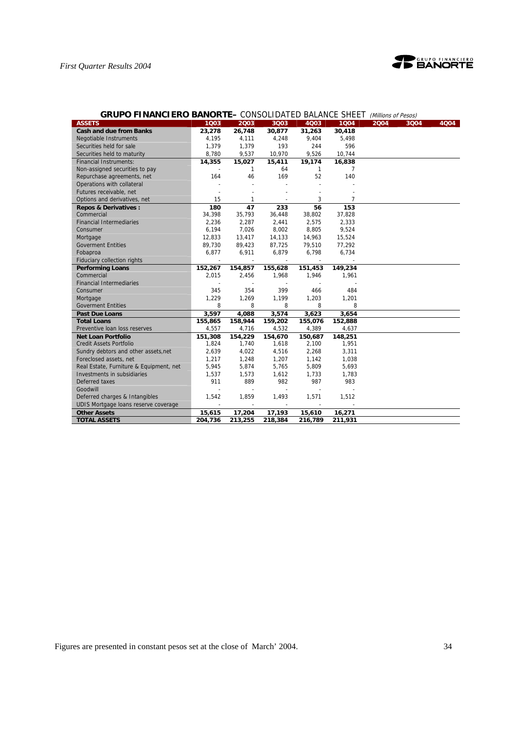## GRUPO FINANCIERO BANORTE– CONSOLIDATED BALANCE SHEET *(Millions of Pesos)*

| ASSETS | 1Q03 | 2Q03 | 3Q03 | 4Q03 | 1Q04 | 2Q04 | 3Q04 | 4Q04 |
|---|---|---|---|---|---|---|---|---|
| **Cash and due from Banks** | **23,278** | **26,748** | **30,877** | **31,263** | **30,418** | | | |
| Negotiable Instruments | 4,195 | 4,111 | 4,248 | 9,404 | 5,498 | | | |
| Securities held for sale | 1,379 | 1,379 | 193 | 244 | 596 | | | |
| Securities held to maturity | 8,780 | 9,537 | 10,970 | 9,526 | 10,744 | | | |
| Financial Instruments: | **14,355** | **15,027** | **15,411** | **19,174** | **16,838** | | | |
| Non-assigned securities to pay | - | 1 | 64 | 1 | 7 | | | |
| Repurchase agreements, net | 164 | 46 | 169 | 52 | 140 | | | |
| Operations with collateral | - | - | - | - | - | | | |
| Futures receivable, net | - | - | - | - | - | | | |
| Options and derivatives, net | 15 | 1 | - | 3 | 7 | | | |
| **Repos & Derivatives :** | **180** | **47** | **233** | **56** | **153** | | | |
| Commercial | 34,398 | 35,793 | 36,448 | 38,802 | 37,828 | | | |
| Financial Intermediaries | 2,236 | 2,287 | 2,441 | 2,575 | 2,333 | | | |
| Consumer | 6,194 | 7,026 | 8,002 | 8,805 | 9,524 | | | |
| Mortgage | 12,833 | 13,417 | 14,133 | 14,963 | 15,524 | | | |
| Goverment Entities | 89,730 | 89,423 | 87,725 | 79,510 | 77,292 | | | |
| Fobaproa | 6,877 | 6,911 | 6,879 | 6,798 | 6,734 | | | |
| Fiduciary collection rights | - | - | - | - | - | | | |
| **Performing Loans** | **152,267** | **154,857** | **155,628** | **151,453** | **149,234** | | | |
| Commercial | 2,015 | 2,456 | 1,968 | 1,946 | 1,961 | | | |
| Financial Intermediaries | - | - | - | - | - | | | |
| Consumer | 345 | 354 | 399 | 466 | 484 | | | |
| Mortgage | 1,229 | 1,269 | 1,199 | 1,203 | 1,201 | | | |
| Goverment Entities | 8 | 8 | 8 | 8 | 8 | | | |
| **Past Due Loans** | **3,597** | **4,088** | **3,574** | **3,623** | **3,654** | | | |
| **Total Loans** | **155,865** | **158,944** | **159,202** | **155,076** | **152,888** | | | |
| Preventive loan loss reserves | 4,557 | 4,716 | 4,532 | 4,389 | 4,637 | | | |
| **Net Loan Portfolio** | **151,308** | **154,229** | **154,670** | **150,687** | **148,251** | | | |
| Credit Assets Portfolio | 1,824 | 1,740 | 1,618 | 2,100 | 1,951 | | | |
| Sundry debtors and other assets,net | 2,639 | 4,022 | 4,516 | 2,268 | 3,311 | | | |
| Foreclosed assets, net | 1,217 | 1,248 | 1,207 | 1,142 | 1,038 | | | |
| Real Estate, Furniture & Equipment, net | 5,945 | 5,874 | 5,765 | 5,809 | 5,693 | | | |
| Investments in subsidiaries | 1,537 | 1,573 | 1,612 | 1,733 | 1,783 | | | |
| Deferred taxes | 911 | 889 | 982 | 987 | 983 | | | |
| Goodwill | - | - | - | - | - | | | |
| Deferred charges & Intangibles | 1,542 | 1,859 | 1,493 | 1,571 | 1,512 | | | |
| UDIS Mortgage loans reserve coverage | - | - | - | - | - | | | |
| **Other Assets** | **15,615** | **17,204** | **17,193** | **15,610** | **16,271** | | | |
| **TOTAL ASSETS** | **204,736** | **213,255** | **218,384** | **216,789** | **211,931** | | | |

Figures are presented in constant pesos set at the close of March' 2004.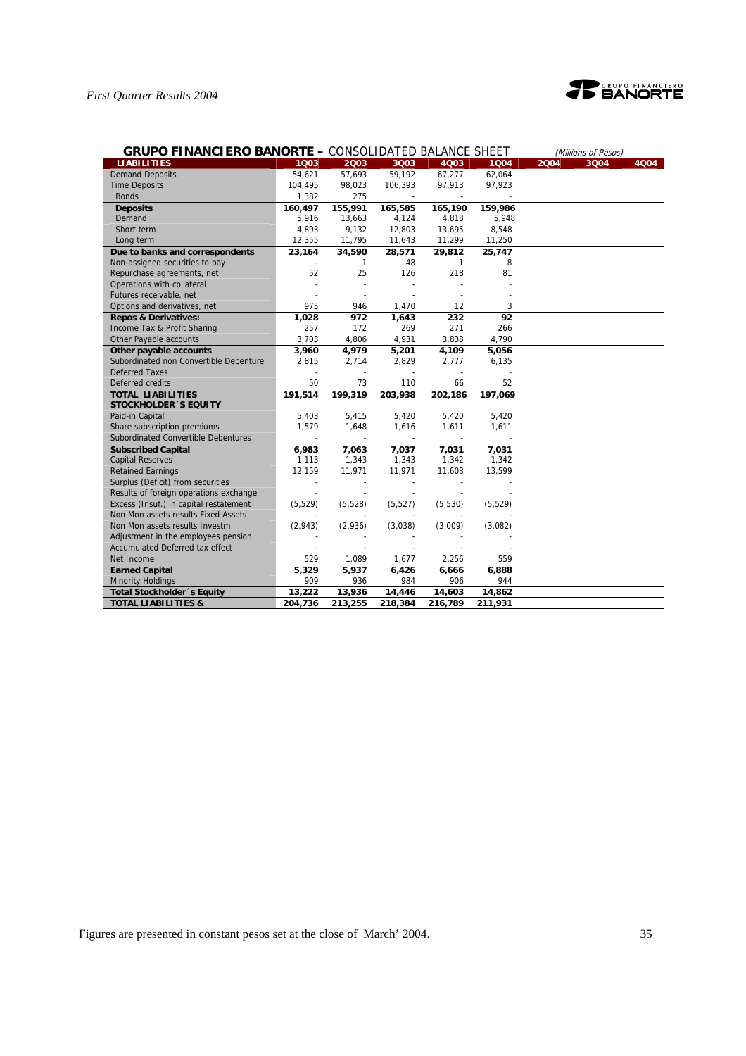## GRUPO FINANCIERO BANORTE – CONSOLIDATED BALANCE SHEET

*(Millions of Pesos)*

| LIABILITIES | 1Q03 | 2Q03 | 3Q03 | 4Q03 | 1Q04 | 2Q04 | 3Q04 | 4Q04 |
|---|---|---|---|---|---|---|---|---|
| Demand Deposits | 54,621 | 57,693 | 59,192 | 67,277 | 62,064 | | | |
| Time Deposits | 104,495 | 98,023 | 106,393 | 97,913 | 97,923 | | | |
| Bonds | 1,382 | 275 | - | - | - | | | |
| **Deposits** | **160,497** | **155,991** | **165,585** | **165,190** | **159,986** | | | |
| Demand | 5,916 | 13,663 | 4,124 | 4,818 | 5,948 | | | |
| Short term | 4,893 | 9,132 | 12,803 | 13,695 | 8,548 | | | |
| Long term | 12,355 | 11,795 | 11,643 | 11,299 | 11,250 | | | |
| **Due to banks and correspondents** | **23,164** | **34,590** | **28,571** | **29,812** | **25,747** | | | |
| Non-assigned securities to pay | - | 1 | 48 | 1 | 8 | | | |
| Repurchase agreements, net | 52 | 25 | 126 | 218 | 81 | | | |
| Operations with collateral | - | - | - | - | - | | | |
| Futures receivable, net | - | - | - | - | - | | | |
| Options and derivatives, net | 975 | 946 | 1,470 | 12 | 3 | | | |
| **Repos & Derivatives:** | **1,028** | **972** | **1,643** | **232** | **92** | | | |
| Income Tax & Profit Sharing | 257 | 172 | 269 | 271 | 266 | | | |
| Other Payable accounts | 3,703 | 4,806 | 4,931 | 3,838 | 4,790 | | | |
| **Other payable accounts** | **3,960** | **4,979** | **5,201** | **4,109** | **5,056** | | | |
| Subordinated non Convertible Debenture | 2,815 | 2,714 | 2,829 | 2,777 | 6,135 | | | |
| Deferred Taxes | - | - | - | - | - | | | |
| Deferred credits | 50 | 73 | 110 | 66 | 52 | | | |
| **TOTAL LIABILITIES** | **191,514** | **199,319** | **203,938** | **202,186** | **197,069** | | | |
| **STOCKHOLDER´S EQUITY** | | | | | | | | |
| Paid-in Capital | 5,403 | 5,415 | 5,420 | 5,420 | 5,420 | | | |
| Share subscription premiums | 1,579 | 1,648 | 1,616 | 1,611 | 1,611 | | | |
| Subordinated Convertible Debentures | - | - | - | - | - | | | |
| **Subscribed Capital** | **6,983** | **7,063** | **7,037** | **7,031** | **7,031** | | | |
| Capital Reserves | 1,113 | 1,343 | 1,343 | 1,342 | 1,342 | | | |
| Retained Earnings | 12,159 | 11,971 | 11,971 | 11,608 | 13,599 | | | |
| Surplus (Deficit) from securities | - | - | - | - | - | | | |
| Results of foreign operations exchange | - | - | - | - | - | | | |
| Excess (Insuf.) in capital restatement | (5,529) | (5,528) | (5,527) | (5,530) | (5,529) | | | |
| Non Mon assets results Fixed Assets | - | - | - | - | - | | | |
| Non Mon assets results Investm | (2,943) | (2,936) | (3,038) | (3,009) | (3,082) | | | |
| Adjustment in the employees pension | - | - | - | - | - | | | |
| Accumulated Deferred tax effect | - | - | - | - | - | | | |
| Net Income | 529 | 1,089 | 1,677 | 2,256 | 559 | | | |
| **Earned Capital** | **5,329** | **5,937** | **6,426** | **6,666** | **6,888** | | | |
| Minority Holdings | 909 | 936 | 984 | 906 | 944 | | | |
| **Total Stockholder´s Equity** | **13,222** | **13,936** | **14,446** | **14,603** | **14,862** | | | |
| **TOTAL LIABILITIES &** | **204,736** | **213,255** | **218,384** | **216,789** | **211,931** | | | |

Figures are presented in constant pesos set at the close of March' 2004.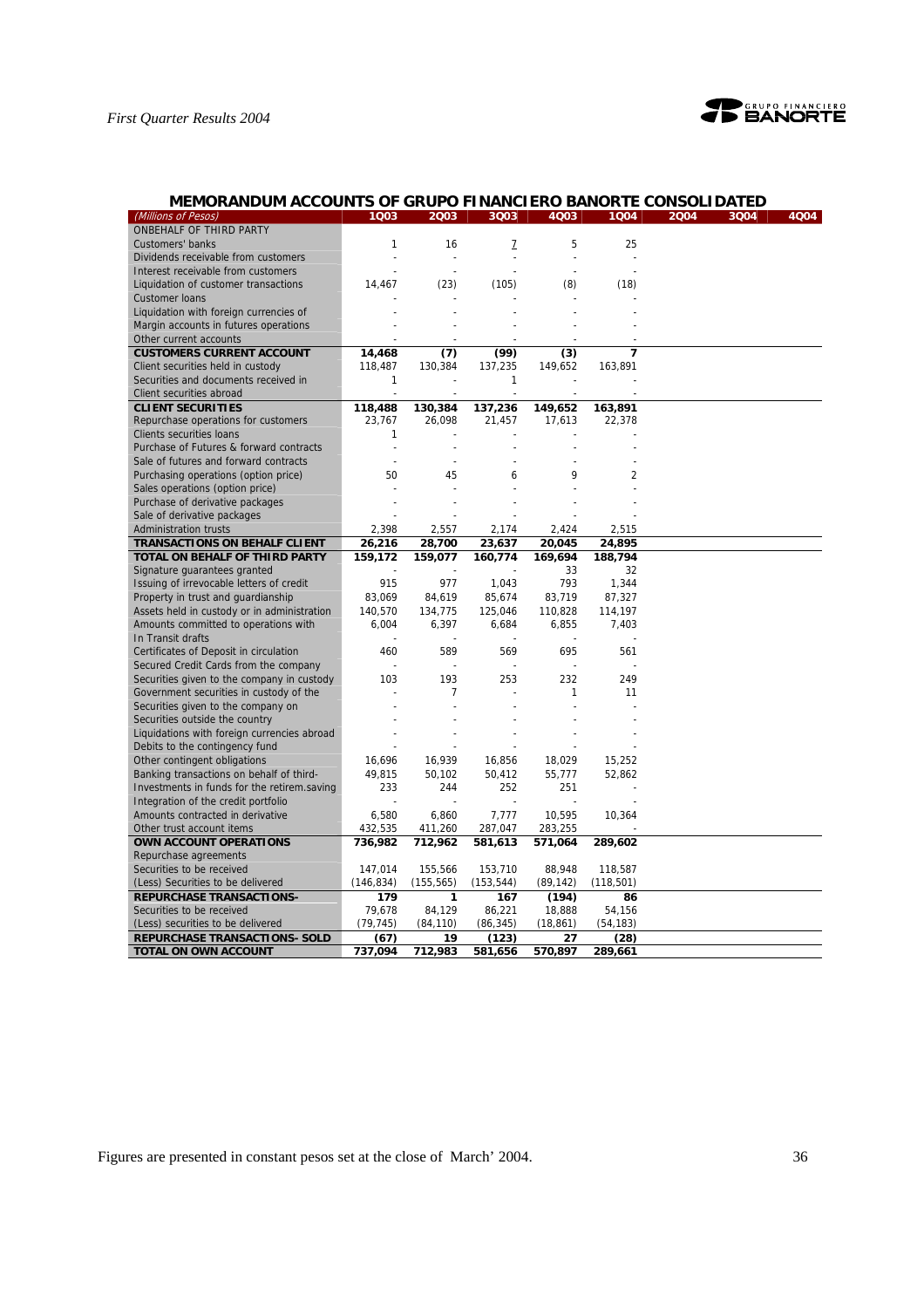## MEMORANDUM ACCOUNTS OF GRUPO FINANCIERO BANORTE CONSOLIDATED

| (Millions of Pesos) | 1Q03 | 2Q03 | 3Q03 | 4Q03 | 1Q04 | 2Q04 | 3Q04 | 4Q04 |
|---|---|---|---|---|---|---|---|---|
| ONBEHALF OF THIRD PARTY | | | | | | | | |
| Customers' banks | 1 | 16 | 7 | 5 | 25 | | | |
| Dividends receivable from customers | - | - | - | - | - | | | |
| Interest receivable from customers | - | - | - | - | - | | | |
| Liquidation of customer transactions | 14,467 | (23) | (105) | (8) | (18) | | | |
| Customer loans | - | - | - | - | - | | | |
| Liquidation with foreign currencies of | - | - | - | - | - | | | |
| Margin accounts in futures operations | - | - | - | - | - | | | |
| Other current accounts | - | - | - | - | - | | | |
| **CUSTOMERS CURRENT ACCOUNT** | **14,468** | **(7)** | **(99)** | **(3)** | **7** | | | |
| Client securities held in custody | 118,487 | 130,384 | 137,235 | 149,652 | 163,891 | | | |
| Securities and documents received in | 1 | - | 1 | - | - | | | |
| Client securities abroad | - | - | - | - | - | | | |
| **CLIENT SECURITIES** | **118,488** | **130,384** | **137,236** | **149,652** | **163,891** | | | |
| Repurchase operations for customers | 23,767 | 26,098 | 21,457 | 17,613 | 22,378 | | | |
| Clients securities loans | 1 | - | - | - | - | | | |
| Purchase of Futures & forward contracts | - | - | - | - | - | | | |
| Sale of futures and forward contracts | - | - | - | - | - | | | |
| Purchasing operations (option price) | 50 | 45 | 6 | 9 | 2 | | | |
| Sales operations (option price) | - | - | - | - | - | | | |
| Purchase of derivative packages | - | - | - | - | - | | | |
| Sale of derivative packages | - | - | - | - | - | | | |
| Administration trusts | 2,398 | 2,557 | 2,174 | 2,424 | 2,515 | | | |
| **TRANSACTIONS ON BEHALF CLIENT** | **26,216** | **28,700** | **23,637** | **20,045** | **24,895** | | | |
| **TOTAL ON BEHALF OF THIRD PARTY** | **159,172** | **159,077** | **160,774** | **169,694** | **188,794** | | | |
| Signature guarantees granted | - | - | - | 33 | 32 | | | |
| Issuing of irrevocable letters of credit | 915 | 977 | 1,043 | 793 | 1,344 | | | |
| Property in trust and guardianship | 83,069 | 84,619 | 85,674 | 83,719 | 87,327 | | | |
| Assets held in custody or in administration | 140,570 | 134,775 | 125,046 | 110,828 | 114,197 | | | |
| Amounts committed to operations with | 6,004 | 6,397 | 6,684 | 6,855 | 7,403 | | | |
| In Transit drafts | - | - | - | - | - | | | |
| Certificates of Deposit in circulation | 460 | 589 | 569 | 695 | 561 | | | |
| Secured Credit Cards from the company | - | - | - | - | - | | | |
| Securities given to the company in custody | 103 | 193 | 253 | 232 | 249 | | | |
| Government securities in custody of the | - | 7 | - | 1 | 11 | | | |
| Securities given to the company on | - | - | - | - | - | | | |
| Securities outside the country | - | - | - | - | - | | | |
| Liquidations with foreign currencies abroad | - | - | - | - | - | | | |
| Debits to the contingency fund | - | - | - | - | - | | | |
| Other contingent obligations | 16,696 | 16,939 | 16,856 | 18,029 | 15,252 | | | |
| Banking transactions on behalf of third- | 49,815 | 50,102 | 50,412 | 55,777 | 52,862 | | | |
| Investments in funds for the retirem.saving | 233 | 244 | 252 | 251 | - | | | |
| Integration of the credit portfolio | - | - | - | - | - | | | |
| Amounts contracted in derivative | 6,580 | 6,860 | 7,777 | 10,595 | 10,364 | | | |
| Other trust account items | 432,535 | 411,260 | 287,047 | 283,255 | - | | | |
| **OWN ACCOUNT OPERATIONS** | **736,982** | **712,962** | **581,613** | **571,064** | **289,602** | | | |
| Repurchase agreements | | | | | | | | |
| Securities to be received | 147,014 | 155,566 | 153,710 | 88,948 | 118,587 | | | |
| (Less) Securities to be delivered | (146,834) | (155,565) | (153,544) | (89,142) | (118,501) | | | |
| **REPURCHASE TRANSACTIONS-** | **179** | **1** | **167** | **(194)** | **86** | | | |
| Securities to be received | 79,678 | 84,129 | 86,221 | 18,888 | 54,156 | | | |
| (Less) securities to be delivered | (79,745) | (84,110) | (86,345) | (18,861) | (54,183) | | | |
| **REPURCHASE TRANSACTIONS- SOLD** | **(67)** | **19** | **(123)** | **27** | **(28)** | | | |
| **TOTAL ON OWN ACCOUNT** | **737,094** | **712,983** | **581,656** | **570,897** | **289,661** | | | |

Figures are presented in constant pesos set at the close of March' 2004.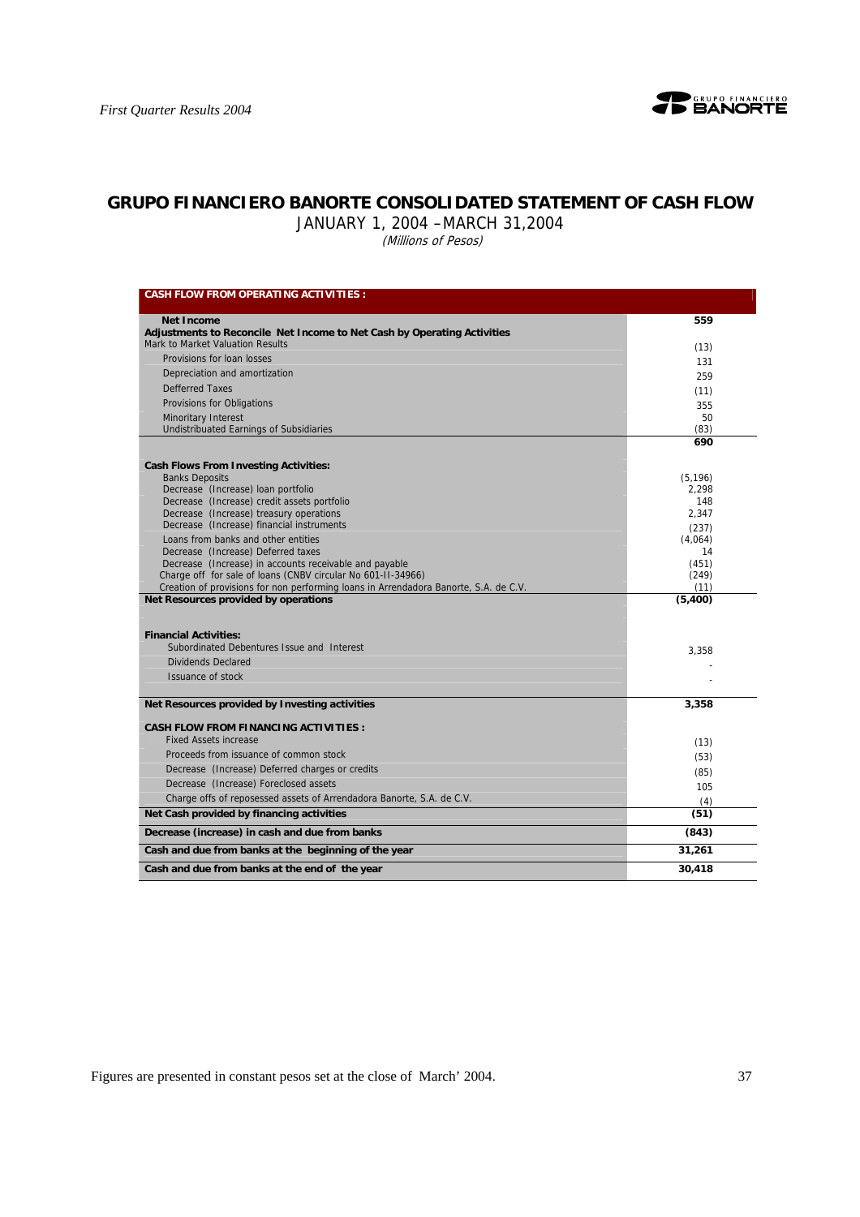## GRUPO FINANCIERO BANORTE CONSOLIDATED STATEMENT OF CASH FLOW

JANUARY 1, 2004 –MARCH 31,2004

*(Millions of Pesos)*

| CASH FLOW FROM OPERATING ACTIVITIES : | |
|---|---|
| **Net Income** | **559** |
| **Adjustments to Reconcile Net Income to Net Cash by Operating Activities** | |
| Mark to Market Valuation Results | (13) |
| Provisions for loan losses | 131 |
| Depreciation and amortization | 259 |
| Defferred Taxes | (11) |
| Provisions for Obligations | 355 |
| Minoritary Interest | 50 |
| Undistribuuted Earnings of Subsidiaries | (83) |
| | **690** |
| **Cash Flows From Investing Activities:** | |
| Banks Deposits | (5,196) |
| Decrease (Increase) loan portfolio | 2,298 |
| Decrease (Increase) credit assets portfolio | 148 |
| Decrease (Increase) treasury operations | 2,347 |
| Decrease (Increase) financial instruments | (237) |
| Loans from banks and other entities | (4,064) |
| Decrease (Increase) Deferred taxes | 14 |
| Decrease (Increase) in accounts receivable and payable | (451) |
| Charge off for sale of loans (CNBV circular No 601-II-34966) | (249) |
| Creation of provisions for non performing loans in Arrendadora Banorte, S.A. de C.V. | (11) |
| **Net Resources provided by operations** | **(5,400)** |
| **Financial Activities:** | |
| Subordinated Debentures Issue and Interest | 3,358 |
| Dividends Declared | - |
| Issuance of stock | - |
| **Net Resources provided by Investing activities** | **3,358** |
| **CASH FLOW FROM FINANCING ACTIVITIES :** | |
| Fixed Assets increase | (13) |
| Proceeds from issuance of common stock | (53) |
| Decrease (Increase) Deferred charges or credits | (85) |
| Decrease (Increase) Foreclosed assets | 105 |
| Charge offs of reposessed assets of Arrendadora Banorte, S.A. de C.V. | (4) |
| **Net Cash provided by financing activities** | **(51)** |
| **Decrease (increase) in cash and due from banks** | **(843)** |
| **Cash and due from banks at the beginning of the year** | **31,261** |
| **Cash and due from banks at the end of the year** | **30,418** |

Figures are presented in constant pesos set at the close of March' 2004.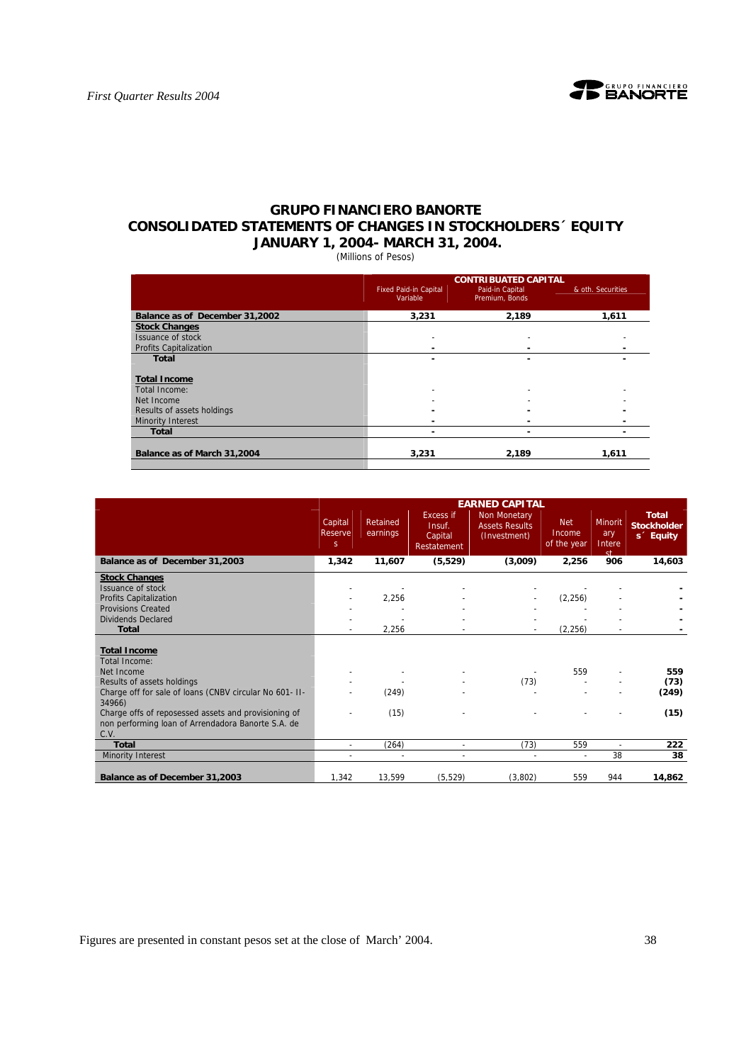# GRUPO FINANCIERO BANORTE
## CONSOLIDATED STATEMENTS OF CHANGES IN STOCKHOLDERS´ EQUITY
## JANUARY 1, 2004- MARCH 31, 2004.

(Millions of Pesos)

| | CONTRIBUATED CAPITAL | | |
|---|---|---|---|
| | Fixed Paid-in Capital Variable | Paid-in Capital Premium, Bonds | & oth. Securities |
| **Balance as of December 31,2002** | **3,231** | **2,189** | **1,611** |
| **Stock Changes** | | | |
| Issuance of stock | - | - | - |
| Profits Capitalization | - | - | - |
| **Total** | - | - | - |
| **Total Income** | | | |
| Total Income: | | | |
| Net Income | - | - | - |
| Results of assets holdings | - | - | - |
| Minority Interest | - | - | - |
| **Total** | - | - | - |
| **Balance as of March 31,2004** | **3,231** | **2,189** | **1,611** |

| | EARNED CAPITAL | | | | | | |
|---|---|---|---|---|---|---|---|
| | Capital Reserves | Retained earnings | Excess if Insuf. Capital Restatement | Non Monetary Assets Results (Investment) | Net Income of the year | Minoritary Interest | **Total Stockholders´ Equity** |
| **Balance as of December 31,2003** | **1,342** | **11,607** | **(5,529)** | **(3,009)** | **2,256** | **906** | **14,603** |
| **Stock Changes** | | | | | | | |
| Issuance of stock | - | - | - | - | - | - | - |
| Profits Capitalization | - | 2,256 | - | - | (2,256) | - | - |
| Provisions Created | - | - | - | - | - | - | - |
| Dividends Declared | - | - | - | - | - | - | - |
| **Total** | - | 2,256 | - | - | (2,256) | - | - |
| **Total Income** | | | | | | | |
| Total Income: | | | | | | | |
| Net Income | - | - | - | - | 559 | - | **559** |
| Results of assets holdings | - | - | - | (73) | - | - | **(73)** |
| Charge off for sale of loans (CNBV circular No 601- II-34966) | - | (249) | - | - | - | - | **(249)** |
| Charge offs of reposessed assets and provisioning of non performing loan of Arrendadora Banorte S.A. de C.V. | - | (15) | - | - | - | - | **(15)** |
| **Total** | - | (264) | - | (73) | 559 | - | **222** |
| Minority Interest | - | - | - | - | - | 38 | **38** |
| **Balance as of December 31,2003** | 1,342 | 13,599 | (5,529) | (3,802) | 559 | 944 | **14,862** |

Figures are presented in constant pesos set at the close of March' 2004.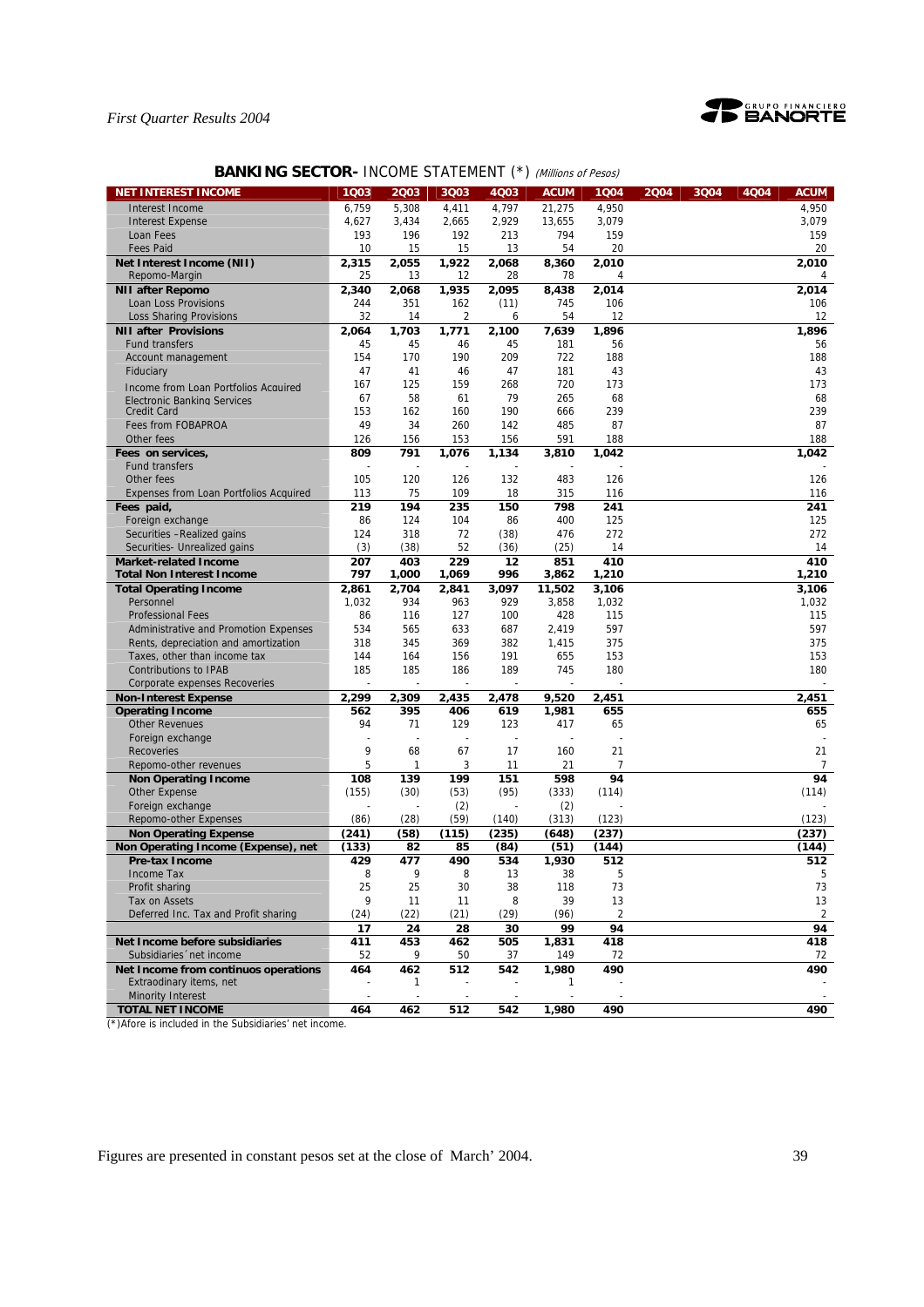## BANKING SECTOR- INCOME STATEMENT (*) *(Millions of Pesos)*

| NET INTEREST INCOME | 1Q03 | 2Q03 | 3Q03 | 4Q03 | ACUM | 1Q04 | 2Q04 | 3Q04 | 4Q04 | ACUM |
|---|---|---|---|---|---|---|---|---|---|---|
| Interest Income | 6,759 | 5,308 | 4,411 | 4,797 | 21,275 | 4,950 | | | | 4,950 |
| Interest Expense | 4,627 | 3,434 | 2,665 | 2,929 | 13,655 | 3,079 | | | | 3,079 |
| Loan Fees | 193 | 196 | 192 | 213 | 794 | 159 | | | | 159 |
| Fees Paid | 10 | 15 | 15 | 13 | 54 | 20 | | | | 20 |
| **Net Interest Income (NII)** | **2,315** | **2,055** | **1,922** | **2,068** | **8,360** | **2,010** | | | | **2,010** |
| Repomo-Margin | 25 | 13 | 12 | 28 | 78 | 4 | | | | 4 |
| **NII after Repomo** | **2,340** | **2,068** | **1,935** | **2,095** | **8,438** | **2,014** | | | | **2,014** |
| Loan Loss Provisions | 244 | 351 | 162 | (11) | 745 | 106 | | | | 106 |
| Loss Sharing Provisions | 32 | 14 | 2 | 6 | 54 | 12 | | | | 12 |
| **NII after Provisions** | **2,064** | **1,703** | **1,771** | **2,100** | **7,639** | **1,896** | | | | **1,896** |
| Fund transfers | 45 | 45 | 46 | 45 | 181 | 56 | | | | 56 |
| Account management | 154 | 170 | 190 | 209 | 722 | 188 | | | | 188 |
| Fiduciary | 47 | 41 | 46 | 47 | 181 | 43 | | | | 43 |
| Income from Loan Portfolios Acquired | 167 | 125 | 159 | 268 | 720 | 173 | | | | 173 |
| Electronic Banking Services | 67 | 58 | 61 | 79 | 265 | 68 | | | | 68 |
| Credit Card | 153 | 162 | 160 | 190 | 666 | 239 | | | | 239 |
| Fees from FOBAPROA | 49 | 34 | 260 | 142 | 485 | 87 | | | | 87 |
| Other fees | 126 | 156 | 153 | 156 | 591 | 188 | | | | 188 |
| **Fees on services,** | **809** | **791** | **1,076** | **1,134** | **3,810** | **1,042** | | | | **1,042** |
| Fund transfers | - | - | - | - | - | - | | | | - |
| Other fees | 105 | 120 | 126 | 132 | 483 | 126 | | | | 126 |
| Expenses from Loan Portfolios Acquired | 113 | 75 | 109 | 18 | 315 | 116 | | | | 116 |
| **Fees paid,** | **219** | **194** | **235** | **150** | **798** | **241** | | | | **241** |
| Foreign exchange | 86 | 124 | 104 | 86 | 400 | 125 | | | | 125 |
| Securities –Realized gains | 124 | 318 | 72 | (38) | 476 | 272 | | | | 272 |
| Securities- Unrealized gains | (3) | (38) | 52 | (36) | (25) | 14 | | | | 14 |
| **Market-related Income** | **207** | **403** | **229** | **12** | **851** | **410** | | | | **410** |
| **Total Non Interest Income** | **797** | **1,000** | **1,069** | **996** | **3,862** | **1,210** | | | | **1,210** |
| **Total Operating Income** | **2,861** | **2,704** | **2,841** | **3,097** | **11,502** | **3,106** | | | | **3,106** |
| Personnel | 1,032 | 934 | 963 | 929 | 3,858 | 1,032 | | | | 1,032 |
| Professional Fees | 86 | 116 | 127 | 100 | 428 | 115 | | | | 115 |
| Administrative and Promotion Expenses | 534 | 565 | 633 | 687 | 2,419 | 597 | | | | 597 |
| Rents, depreciation and amortization | 318 | 345 | 369 | 382 | 1,415 | 375 | | | | 375 |
| Taxes, other than income tax | 144 | 164 | 156 | 191 | 655 | 153 | | | | 153 |
| Contributions to IPAB | 185 | 185 | 186 | 189 | 745 | 180 | | | | 180 |
| Corporate expenses Recoveries | - | - | - | - | - | - | | | | - |
| **Non-Interest Expense** | **2,299** | **2,309** | **2,435** | **2,478** | **9,520** | **2,451** | | | | **2,451** |
| **Operating Income** | **562** | **395** | **406** | **619** | **1,981** | **655** | | | | **655** |
| Other Revenues | 94 | 71 | 129 | 123 | 417 | 65 | | | | 65 |
| Foreign exchange | - | - | - | - | - | - | | | | - |
| Recoveries | 9 | 68 | 67 | 17 | 160 | 21 | | | | 21 |
| Repomo-other revenues | 5 | 1 | 3 | 11 | 21 | 7 | | | | 7 |
| **Non Operating Income** | **108** | **139** | **199** | **151** | **598** | **94** | | | | **94** |
| Other Expense | (155) | (30) | (53) | (95) | (333) | (114) | | | | (114) |
| Foreign exchange | - | - | (2) | - | (2) | - | | | | - |
| Repomo-other Expenses | (86) | (28) | (59) | (140) | (313) | (123) | | | | (123) |
| **Non Operating Expense** | **(241)** | **(58)** | **(115)** | **(235)** | **(648)** | **(237)** | | | | **(237)** |
| **Non Operating Income (Expense), net** | **(133)** | **82** | **85** | **(84)** | **(51)** | **(144)** | | | | **(144)** |
| **Pre-tax Income** | **429** | **477** | **490** | **534** | **1,930** | **512** | | | | **512** |
| Income Tax | 8 | 9 | 8 | 13 | 38 | 5 | | | | 5 |
| Profit sharing | 25 | 25 | 30 | 38 | 118 | 73 | | | | 73 |
| Tax on Assets | 9 | 11 | 11 | 8 | 39 | 13 | | | | 13 |
| Deferred Inc. Tax and Profit sharing | (24) | (22) | (21) | (29) | (96) | 2 | | | | 2 |
| | **17** | **24** | **28** | **30** | **99** | **94** | | | | **94** |
| **Net Income before subsidiaries** | **411** | **453** | **462** | **505** | **1,831** | **418** | | | | **418** |
| Subsidiaries´net income | 52 | 9 | 50 | 37 | 149 | 72 | | | | 72 |
| **Net Income from continuos operations** | **464** | **462** | **512** | **542** | **1,980** | **490** | | | | **490** |
| Extraodinary items, net | - | 1 | - | - | 1 | - | | | | - |
| Minority Interest | - | - | - | - | - | - | | | | - |
| **TOTAL NET INCOME** | **464** | **462** | **512** | **542** | **1,980** | **490** | | | | **490** |

(*)Afore is included in the Subsidiaries' net income.

Figures are presented in constant pesos set at the close of March' 2004.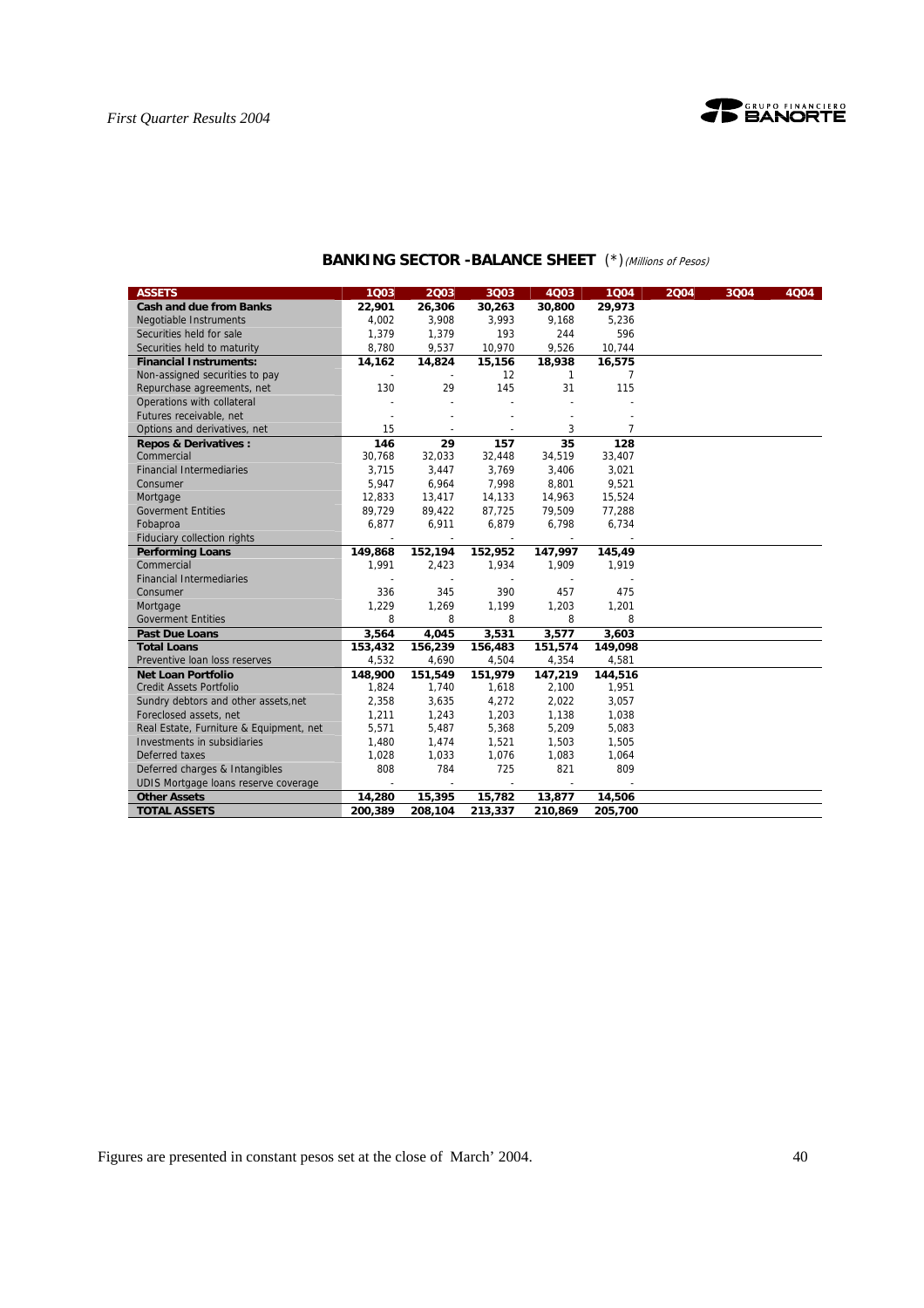## BANKING SECTOR -BALANCE SHEET (*) *(Millions of Pesos)*

| ASSETS | 1Q03 | 2Q03 | 3Q03 | 4Q03 | 1Q04 | 2Q04 | 3Q04 | 4Q04 |
|---|---|---|---|---|---|---|---|---|
| **Cash and due from Banks** | **22,901** | **26,306** | **30,263** | **30,800** | **29,973** | | | |
| Negotiable Instruments | 4,002 | 3,908 | 3,993 | 9,168 | 5,236 | | | |
| Securities held for sale | 1,379 | 1,379 | 193 | 244 | 596 | | | |
| Securities held to maturity | 8,780 | 9,537 | 10,970 | 9,526 | 10,744 | | | |
| **Financial Instruments:** | **14,162** | **14,824** | **15,156** | **18,938** | **16,575** | | | |
| Non-assigned securities to pay | - | - | 12 | 1 | 7 | | | |
| Repurchase agreements, net | 130 | 29 | 145 | 31 | 115 | | | |
| Operations with collateral | - | - | - | - | - | | | |
| Futures receivable, net | - | - | - | - | - | | | |
| Options and derivatives, net | 15 | - | - | 3 | 7 | | | |
| **Repos & Derivatives :** | **146** | **29** | **157** | **35** | **128** | | | |
| Commercial | 30,768 | 32,033 | 32,448 | 34,519 | 33,407 | | | |
| Financial Intermediaries | 3,715 | 3,447 | 3,769 | 3,406 | 3,021 | | | |
| Consumer | 5,947 | 6,964 | 7,998 | 8,801 | 9,521 | | | |
| Mortgage | 12,833 | 13,417 | 14,133 | 14,963 | 15,524 | | | |
| Goverment Entities | 89,729 | 89,422 | 87,725 | 79,509 | 77,288 | | | |
| Fobaproa | 6,877 | 6,911 | 6,879 | 6,798 | 6,734 | | | |
| Fiduciary collection rights | - | - | - | - | - | | | |
| **Performing Loans** | **149,868** | **152,194** | **152,952** | **147,997** | **145,49** | | | |
| Commercial | 1,991 | 2,423 | 1,934 | 1,909 | 1,919 | | | |
| Financial Intermediaries | - | - | - | - | - | | | |
| Consumer | 336 | 345 | 390 | 457 | 475 | | | |
| Mortgage | 1,229 | 1,269 | 1,199 | 1,203 | 1,201 | | | |
| Goverment Entities | 8 | 8 | 8 | 8 | 8 | | | |
| **Past Due Loans** | **3,564** | **4,045** | **3,531** | **3,577** | **3,603** | | | |
| **Total Loans** | **153,432** | **156,239** | **156,483** | **151,574** | **149,098** | | | |
| Preventive loan loss reserves | 4,532 | 4,690 | 4,504 | 4,354 | 4,581 | | | |
| **Net Loan Portfolio** | **148,900** | **151,549** | **151,979** | **147,219** | **144,516** | | | |
| Credit Assets Portfolio | 1,824 | 1,740 | 1,618 | 2,100 | 1,951 | | | |
| Sundry debtors and other assets,net | 2,358 | 3,635 | 4,272 | 2,022 | 3,057 | | | |
| Foreclosed assets, net | 1,211 | 1,243 | 1,203 | 1,138 | 1,038 | | | |
| Real Estate, Furniture & Equipment, net | 5,571 | 5,487 | 5,368 | 5,209 | 5,083 | | | |
| Investments in subsidiaries | 1,480 | 1,474 | 1,521 | 1,503 | 1,505 | | | |
| Deferred taxes | 1,028 | 1,033 | 1,076 | 1,083 | 1,064 | | | |
| Deferred charges & Intangibles | 808 | 784 | 725 | 821 | 809 | | | |
| UDIS Mortgage loans reserve coverage | - | - | - | - | - | | | |
| **Other Assets** | **14,280** | **15,395** | **15,782** | **13,877** | **14,506** | | | |
| **TOTAL ASSETS** | **200,389** | **208,104** | **213,337** | **210,869** | **205,700** | | | |

Figures are presented in constant pesos set at the close of March' 2004.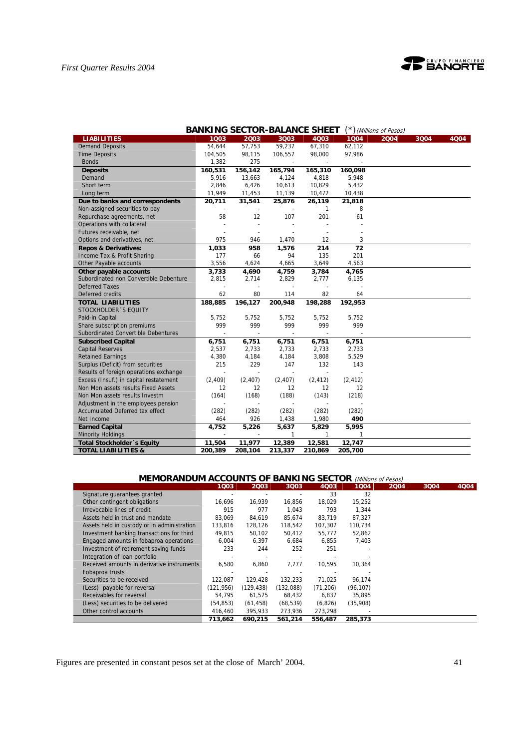## BANKING SECTOR-BALANCE SHEET (*) *(Millions of Pesos)*

| LIABILITIES | 1Q03 | 2Q03 | 3Q03 | 4Q03 | 1Q04 | 2Q04 | 3Q04 | 4Q04 |
|---|---|---|---|---|---|---|---|---|
| Demand Deposits | 54,644 | 57,753 | 59,237 | 67,310 | 62,112 | | | |
| Time Deposits | 104,505 | 98,115 | 106,557 | 98,000 | 97,986 | | | |
| Bonds | 1,382 | 275 | - | - | - | | | |
| **Deposits** | **160,531** | **156,142** | **165,794** | **165,310** | **160,098** | | | |
| Demand | 5,916 | 13,663 | 4,124 | 4,818 | 5,948 | | | |
| Short term | 2,846 | 6,426 | 10,613 | 10,829 | 5,432 | | | |
| Long term | 11,949 | 11,453 | 11,139 | 10,472 | 10,438 | | | |
| **Due to banks and correspondents** | **20,711** | **31,541** | **25,876** | **26,119** | **21,818** | | | |
| Non-assigned securities to pay | - | - | - | 1 | 8 | | | |
| Repurchase agreements, net | 58 | 12 | 107 | 201 | 61 | | | |
| Operations with collateral | - | - | - | - | - | | | |
| Futures receivable, net | - | - | - | - | - | | | |
| Options and derivatives, net | 975 | 946 | 1,470 | 12 | 3 | | | |
| **Repos & Derivatives:** | **1,033** | **958** | **1,576** | **214** | **72** | | | |
| Income Tax & Profit Sharing | 177 | 66 | 94 | 135 | 201 | | | |
| Other Payable accounts | 3,556 | 4,624 | 4,665 | 3,649 | 4,563 | | | |
| **Other payable accounts** | **3,733** | **4,690** | **4,759** | **3,784** | **4,765** | | | |
| Subordinated non Convertible Debenture | 2,815 | 2,714 | 2,829 | 2,777 | 6,135 | | | |
| Deferred Taxes | - | - | - | - | - | | | |
| Deferred credits | 62 | 80 | 114 | 82 | 64 | | | |
| **TOTAL LIABILITIES** | **188,885** | **196,127** | **200,948** | **198,288** | **192,953** | | | |
| STOCKHOLDER´S EQUITY | | | | | | | | |
| Paid-in Capital | 5,752 | 5,752 | 5,752 | 5,752 | 5,752 | | | |
| Share subscription premiums | 999 | 999 | 999 | 999 | 999 | | | |
| Subordinated Convertible Debentures | - | - | - | - | - | | | |
| **Subscribed Capital** | **6,751** | **6,751** | **6,751** | **6,751** | **6,751** | | | |
| Capital Reserves | 2,537 | 2,733 | 2,733 | 2,733 | 2,733 | | | |
| Retained Earnings | 4,380 | 4,184 | 4,184 | 3,808 | 5,529 | | | |
| Surplus (Deficit) from securities | 215 | 229 | 147 | 132 | 143 | | | |
| Results of foreign operations exchange | - | - | - | - | - | | | |
| Excess (Insuf.) in capital restatement | (2,409) | (2,407) | (2,407) | (2,412) | (2,412) | | | |
| Non Mon assets results Fixed Assets | 12 | 12 | 12 | 12 | 12 | | | |
| Non Mon assets results Investm | (164) | (168) | (188) | (143) | (218) | | | |
| Adjustment in the employees pension | - | - | - | - | - | | | |
| Accumulated Deferred tax effect | (282) | (282) | (282) | (282) | (282) | | | |
| Net Income | 464 | 926 | 1,438 | 1,980 | **490** | | | |
| **Earned Capital** | **4,752** | **5,226** | **5,637** | **5,829** | **5,995** | | | |
| Minority Holdings | - | - | 1 | 1 | 1 | | | |
| **Total Stockholder´s Equity** | **11,504** | **11,977** | **12,389** | **12,581** | **12,747** | | | |
| **TOTAL LIABILITIES &** | **200,389** | **208,104** | **213,337** | **210,869** | **205,700** | | | |

## MEMORANDUM ACCOUNTS OF BANKING SECTOR *(Millions of Pesos)*

| | 1Q03 | 2Q03 | 3Q03 | 4Q03 | 1Q04 | 2Q04 | 3Q04 | 4Q04 |
|---|---|---|---|---|---|---|---|---|
| Signature guarantees granted | - | - | - | 33 | 32 | | | |
| Other contingent obligations | 16,696 | 16,939 | 16,856 | 18,029 | 15,252 | | | |
| Irrevocable lines of credit | 915 | 977 | 1,043 | 793 | 1,344 | | | |
| Assets held in trust and mandate | 83,069 | 84,619 | 85,674 | 83,719 | 87,327 | | | |
| Assets held in custody or in administration | 133,816 | 128,126 | 118,542 | 107,307 | 110,734 | | | |
| Investment banking transactions for third | 49,815 | 50,102 | 50,412 | 55,777 | 52,862 | | | |
| Engaged amounts in fobaproa operations | 6,004 | 6,397 | 6,684 | 6,855 | 7,403 | | | |
| Investment of retirement saving funds | 233 | 244 | 252 | 251 | - | | | |
| Integration of loan portfolio | - | - | - | - | - | | | |
| Received amounts in derivative instruments | 6,580 | 6,860 | 7,777 | 10,595 | 10,364 | | | |
| Fobaproa trusts | - | - | - | - | - | | | |
| Securities to be received | 122,087 | 129,428 | 132,233 | 71,025 | 96,174 | | | |
| (Less) payable for reversal | (121,956) | (129,438) | (132,088) | (71,206) | (96,107) | | | |
| Receivables for reversal | 54,795 | 61,575 | 68,432 | 6,837 | 35,895 | | | |
| (Less) securities to be delivered | (54,853) | (61,458) | (68,539) | (6,826) | (35,908) | | | |
| Other control accounts | 416,460 | 395,933 | 273,936 | 273,298 | - | | | |
| | **713,662** | **690,215** | **561,214** | **556,487** | **285,373** | | | |

Figures are presented in constant pesos set at the close of March' 2004.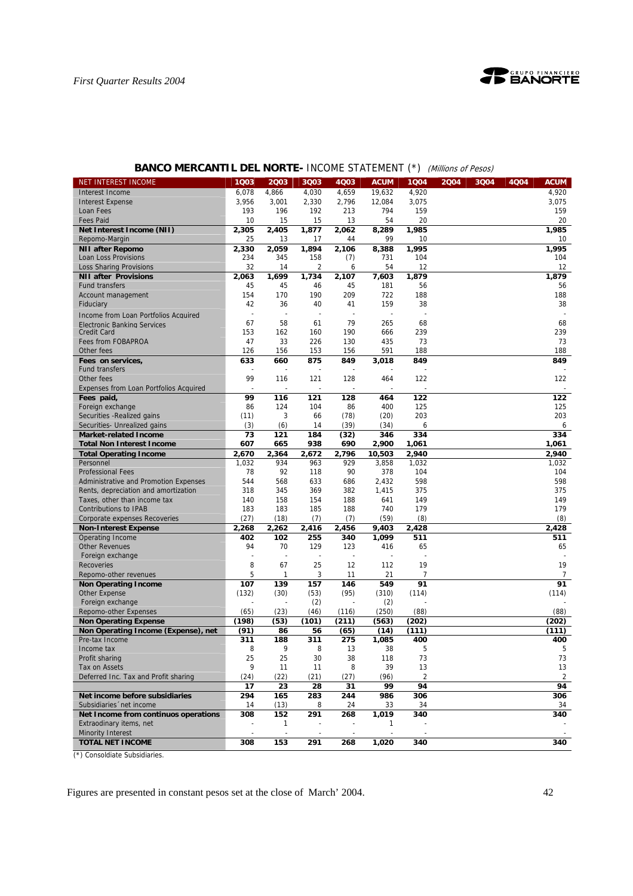## BANCO MERCANTIL DEL NORTE- INCOME STATEMENT (*) *(Millions of Pesos)*

| NET INTEREST INCOME | 1Q03 | 2Q03 | 3Q03 | 4Q03 | ACUM | 1Q04 | 2Q04 | 3Q04 | 4Q04 | ACUM |
|---|---|---|---|---|---|---|---|---|---|---|
| Interest Income | 6,078 | 4,866 | 4,030 | 4,659 | 19,632 | 4,920 | | | | 4,920 |
| Interest Expense | 3,956 | 3,001 | 2,330 | 2,796 | 12,084 | 3,075 | | | | 3,075 |
| Loan Fees | 193 | 196 | 192 | 213 | 794 | 159 | | | | 159 |
| Fees Paid | 10 | 15 | 15 | 13 | 54 | 20 | | | | 20 |
| **Net Interest Income (NII)** | **2,305** | **2,405** | **1,877** | **2,062** | **8,289** | **1,985** | | | | **1,985** |
| Repomo-Margin | 25 | 13 | 17 | 44 | 99 | 10 | | | | 10 |
| **NII after Repomo** | **2,330** | **2,059** | **1,894** | **2,106** | **8,388** | **1,995** | | | | **1,995** |
| Loan Loss Provisions | 234 | 345 | 158 | (7) | 731 | 104 | | | | 104 |
| Loss Sharing Provisions | 32 | 14 | 2 | 6 | 54 | 12 | | | | 12 |
| **NII after Provisions** | **2,063** | **1,699** | **1,734** | **2,107** | **7,603** | **1,879** | | | | **1,879** |
| Fund transfers | 45 | 45 | 46 | 45 | 181 | 56 | | | | 56 |
| Account management | 154 | 170 | 190 | 209 | 722 | 188 | | | | 188 |
| Fiduciary | 42 | 36 | 40 | 41 | 159 | 38 | | | | 38 |
| Income from Loan Portfolios Acquired | - | - | - | - | - | - | | | | - |
| Electronic Banking Services | 67 | 58 | 61 | 79 | 265 | 68 | | | | 68 |
| Credit Card | 153 | 162 | 160 | 190 | 666 | 239 | | | | 239 |
| Fees from FOBAPROA | 47 | 33 | 226 | 130 | 435 | 73 | | | | 73 |
| Other fees | 126 | 156 | 153 | 156 | 591 | 188 | | | | 188 |
| **Fees on services,** | **633** | **660** | **875** | **849** | **3,018** | **849** | | | | **849** |
| Fund transfers | - | - | - | - | - | - | | | | - |
| Other fees | 99 | 116 | 121 | 128 | 464 | 122 | | | | 122 |
| Expenses from Loan Portfolios Acquired | - | - | - | - | - | - | | | | - |
| **Fees paid,** | **99** | **116** | **121** | **128** | **464** | **122** | | | | **122** |
| Foreign exchange | 86 | 124 | 104 | 86 | 400 | 125 | | | | 125 |
| Securities -Realized gains | (11) | 3 | 66 | (78) | (20) | 203 | | | | 203 |
| Securities- Unrealized gains | (3) | (6) | 14 | (39) | (34) | 6 | | | | 6 |
| **Market-related Income** | **73** | **121** | **184** | **(32)** | **346** | **334** | | | | **334** |
| **Total Non Interest Income** | **607** | **665** | **938** | **690** | **2,900** | **1,061** | | | | **1,061** |
| **Total Operating Income** | **2,670** | **2,364** | **2,672** | **2,796** | **10,503** | **2,940** | | | | **2,940** |
| Personnel | 1,032 | 934 | 963 | 929 | 3,858 | 1,032 | | | | 1,032 |
| Professional Fees | 78 | 92 | 118 | 90 | 378 | 104 | | | | 104 |
| Administrative and Promotion Expenses | 544 | 568 | 633 | 686 | 2,432 | 598 | | | | 598 |
| Rents, depreciation and amortization | 318 | 345 | 369 | 382 | 1,415 | 375 | | | | 375 |
| Taxes, other than income tax | 140 | 158 | 154 | 188 | 641 | 149 | | | | 149 |
| Contributions to IPAB | 183 | 183 | 185 | 188 | 740 | 179 | | | | 179 |
| Corporate expenses Recoveries | (27) | (18) | (7) | (7) | (59) | (8) | | | | (8) |
| **Non-Interest Expense** | **2,268** | **2,262** | **2,416** | **2,456** | **9,403** | **2,428** | | | | **2,428** |
| Operating Income | 402 | 102 | 255 | 340 | 1,099 | 511 | | | | 511 |
| Other Revenues | 94 | 70 | 129 | 123 | 416 | 65 | | | | 65 |
| Foreign exchange | - | - | - | - | - | - | | | | - |
| Recoveries | 8 | 67 | 25 | 12 | 112 | 19 | | | | 19 |
| Repomo-other revenues | 5 | 1 | 3 | 11 | 21 | 7 | | | | 7 |
| **Non Operating Income** | **107** | **139** | **157** | **146** | **549** | **91** | | | | **91** |
| Other Expense | (132) | (30) | (53) | (95) | (310) | (114) | | | | (114) |
| Foreign exchange | - | - | (2) | - | (2) | - | | | | - |
| Repomo-other Expenses | (65) | (23) | (46) | (116) | (250) | (88) | | | | (88) |
| **Non Operating Expense** | **(198)** | **(53)** | **(101)** | **(211)** | **(563)** | **(202)** | | | | **(202)** |
| **Non Operating Income (Expense), net** | **(91)** | **86** | **56** | **(65)** | **(14)** | **(111)** | | | | **(111)** |
| Pre-tax Income | 311 | 188 | 311 | 275 | 1,085 | 400 | | | | 400 |
| Income tax | 8 | 9 | 8 | 13 | 38 | 5 | | | | 5 |
| Profit sharing | 25 | 25 | 30 | 38 | 118 | 73 | | | | 73 |
| Tax on Assets | 9 | 11 | 11 | 8 | 39 | 13 | | | | 13 |
| Deferred Inc. Tax and Profit sharing | (24) | (22) | (21) | (27) | (96) | 2 | | | | 2 |
| | **17** | **23** | **28** | **31** | **99** | **94** | | | | **94** |
| **Net income before subsidiaries** | **294** | **165** | **283** | **244** | **986** | **306** | | | | **306** |
| Subsidiaries´net income | 14 | (13) | 8 | 24 | 33 | 34 | | | | 34 |
| **Net Income from continuos operations** | **308** | **152** | **291** | **268** | **1,019** | **340** | | | | **340** |
| Extraordinary items, net | - | 1 | - | - | 1 | - | | | | - |
| Minority Interest | - | - | - | - | - | - | | | | - |
| **TOTAL NET INCOME** | **308** | **153** | **291** | **268** | **1,020** | **340** | | | | **340** |

(*) Consoldiate Subsidiaries.

Figures are presented in constant pesos set at the close of March' 2004.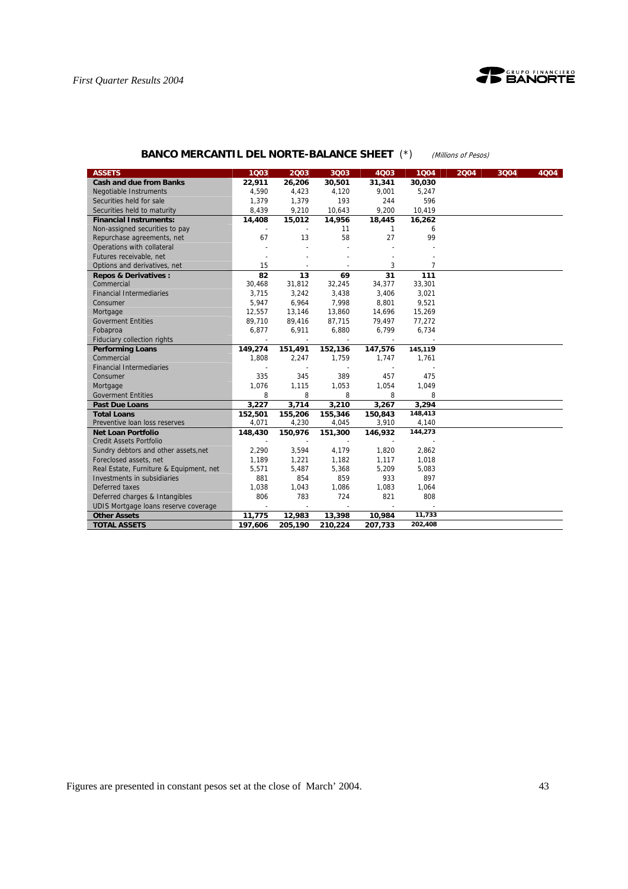## BANCO MERCANTIL DEL NORTE-BALANCE SHEET (*) *(Millions of Pesos)*

| ASSETS | 1Q03 | 2Q03 | 3Q03 | 4Q03 | 1Q04 | 2Q04 | 3Q04 | 4Q04 |
|---|---|---|---|---|---|---|---|---|
| **Cash and due from Banks** | **22,911** | **26,206** | **30,501** | **31,341** | **30,030** | | | |
| Negotiable Instruments | 4,590 | 4,423 | 4,120 | 9,001 | 5,247 | | | |
| Securities held for sale | 1,379 | 1,379 | 193 | 244 | 596 | | | |
| Securities held to maturity | 8,439 | 9,210 | 10,643 | 9,200 | 10,419 | | | |
| **Financial Instruments:** | **14,408** | **15,012** | **14,956** | **18,445** | **16,262** | | | |
| Non-assigned securities to pay | - | - | 11 | 1 | 6 | | | |
| Repurchase agreements, net | 67 | 13 | 58 | 27 | 99 | | | |
| Operations with collateral | - | - | - | - | - | | | |
| Futures receivable, net | - | - | - | - | - | | | |
| Options and derivatives, net | 15 | - | - | 3 | 7 | | | |
| **Repos & Derivatives :** | **82** | **13** | **69** | **31** | **111** | | | |
| Commercial | 30,468 | 31,812 | 32,245 | 34,377 | 33,301 | | | |
| Financial Intermediaries | 3,715 | 3,242 | 3,438 | 3,406 | 3,021 | | | |
| Consumer | 5,947 | 6,964 | 7,998 | 8,801 | 9,521 | | | |
| Mortgage | 12,557 | 13,146 | 13,860 | 14,696 | 15,269 | | | |
| Goverment Entities | 89,710 | 89,416 | 87,715 | 79,497 | 77,272 | | | |
| Fobaproa | 6,877 | 6,911 | 6,880 | 6,799 | 6,734 | | | |
| Fiduciary collection rights | - | - | - | - | - | | | |
| **Performing Loans** | **149,274** | **151,491** | **152,136** | **147,576** | **145,119** | | | |
| Commercial | 1,808 | 2,247 | 1,759 | 1,747 | 1,761 | | | |
| Financial Intermediaries | - | - | - | - | - | | | |
| Consumer | 335 | 345 | 389 | 457 | 475 | | | |
| Mortgage | 1,076 | 1,115 | 1,053 | 1,054 | 1,049 | | | |
| Goverment Entities | 8 | 8 | 8 | 8 | 8 | | | |
| **Past Due Loans** | **3,227** | **3,714** | **3,210** | **3,267** | **3,294** | | | |
| **Total Loans** | **152,501** | **155,206** | **155,346** | **150,843** | **148,413** | | | |
| Preventive loan loss reserves | 4,071 | 4,230 | 4,045 | 3,910 | 4,140 | | | |
| **Net Loan Portfolio** | **148,430** | **150,976** | **151,300** | **146,932** | **144,273** | | | |
| Credit Assets Portfolio | - | - | - | - | - | | | |
| Sundry debtors and other assets,net | 2,290 | 3,594 | 4,179 | 1,820 | 2,862 | | | |
| Foreclosed assets, net | 1,189 | 1,221 | 1,182 | 1,117 | 1,018 | | | |
| Real Estate, Furniture & Equipment, net | 5,571 | 5,487 | 5,368 | 5,209 | 5,083 | | | |
| Investments in subsidiaries | 881 | 854 | 859 | 933 | 897 | | | |
| Deferred taxes | 1,038 | 1,043 | 1,086 | 1,083 | 1,064 | | | |
| Deferred charges & Intangibles | 806 | 783 | 724 | 821 | 808 | | | |
| UDIS Mortgage loans reserve coverage | - | - | - | - | - | | | |
| **Other Assets** | **11,775** | **12,983** | **13,398** | **10,984** | **11,733** | | | |
| **TOTAL ASSETS** | **197,606** | **205,190** | **210,224** | **207,733** | **202,408** | | | |

Figures are presented in constant pesos set at the close of March' 2004.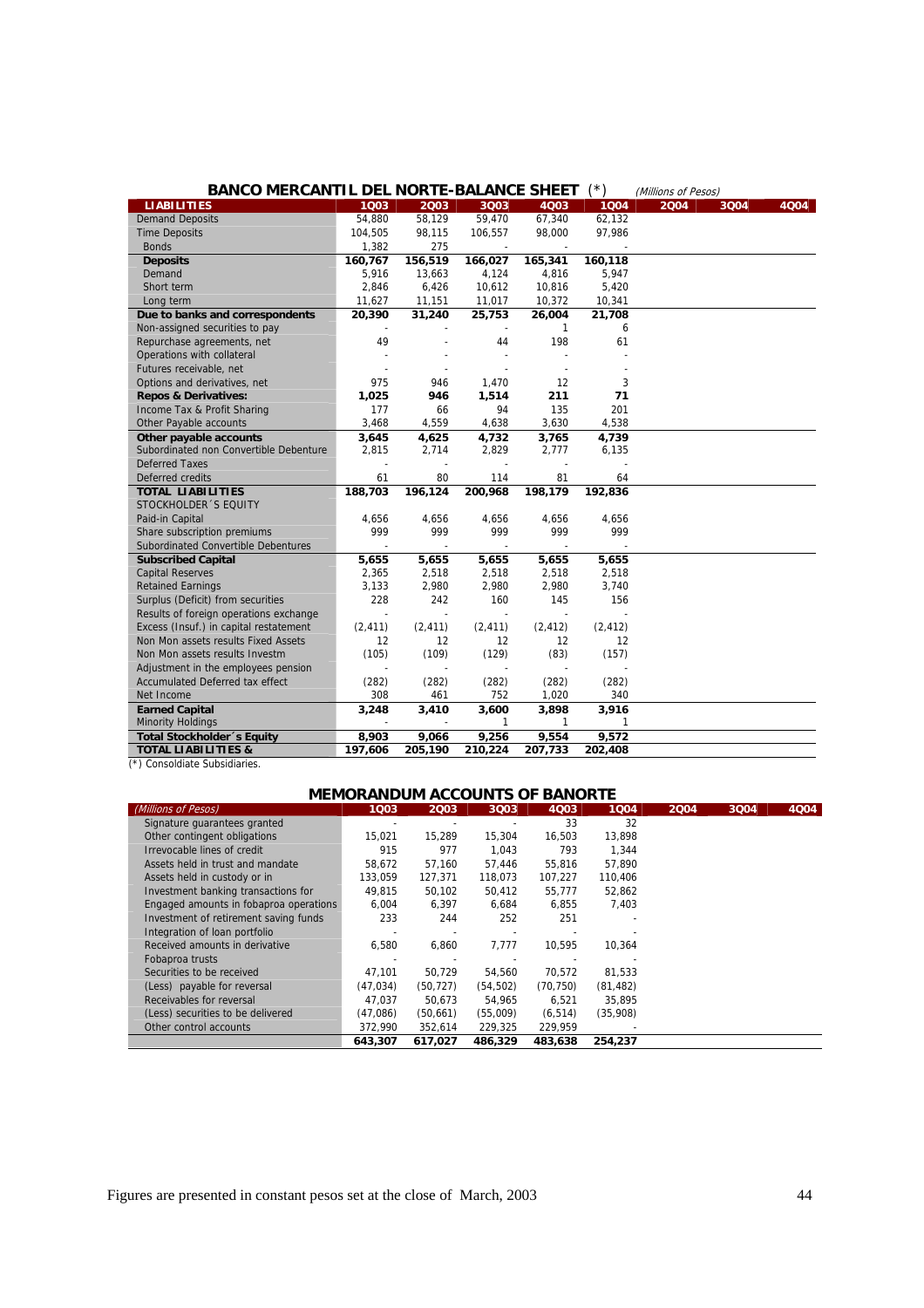## BANCO MERCANTIL DEL NORTE-BALANCE SHEET (*)

*(Millions of Pesos)*

| LIABILITIES | 1Q03 | 2Q03 | 3Q03 | 4Q03 | 1Q04 | 2Q04 | 3Q04 | 4Q04 |
|---|---|---|---|---|---|---|---|---|
| Demand Deposits | 54,880 | 58,129 | 59,470 | 67,340 | 62,132 | | | |
| Time Deposits | 104,505 | 98,115 | 106,557 | 98,000 | 97,986 | | | |
| Bonds | 1,382 | 275 | - | - | - | | | |
| **Deposits** | **160,767** | **156,519** | **166,027** | **165,341** | **160,118** | | | |
| Demand | 5,916 | 13,663 | 4,124 | 4,816 | 5,947 | | | |
| Short term | 2,846 | 6,426 | 10,612 | 10,816 | 5,420 | | | |
| Long term | 11,627 | 11,151 | 11,017 | 10,372 | 10,341 | | | |
| **Due to banks and correspondents** | **20,390** | **31,240** | **25,753** | **26,004** | **21,708** | | | |
| Non-assigned securities to pay | - | - | - | 1 | 6 | | | |
| Repurchase agreements, net | 49 | - | 44 | 198 | 61 | | | |
| Operations with collateral | - | - | - | - | - | | | |
| Futures receivable, net | - | - | - | - | - | | | |
| Options and derivatives, net | 975 | 946 | 1,470 | 12 | 3 | | | |
| **Repos & Derivatives:** | **1,025** | **946** | **1,514** | **211** | **71** | | | |
| Income Tax & Profit Sharing | 177 | 66 | 94 | 135 | 201 | | | |
| Other Payable accounts | 3,468 | 4,559 | 4,638 | 3,630 | 4,538 | | | |
| **Other payable accounts** | **3,645** | **4,625** | **4,732** | **3,765** | **4,739** | | | |
| Subordinated non Convertible Debenture | 2,815 | 2,714 | 2,829 | 2,777 | 6,135 | | | |
| Deferred Taxes | - | - | - | - | - | | | |
| Deferred credits | 61 | 80 | 114 | 81 | 64 | | | |
| **TOTAL LIABILITIES** | **188,703** | **196,124** | **200,968** | **198,179** | **192,836** | | | |
| STOCKHOLDER´S EQUITY | | | | | | | | |
| Paid-in Capital | 4,656 | 4,656 | 4,656 | 4,656 | 4,656 | | | |
| Share subscription premiums | 999 | 999 | 999 | 999 | 999 | | | |
| Subordinated Convertible Debentures | - | - | - | - | - | | | |
| **Subscribed Capital** | **5,655** | **5,655** | **5,655** | **5,655** | **5,655** | | | |
| Capital Reserves | 2,365 | 2,518 | 2,518 | 2,518 | 2,518 | | | |
| Retained Earnings | 3,133 | 2,980 | 2,980 | 2,980 | 3,740 | | | |
| Surplus (Deficit) from securities | 228 | 242 | 160 | 145 | 156 | | | |
| Results of foreign operations exchange | - | - | - | - | - | | | |
| Excess (Insuf.) in capital restatement | (2,411) | (2,411) | (2,411) | (2,412) | (2,412) | | | |
| Non Mon assets results Fixed Assets | 12 | 12 | 12 | 12 | 12 | | | |
| Non Mon assets results Investm | (105) | (109) | (129) | (83) | (157) | | | |
| Adjustment in the employees pension | - | - | - | - | - | | | |
| Accumulated Deferred tax effect | (282) | (282) | (282) | (282) | (282) | | | |
| Net Income | 308 | 461 | 752 | 1,020 | 340 | | | |
| **Earned Capital** | **3,248** | **3,410** | **3,600** | **3,898** | **3,916** | | | |
| Minority Holdings | - | - | 1 | 1 | 1 | | | |
| **Total Stockholder´s Equity** | **8,903** | **9,066** | **9,256** | **9,554** | **9,572** | | | |
| **TOTAL LIABILITIES &** | **197,606** | **205,190** | **210,224** | **207,733** | **202,408** | | | |

(*) Consoldiate Subsidiaries.

## MEMORANDUM ACCOUNTS OF BANORTE

| *(Millions of Pesos)* | 1Q03 | 2Q03 | 3Q03 | 4Q03 | 1Q04 | 2Q04 | 3Q04 | 4Q04 |
|---|---|---|---|---|---|---|---|---|
| Signature guarantees granted | - | - | - | 33 | 32 | | | |
| Other contingent obligations | 15,021 | 15,289 | 15,304 | 16,503 | 13,898 | | | |
| Irrevocable lines of credit | 915 | 977 | 1,043 | 793 | 1,344 | | | |
| Assets held in trust and mandate | 58,672 | 57,160 | 57,446 | 55,816 | 57,890 | | | |
| Assets held in custody or in | 133,059 | 127,371 | 118,073 | 107,227 | 110,406 | | | |
| Investment banking transactions for | 49,815 | 50,102 | 50,412 | 55,777 | 52,862 | | | |
| Engaged amounts in fobaproa operations | 6,004 | 6,397 | 6,684 | 6,855 | 7,403 | | | |
| Investment of retirement saving funds | 233 | 244 | 252 | 251 | - | | | |
| Integration of loan portfolio | - | - | - | - | - | | | |
| Received amounts in derivative | 6,580 | 6,860 | 7,777 | 10,595 | 10,364 | | | |
| Fobaproa trusts | - | - | - | - | - | | | |
| Securities to be received | 47,101 | 50,729 | 54,560 | 70,572 | 81,533 | | | |
| (Less) payable for reversal | (47,034) | (50,727) | (54,502) | (70,750) | (81,482) | | | |
| Receivables for reversal | 47,037 | 50,673 | 54,965 | 6,521 | 35,895 | | | |
| (Less) securities to be delivered | (47,086) | (50,661) | (55,009) | (6,514) | (35,908) | | | |
| Other control accounts | 372,990 | 352,614 | 229,325 | 229,959 | - | | | |
| | **643,307** | **617,027** | **486,329** | **483,638** | **254,237** | | | |

Figures are presented in constant pesos set at the close of March, 2003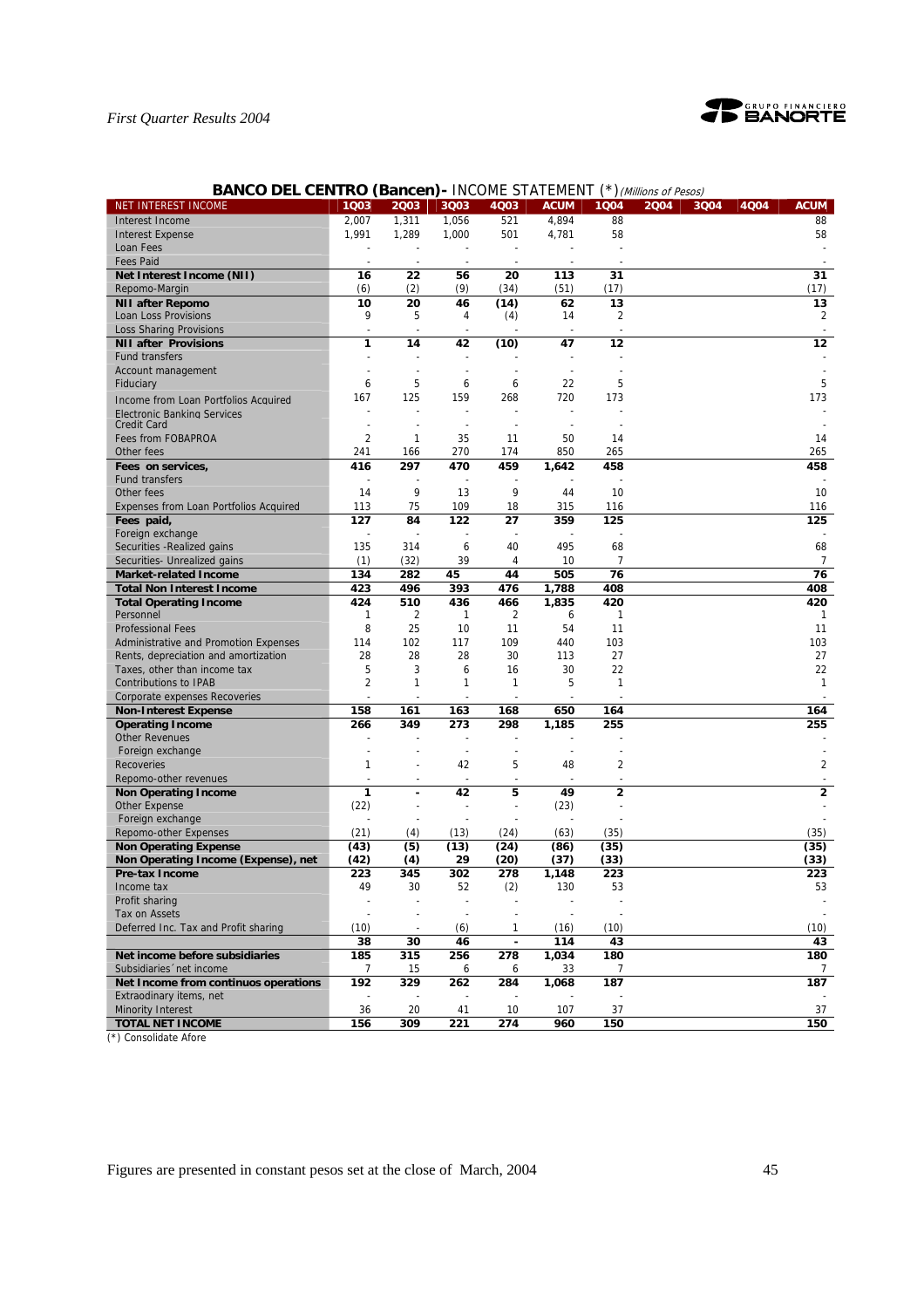## BANCO DEL CENTRO (Bancen)- INCOME STATEMENT (*) *(Millions of Pesos)*

| NET INTEREST INCOME | 1Q03 | 2Q03 | 3Q03 | 4Q03 | ACUM | 1Q04 | 2Q04 | 3Q04 | 4Q04 | ACUM |
|---|---|---|---|---|---|---|---|---|---|---|
| Interest Income | 2,007 | 1,311 | 1,056 | 521 | 4,894 | 88 | | | | 88 |
| Interest Expense | 1,991 | 1,289 | 1,000 | 501 | 4,781 | 58 | | | | 58 |
| Loan Fees | - | - | - | - | - | - | | | | - |
| Fees Paid | - | - | - | - | - | - | | | | - |
| **Net Interest Income (NII)** | **16** | **22** | **56** | **20** | **113** | **31** | | | | **31** |
| Repomo-Margin | (6) | (2) | (9) | (34) | (51) | (17) | | | | (17) |
| **NII after Repomo** | **10** | **20** | **46** | **(14)** | **62** | **13** | | | | **13** |
| Loan Loss Provisions | 9 | 5 | 4 | (4) | 14 | 2 | | | | 2 |
| Loss Sharing Provisions | - | - | - | - | - | - | | | | - |
| **NII after Provisions** | **1** | **14** | **42** | **(10)** | **47** | **12** | | | | **12** |
| Fund transfers | - | - | - | - | - | - | | | | - |
| Account management | - | - | - | - | - | - | | | | - |
| Fiduciary | 6 | 5 | 6 | 6 | 22 | 5 | | | | 5 |
| Income from Loan Portfolios Acquired | 167 | 125 | 159 | 268 | 720 | 173 | | | | 173 |
| Electronic Banking Services | - | - | - | - | - | - | | | | - |
| Credit Card | - | - | - | - | - | - | | | | - |
| Fees from FOBAPROA | 2 | 1 | 35 | 11 | 50 | 14 | | | | 14 |
| Other fees | 241 | 166 | 270 | 174 | 850 | 265 | | | | 265 |
| **Fees on services,** | **416** | **297** | **470** | **459** | **1,642** | **458** | | | | **458** |
| Fund transfers | - | - | - | - | - | - | | | | - |
| Other fees | 14 | 9 | 13 | 9 | 44 | 10 | | | | 10 |
| Expenses from Loan Portfolios Acquired | 113 | 75 | 109 | 18 | 315 | 116 | | | | 116 |
| **Fees paid,** | **127** | **84** | **122** | **27** | **359** | **125** | | | | **125** |
| Foreign exchange | - | - | - | - | - | - | | | | - |
| Securities -Realized gains | 135 | 314 | 6 | 40 | 495 | 68 | | | | 68 |
| Securities- Unrealized gains | (1) | (32) | 39 | 4 | 10 | 7 | | | | 7 |
| **Market-related Income** | **134** | **282** | **45** | **44** | **505** | **76** | | | | **76** |
| **Total Non Interest Income** | **423** | **496** | **393** | **476** | **1,788** | **408** | | | | **408** |
| **Total Operating Income** | **424** | **510** | **436** | **466** | **1,835** | **420** | | | | **420** |
| Personnel | 1 | 2 | 1 | 2 | 6 | 1 | | | | 1 |
| Professional Fees | 8 | 25 | 10 | 11 | 54 | 11 | | | | 11 |
| Administrative and Promotion Expenses | 114 | 102 | 117 | 109 | 440 | 103 | | | | 103 |
| Rents, depreciation and amortization | 28 | 28 | 28 | 30 | 113 | 27 | | | | 27 |
| Taxes, other than income tax | 5 | 3 | 6 | 16 | 30 | 22 | | | | 22 |
| Contributions to IPAB | 2 | 1 | 1 | 1 | 5 | 1 | | | | 1 |
| Corporate expenses Recoveries | - | - | - | - | - | - | | | | - |
| **Non-Interest Expense** | **158** | **161** | **163** | **168** | **650** | **164** | | | | **164** |
| **Operating Income** | **266** | **349** | **273** | **298** | **1,185** | **255** | | | | **255** |
| Other Revenues | - | - | - | - | - | - | | | | - |
| Foreign exchange | - | - | - | - | - | - | | | | - |
| Recoveries | 1 | - | 42 | 5 | 48 | 2 | | | | 2 |
| Repomo-other revenues | - | - | - | - | - | - | | | | - |
| **Non Operating Income** | **1** | **-** | **42** | **5** | **49** | **2** | | | | **2** |
| Other Expense | (22) | - | - | - | (23) | - | | | | - |
| Foreign exchange | - | - | - | - | - | - | | | | - |
| Repomo-other Expenses | (21) | (4) | (13) | (24) | (63) | (35) | | | | (35) |
| **Non Operating Expense** | **(43)** | **(5)** | **(13)** | **(24)** | **(86)** | **(35)** | | | | **(35)** |
| **Non Operating Income (Expense), net** | **(42)** | **(4)** | **29** | **(20)** | **(37)** | **(33)** | | | | **(33)** |
| **Pre-tax Income** | **223** | **345** | **302** | **278** | **1,148** | **223** | | | | **223** |
| Income tax | 49 | 30 | 52 | (2) | 130 | 53 | | | | 53 |
| Profit sharing | - | - | - | - | - | - | | | | - |
| Tax on Assets | - | - | - | - | - | - | | | | - |
| Deferred Inc. Tax and Profit sharing | (10) | - | (6) | 1 | (16) | (10) | | | | (10) |
| | **38** | **30** | **46** | **-** | **114** | **43** | | | | **43** |
| **Net income before subsidiaries** | **185** | **315** | **256** | **278** | **1,034** | **180** | | | | **180** |
| Subsidiaries´net income | 7 | 15 | 6 | 6 | 33 | 7 | | | | 7 |
| **Net Income from continuos operations** | **192** | **329** | **262** | **284** | **1,068** | **187** | | | | **187** |
| Extraordinary items, net | - | - | - | - | - | - | | | | - |
| Minority Interest | 36 | 20 | 41 | 10 | 107 | 37 | | | | 37 |
| **TOTAL NET INCOME** | **156** | **309** | **221** | **274** | **960** | **150** | | | | **150** |

(*) Consolidate Afore

Figures are presented in constant pesos set at the close of March, 2004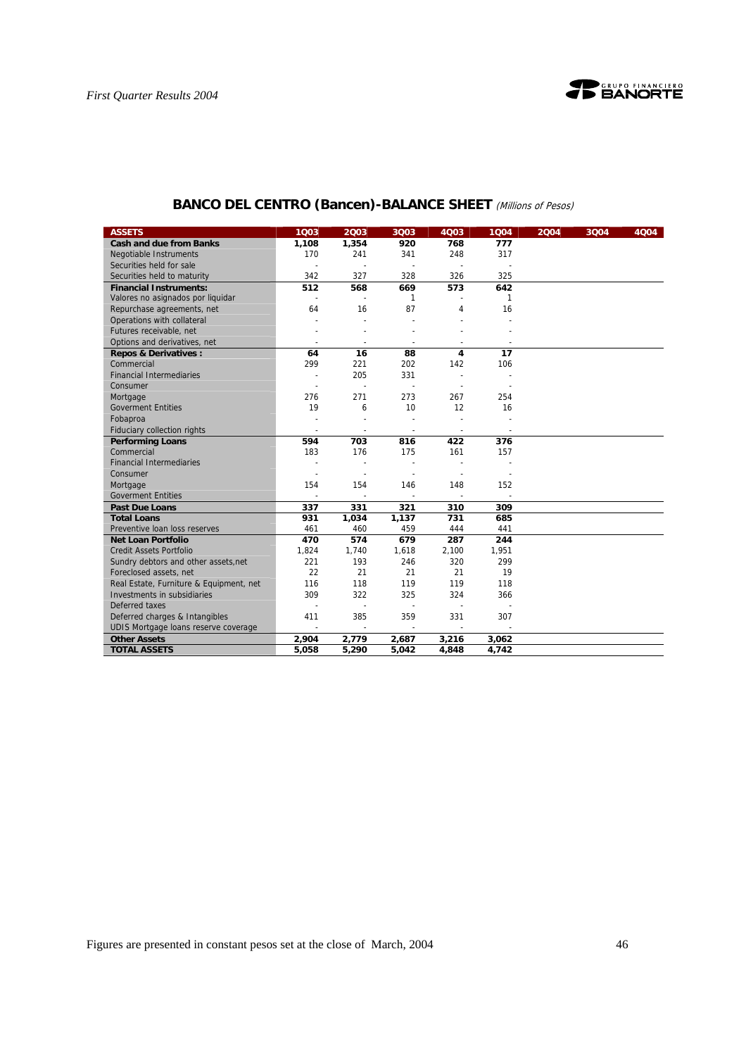## BANCO DEL CENTRO (Bancen)-BALANCE SHEET *(Millions of Pesos)*

| ASSETS | 1Q03 | 2Q03 | 3Q03 | 4Q03 | 1Q04 | 2Q04 | 3Q04 | 4Q04 |
|---|---|---|---|---|---|---|---|---|
| **Cash and due from Banks** | **1,108** | **1,354** | **920** | **768** | **777** | | | |
| Negotiable Instruments | 170 | 241 | 341 | 248 | 317 | | | |
| Securities held for sale | - | - | - | - | - | | | |
| Securities held to maturity | 342 | 327 | 328 | 326 | 325 | | | |
| **Financial Instruments:** | **512** | **568** | **669** | **573** | **642** | | | |
| Valores no asignados por liquidar | - | - | 1 | - | 1 | | | |
| Repurchase agreements, net | 64 | 16 | 87 | 4 | 16 | | | |
| Operations with collateral | - | - | - | - | - | | | |
| Futures receivable, net | - | - | - | - | - | | | |
| Options and derivatives, net | - | - | - | - | - | | | |
| **Repos & Derivatives :** | **64** | **16** | **88** | **4** | **17** | | | |
| Commercial | 299 | 221 | 202 | 142 | 106 | | | |
| Financial Intermediaries | - | 205 | 331 | - | - | | | |
| Consumer | - | - | - | - | - | | | |
| Mortgage | 276 | 271 | 273 | 267 | 254 | | | |
| Goverment Entities | 19 | 6 | 10 | 12 | 16 | | | |
| Fobaproa | - | - | - | - | - | | | |
| Fiduciary collection rights | - | - | - | - | - | | | |
| **Performing Loans** | **594** | **703** | **816** | **422** | **376** | | | |
| Commercial | 183 | 176 | 175 | 161 | 157 | | | |
| Financial Intermediaries | - | - | - | - | - | | | |
| Consumer | - | - | - | - | - | | | |
| Mortgage | 154 | 154 | 146 | 148 | 152 | | | |
| Goverment Entities | - | - | - | - | - | | | |
| **Past Due Loans** | **337** | **331** | **321** | **310** | **309** | | | |
| **Total Loans** | **931** | **1,034** | **1,137** | **731** | **685** | | | |
| Preventive loan loss reserves | 461 | 460 | 459 | 444 | 441 | | | |
| **Net Loan Portfolio** | **470** | **574** | **679** | **287** | **244** | | | |
| Credit Assets Portfolio | 1,824 | 1,740 | 1,618 | 2,100 | 1,951 | | | |
| Sundry debtors and other assets,net | 221 | 193 | 246 | 320 | 299 | | | |
| Foreclosed assets, net | 22 | 21 | 21 | 21 | 19 | | | |
| Real Estate, Furniture & Equipment, net | 116 | 118 | 119 | 119 | 118 | | | |
| Investments in subsidiaries | 309 | 322 | 325 | 324 | 366 | | | |
| Deferred taxes | - | - | - | - | - | | | |
| Deferred charges & Intangibles | 411 | 385 | 359 | 331 | 307 | | | |
| UDIS Mortgage loans reserve coverage | - | - | - | - | - | | | |
| **Other Assets** | **2,904** | **2,779** | **2,687** | **3,216** | **3,062** | | | |
| **TOTAL ASSETS** | **5,058** | **5,290** | **5,042** | **4,848** | **4,742** | | | |

Figures are presented in constant pesos set at the close of March, 2004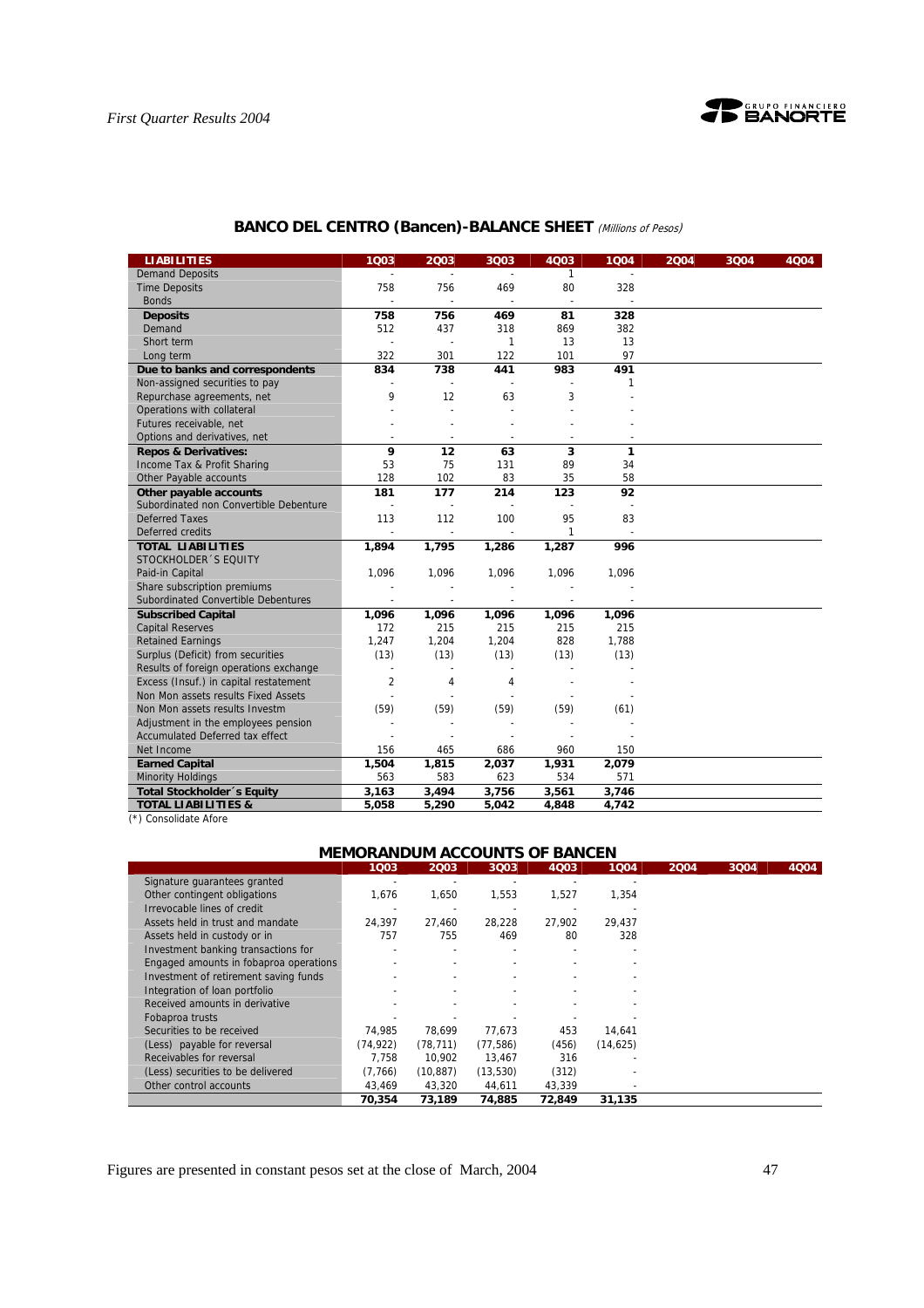## BANCO DEL CENTRO (Bancen)-BALANCE SHEET *(Millions of Pesos)*

| LIABILITIES | 1Q03 | 2Q03 | 3Q03 | 4Q03 | 1Q04 | 2Q04 | 3Q04 | 4Q04 |
|---|---|---|---|---|---|---|---|---|
| Demand Deposits | - | - | - | 1 | - | | | |
| Time Deposits | 758 | 756 | 469 | 80 | 328 | | | |
| Bonds | - | - | - | - | - | | | |
| **Deposits** | **758** | **756** | **469** | **81** | **328** | | | |
| Demand | 512 | 437 | 318 | 869 | 382 | | | |
| Short term | - | - | 1 | 13 | 13 | | | |
| Long term | 322 | 301 | 122 | 101 | 97 | | | |
| **Due to banks and correspondents** | **834** | **738** | **441** | **983** | **491** | | | |
| Non-assigned securities to pay | - | - | - | - | 1 | | | |
| Repurchase agreements, net | 9 | 12 | 63 | 3 | - | | | |
| Operations with collateral | - | - | - | - | - | | | |
| Futures receivable, net | - | - | - | - | - | | | |
| Options and derivatives, net | - | - | - | - | - | | | |
| **Repos & Derivatives:** | **9** | **12** | **63** | **3** | **1** | | | |
| Income Tax & Profit Sharing | 53 | 75 | 131 | 89 | 34 | | | |
| Other Payable accounts | 128 | 102 | 83 | 35 | 58 | | | |
| **Other payable accounts** | **181** | **177** | **214** | **123** | **92** | | | |
| Subordinated non Convertible Debenture | - | - | - | - | - | | | |
| Deferred Taxes | 113 | 112 | 100 | 95 | 83 | | | |
| Deferred credits | - | - | - | 1 | - | | | |
| **TOTAL LIABILITIES** | **1,894** | **1,795** | **1,286** | **1,287** | **996** | | | |
| STOCKHOLDER´S EQUITY | | | | | | | | |
| Paid-in Capital | 1,096 | 1,096 | 1,096 | 1,096 | 1,096 | | | |
| Share subscription premiums | - | - | - | - | - | | | |
| Subordinated Convertible Debentures | - | - | - | - | - | | | |
| **Subscribed Capital** | **1,096** | **1,096** | **1,096** | **1,096** | **1,096** | | | |
| Capital Reserves | 172 | 215 | 215 | 215 | 215 | | | |
| Retained Earnings | 1,247 | 1,204 | 1,204 | 828 | 1,788 | | | |
| Surplus (Deficit) from securities | (13) | (13) | (13) | (13) | (13) | | | |
| Results of foreign operations exchange | - | - | - | - | - | | | |
| Excess (Insuf.) in capital restatement | 2 | 4 | 4 | - | - | | | |
| Non Mon assets results Fixed Assets | - | - | - | - | - | | | |
| Non Mon assets results Investm | (59) | (59) | (59) | (59) | (61) | | | |
| Adjustment in the employees pension | - | - | - | - | - | | | |
| Accumulated Deferred tax effect | - | - | - | - | - | | | |
| Net Income | 156 | 465 | 686 | 960 | 150 | | | |
| **Earned Capital** | **1,504** | **1,815** | **2,037** | **1,931** | **2,079** | | | |
| Minority Holdings | 563 | 583 | 623 | 534 | 571 | | | |
| **Total Stockholder´s Equity** | **3,163** | **3,494** | **3,756** | **3,561** | **3,746** | | | |
| **TOTAL LIABILITIES &** | **5,058** | **5,290** | **5,042** | **4,848** | **4,742** | | | |

(*) Consolidate Afore

## MEMORANDUM ACCOUNTS OF BANCEN

| | 1Q03 | 2Q03 | 3Q03 | 4Q03 | 1Q04 | 2Q04 | 3Q04 | 4Q04 |
|---|---|---|---|---|---|---|---|---|
| Signature guarantees granted | - | - | - | - | - | | | |
| Other contingent obligations | 1,676 | 1,650 | 1,553 | 1,527 | 1,354 | | | |
| Irrevocable lines of credit | - | - | - | - | - | | | |
| Assets held in trust and mandate | 24,397 | 27,460 | 28,228 | 27,902 | 29,437 | | | |
| Assets held in custody or in | 757 | 755 | 469 | 80 | 328 | | | |
| Investment banking transactions for | - | - | - | - | - | | | |
| Engaged amounts in fobaproa operations | - | - | - | - | - | | | |
| Investment of retirement saving funds | - | - | - | - | - | | | |
| Integration of loan portfolio | - | - | - | - | - | | | |
| Received amounts in derivative | - | - | - | - | - | | | |
| Fobaproa trusts | - | - | - | - | - | | | |
| Securities to be received | 74,985 | 78,699 | 77,673 | 453 | 14,641 | | | |
| (Less) payable for reversal | (74,922) | (78,711) | (77,586) | (456) | (14,625) | | | |
| Receivables for reversal | 7,758 | 10,902 | 13,467 | 316 | - | | | |
| (Less) securities to be delivered | (7,766) | (10,887) | (13,530) | (312) | - | | | |
| Other control accounts | 43,469 | 43,320 | 44,611 | 43,339 | - | | | |
| | **70,354** | **73,189** | **74,885** | **72,849** | **31,135** | | | |

Figures are presented in constant pesos set at the close of March, 2004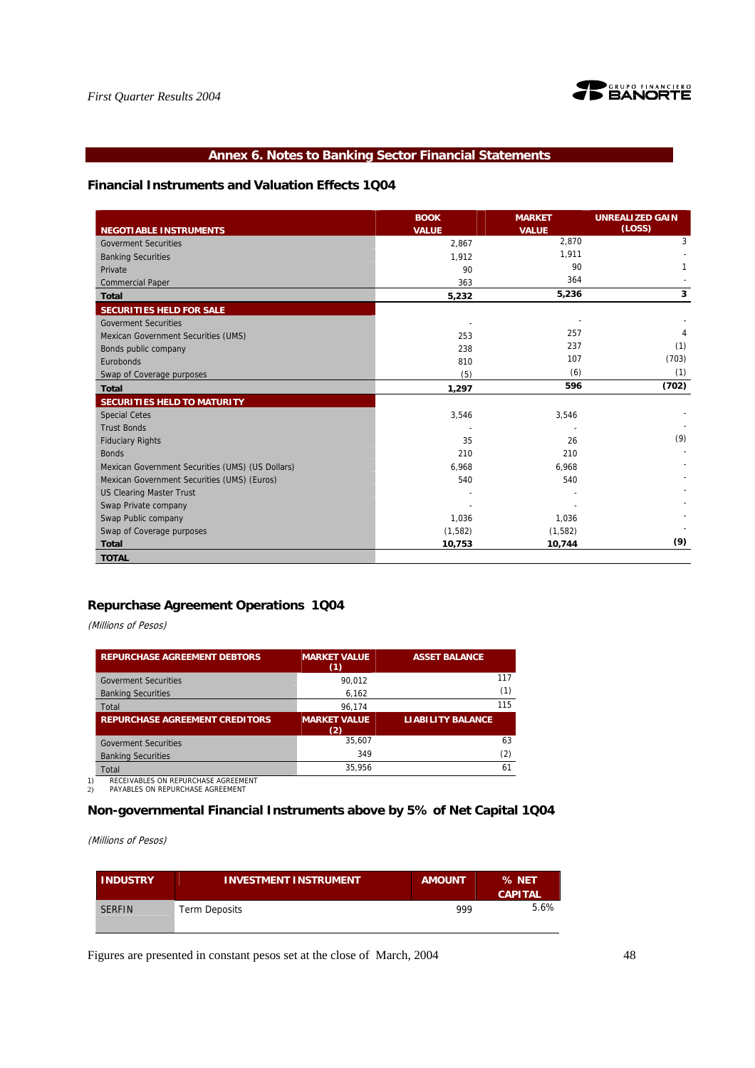## Annex 6. Notes to Banking Sector Financial Statements

### Financial Instruments and Valuation Effects 1Q04

| NEGOTIABLE INSTRUMENTS | BOOK VALUE | MARKET VALUE | UNREALIZED GAIN (LOSS) |
|---|---|---|---|
| Goverment Securities | 2,867 | 2,870 | 3 |
| Banking Securities | 1,912 | 1,911 | - |
| Private | 90 | 90 | 1 |
| Commercial Paper | 363 | 364 | - |
| **Total** | **5,232** | **5,236** | **3** |
| **SECURITIES HELD FOR SALE** | | | |
| Goverment Securities | - | - | - |
| Mexican Government Securities (UMS) | 253 | 257 | 4 |
| Bonds public company | 238 | 237 | (1) |
| Eurobonds | 810 | 107 | (703) |
| Swap of Coverage purposes | (5) | (6) | (1) |
| **Total** | **1,297** | **596** | **(702)** |
| **SECURITIES HELD TO MATURITY** | | | |
| Special Cetes | 3,546 | 3,546 | - |
| Trust Bonds | - | - | - |
| Fiduciary Rights | 35 | 26 | (9) |
| Bonds | 210 | 210 | - |
| Mexican Government Securities (UMS) (US Dollars) | 6,968 | 6,968 | - |
| Mexican Government Securities (UMS) (Euros) | 540 | 540 | - |
| US Clearing Master Trust | - | - | - |
| Swap Private company | - | - | - |
| Swap Public company | 1,036 | 1,036 | - |
| Swap of Coverage purposes | (1,582) | (1,582) | - |
| **Total** | **10,753** | **10,744** | **(9)** |
| **TOTAL** | | | |

### Repurchase Agreement Operations 1Q04

*(Millions of Pesos)*

| REPURCHASE AGREEMENT DEBTORS | MARKET VALUE (1) | ASSET BALANCE |
|---|---|---|
| Goverment Securities | 90,012 | 117 |
| Banking Securities | 6,162 | (1) |
| Total | 96,174 | 115 |
| **REPURCHASE AGREEMENT CREDITORS** | **MARKET VALUE (2)** | **LIABILITY BALANCE** |
| Goverment Securities | 35,607 | 63 |
| Banking Securities | 349 | (2) |
| Total | 35,956 | 61 |

1) RECEIVABLES ON REPURCHASE AGREEMENT
2) PAYABLES ON REPURCHASE AGREEMENT

### Non-governmental Financial Instruments above by 5% of Net Capital 1Q04

*(Millions of Pesos)*

| INDUSTRY | INVESTMENT INSTRUMENT | AMOUNT | % NET CAPITAL |
|---|---|---|---|
| SERFIN | Term Deposits | 999 | 5.6% |

Figures are presented in constant pesos set at the close of March, 2004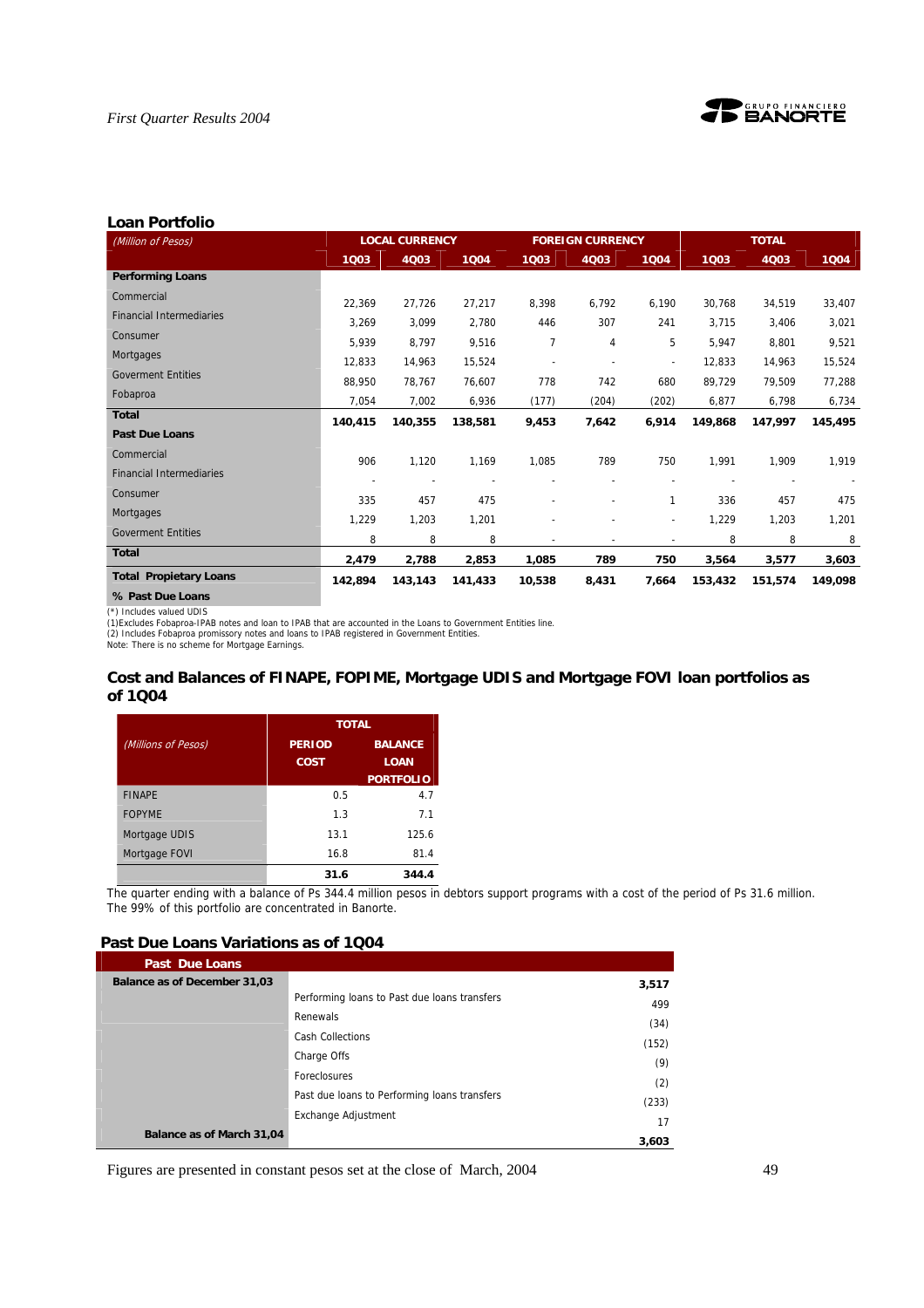## Loan Portfolio

| *(Million of Pesos)* | LOCAL CURRENCY | | | FOREIGN CURRENCY | | | TOTAL | | |
|---|---|---|---|---|---|---|---|---|---|
| | 1Q03 | 4Q03 | 1Q04 | 1Q03 | 4Q03 | 1Q04 | 1Q03 | 4Q03 | 1Q04 |
| **Performing Loans** | | | | | | | | | |
| Commercial | 22,369 | 27,726 | 27,217 | 8,398 | 6,792 | 6,190 | 30,768 | 34,519 | 33,407 |
| Financial Intermediaries | 3,269 | 3,099 | 2,780 | 446 | 307 | 241 | 3,715 | 3,406 | 3,021 |
| Consumer | 5,939 | 8,797 | 9,516 | 7 | 4 | 5 | 5,947 | 8,801 | 9,521 |
| Mortgages | 12,833 | 14,963 | 15,524 | - | - | - | 12,833 | 14,963 | 15,524 |
| Goverment Entities | 88,950 | 78,767 | 76,607 | 778 | 742 | 680 | 89,729 | 79,509 | 77,288 |
| Fobaproa | 7,054 | 7,002 | 6,936 | (177) | (204) | (202) | 6,877 | 6,798 | 6,734 |
| **Total** | **140,415** | **140,355** | **138,581** | **9,453** | **7,642** | **6,914** | **149,868** | **147,997** | **145,495** |
| **Past Due Loans** | | | | | | | | | |
| Commercial | 906 | 1,120 | 1,169 | 1,085 | 789 | 750 | 1,991 | 1,909 | 1,919 |
| Financial Intermediaries | - | - | - | - | - | - | - | - | - |
| Consumer | 335 | 457 | 475 | - | - | 1 | 336 | 457 | 475 |
| Mortgages | 1,229 | 1,203 | 1,201 | - | - | - | 1,229 | 1,203 | 1,201 |
| Goverment Entities | 8 | 8 | 8 | - | - | - | 8 | 8 | 8 |
| **Total** | **2,479** | **2,788** | **2,853** | **1,085** | **789** | **750** | **3,564** | **3,577** | **3,603** |
| **Total Propietary Loans** | **142,894** | **143,143** | **141,433** | **10,538** | **8,431** | **7,664** | **153,432** | **151,574** | **149,098** |
| **% Past Due Loans** | | | | | | | | | |

(*) Includes valued UDIS
(1)Excludes Fobaproa-IPAB notes and loan to IPAB that are accounted in the Loans to Government Entities line.
(2) Includes Fobaproa promissory notes and loans to IPAB registered in Government Entities.
Note: There is no scheme for Mortgage Earnings.

## Cost and Balances of FINAPE, FOPIME, Mortgage UDIS and Mortgage FOVI loan portfolios as of 1Q04

| *(Millions of Pesos)* | TOTAL | |
|---|---|---|
| | PERIOD COST | BALANCE LOAN PORTFOLIO |
| FINAPE | 0.5 | 4.7 |
| FOPYME | 1.3 | 7.1 |
| Mortgage UDIS | 13.1 | 125.6 |
| Mortgage FOVI | 16.8 | 81.4 |
| | **31.6** | **344.4** |

The quarter ending with a balance of Ps 344.4 million pesos in debtors support programs with a cost of the period of Ps 31.6 million. The 99% of this portfolio are concentrated in Banorte.

## Past Due Loans Variations as of 1Q04

| Past Due Loans | | |
|---|---|---|
| **Balance as of December 31,03** | | **3,517** |
| | Performing loans to Past due loans transfers | 499 |
| | Renewals | (34) |
| | Cash Collections | (152) |
| | Charge Offs | (9) |
| | Foreclosures | (2) |
| | Past due loans to Performing loans transfers | (233) |
| | Exchange Adjustment | 17 |
| **Balance as of March 31,04** | | **3,603** |

Figures are presented in constant pesos set at the close of March, 2004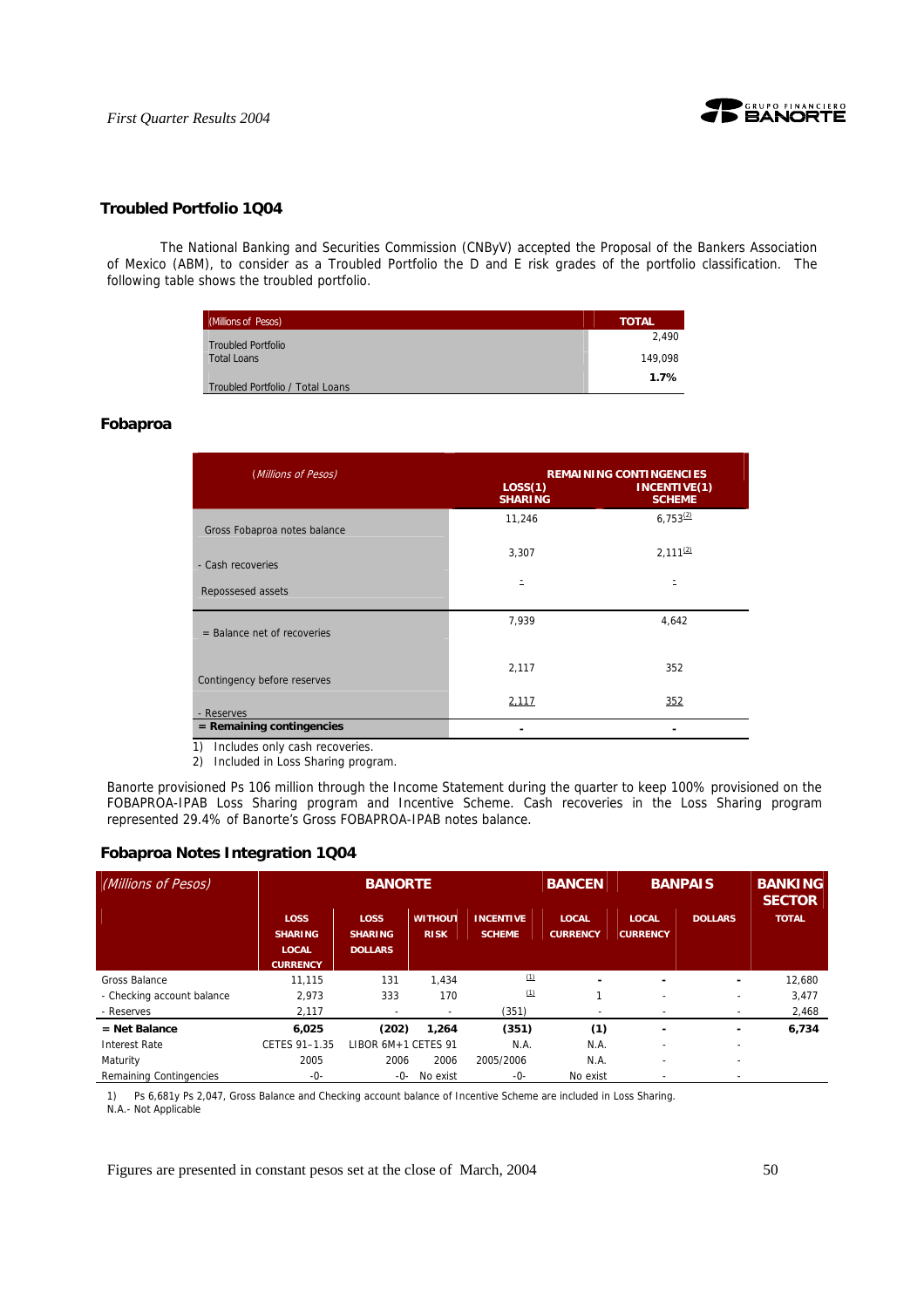## Troubled Portfolio 1Q04

The National Banking and Securities Commission (CNByV) accepted the Proposal of the Bankers Association of Mexico (ABM), to consider as a Troubled Portfolio the D and E risk grades of the portfolio classification. The following table shows the troubled portfolio.

| (Millions of Pesos) | TOTAL |
|---|---|
| Troubled Portfolio | 2,490 |
| Total Loans | 149,098 |
| Troubled Portfolio / Total Loans | **1.7%** |

## Fobaproa

| *(Millions of Pesos)* | REMAINING CONTINGENCIES LOSS(1) SHARING | INCENTIVE(1) SCHEME |
|---|---|---|
| Gross Fobaproa notes balance | 11,246 | 6,753(2) |
| - Cash recoveries | 3,307 | 2,111(2) |
| Repossessed assets | - | - |
| = Balance net of recoveries | 7,939 | 4,642 |
| Contingency before reserves | 2,117 | 352 |
| - Reserves | 2,117 | 352 |
| **= Remaining contingencies** | - | - |

1) Includes only cash recoveries.
2) Included in Loss Sharing program.

Banorte provisioned Ps 106 million through the Income Statement during the quarter to keep 100% provisioned on the FOBAPROA-IPAB Loss Sharing program and Incentive Scheme. Cash recoveries in the Loss Sharing program represented 29.4% of Banorte's Gross FOBAPROA-IPAB notes balance.

## Fobaproa Notes Integration 1Q04

| *(Millions of Pesos)* | BANORTE | | | | BANCEN | BANPAIS | | BANKING SECTOR |
|---|---|---|---|---|---|---|---|---|
| | LOSS SHARING LOCAL CURRENCY | LOSS SHARING DOLLARS | WITHOUT RISK | INCENTIVE SCHEME | LOCAL CURRENCY | LOCAL CURRENCY | DOLLARS | TOTAL |
| Gross Balance | 11,115 | 131 | 1,434 | (1) | - | - | - | 12,680 |
| - Checking account balance | 2,973 | 333 | 170 | (1) | 1 | - | - | 3,477 |
| - Reserves | 2,117 | - | - | (351) | - | - | - | 2,468 |
| **= Net Balance** | **6,025** | **(202)** | **1,264** | **(351)** | **(1)** | **-** | **-** | **6,734** |
| Interest Rate | CETES 91–1.35 | LIBOR 6M+1 | CETES 91 | N.A. | N.A. | - | - | |
| Maturity | 2005 | 2006 | 2006 | 2005/2006 | N.A. | - | - | |
| Remaining Contingencies | -0- | -0- | No exist | -0- | No exist | - | - | |

1) Ps 6,681y Ps 2,047, Gross Balance and Checking account balance of Incentive Scheme are included in Loss Sharing.
N.A.- Not Applicable

Figures are presented in constant pesos set at the close of March, 2004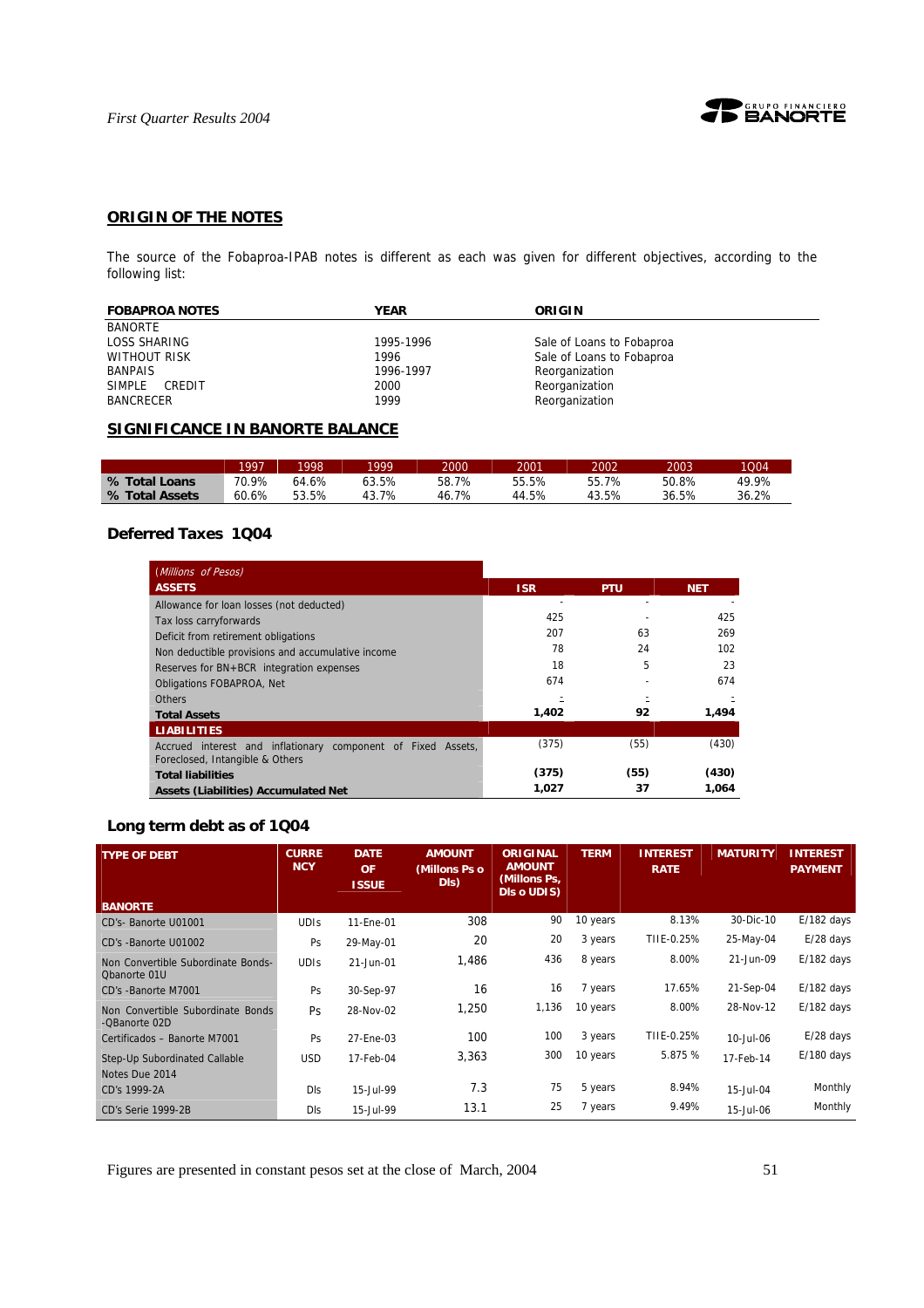## ORIGIN OF THE NOTES

The source of the Fobaproa-IPAB notes is different as each was given for different objectives, according to the following list:

| FOBAPROA NOTES | YEAR | ORIGIN |
|---|---|---|
| BANORTE | | |
| LOSS SHARING | 1995-1996 | Sale of Loans to Fobaproa |
| WITHOUT RISK | 1996 | Sale of Loans to Fobaproa |
| BANPAIS | 1996-1997 | Reorganization |
| SIMPLE CREDIT | 2000 | Reorganization |
| BANCRECER | 1999 | Reorganization |

## SIGNIFICANCE IN BANORTE BALANCE

| | 1997 | 1998 | 1999 | 2000 | 2001 | 2002 | 2003 | 1Q04 |
|---|---|---|---|---|---|---|---|---|
| **% Total Loans** | 70.9% | 64.6% | 63.5% | 58.7% | 55.5% | 55.7% | 50.8% | 49.9% |
| **% Total Assets** | 60.6% | 53.5% | 43.7% | 46.7% | 44.5% | 43.5% | 36.5% | 36.2% |

### Deferred Taxes 1Q04

| *(Millions of Pesos)* **ASSETS** | ISR | PTU | NET |
|---|---|---|---|
| Allowance for loan losses (not deducted) | - | - | - |
| Tax loss carryforwards | 425 | - | 425 |
| Deficit from retirement obligations | 207 | 63 | 269 |
| Non deductible provisions and accumulative income | 78 | 24 | 102 |
| Reserves for BN+BCR integration expenses | 18 | 5 | 23 |
| Obligations FOBAPROA, Net | 674 | - | 674 |
| Others | - | - | - |
| **Total Assets** | **1,402** | **92** | **1,494** |
| **LIABILITIES** | | | |
| Accrued interest and inflationary component of Fixed Assets, Foreclosed, Intangible & Others | (375) | (55) | (430) |
| **Total liabilities** | **(375)** | **(55)** | **(430)** |
| **Assets (Liabilities) Accumulated Net** | **1,027** | **37** | **1,064** |

### Long term debt as of 1Q04

| TYPE OF DEBT | CURRENCY | DATE OF ISSUE | AMOUNT (Millions Ps o Dls) | ORIGINAL AMOUNT (Millons Ps, Dls o UDIS) | TERM | INTEREST RATE | MATURITY | INTEREST PAYMENT |
|---|---|---|---|---|---|---|---|---|
| **BANORTE** | | | | | | | | |
| CD's- Banorte U01001 | UDIs | 11-Ene-01 | 308 | 90 | 10 years | 8.13% | 30-Dic-10 | E/182 days |
| CD's -Banorte U01002 | Ps | 29-May-01 | 20 | 20 | 3 years | TIIE-0.25% | 25-May-04 | E/28 days |
| Non Convertible Subordinate Bonds-Qbanorte 01U | UDIs | 21-Jun-01 | 1,486 | 436 | 8 years | 8.00% | 21-Jun-09 | E/182 days |
| CD's -Banorte M7001 | Ps | 30-Sep-97 | 16 | 16 | 7 years | 17.65% | 21-Sep-04 | E/182 days |
| Non Convertible Subordinate Bonds -QBanorte 02D | Ps | 28-Nov-02 | 1,250 | 1,136 | 10 years | 8.00% | 28-Nov-12 | E/182 days |
| Certificados – Banorte M7001 | Ps | 27-Ene-03 | 100 | 100 | 3 years | TIIE-0.25% | 10-Jul-06 | E/28 days |
| Step-Up Subordinated Callable Notes Due 2014 | USD | 17-Feb-04 | 3,363 | 300 | 10 years | 5.875 % | 17-Feb-14 | E/180 days |
| CD's 1999-2A | Dls | 15-Jul-99 | 7.3 | 75 | 5 years | 8.94% | 15-Jul-04 | Monthly |
| CD's Serie 1999-2B | Dls | 15-Jul-99 | 13.1 | 25 | 7 years | 9.49% | 15-Jul-06 | Monthly |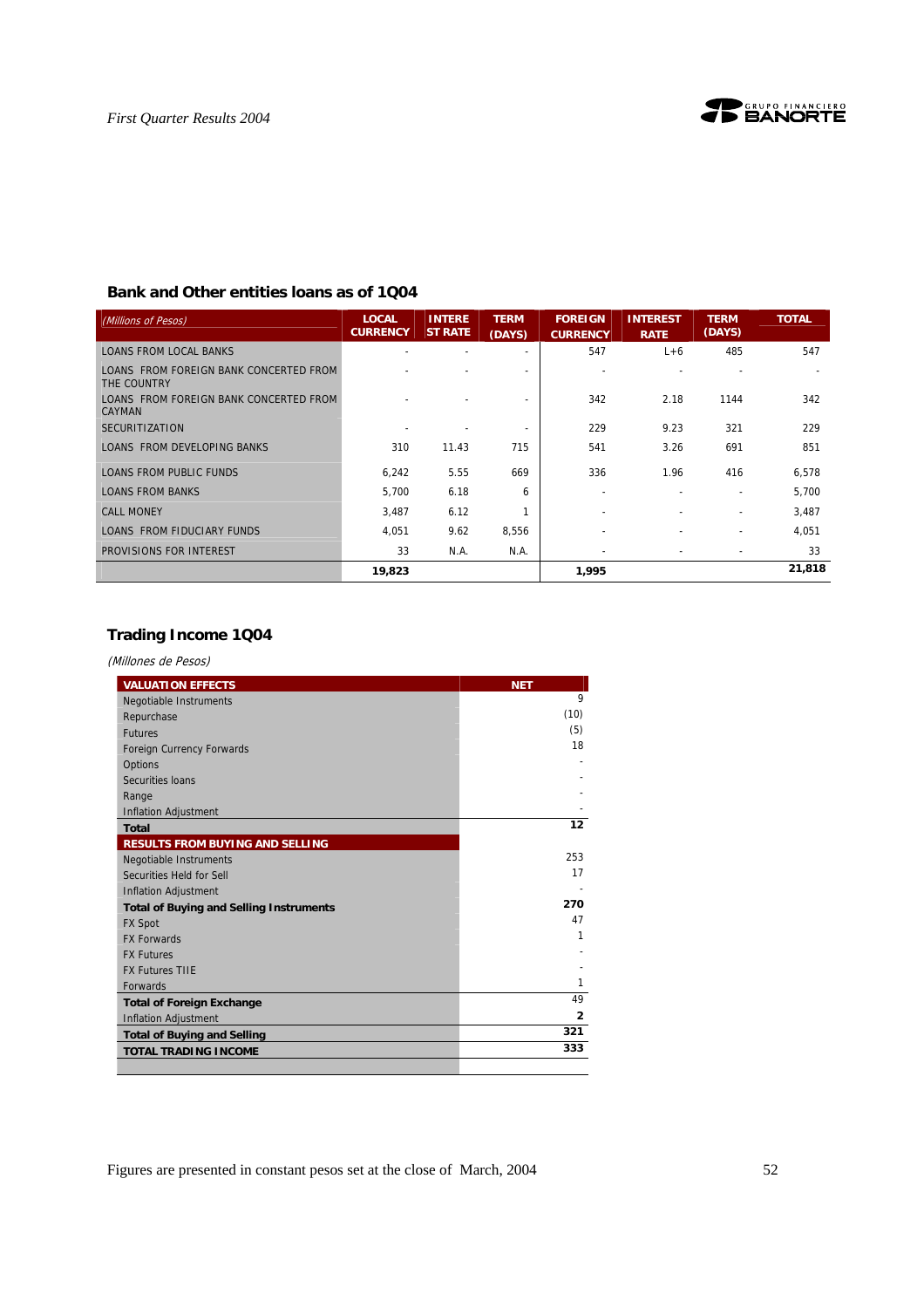## Bank and Other entities loans as of 1Q04

| (Millions of Pesos) | LOCAL CURRENCY | INTEREST RATE | TERM (DAYS) | FOREIGN CURRENCY | INTEREST RATE | TERM (DAYS) | TOTAL |
|---|---|---|---|---|---|---|---|
| LOANS FROM LOCAL BANKS | - | - | - | 547 | L+6 | 485 | 547 |
| LOANS FROM FOREIGN BANK CONCERTED FROM THE COUNTRY | - | - | - | - | - | - | - |
| LOANS FROM FOREIGN BANK CONCERTED FROM CAYMAN | - | - | - | 342 | 2.18 | 1144 | 342 |
| SECURITIZATION | - | - | - | 229 | 9.23 | 321 | 229 |
| LOANS FROM DEVELOPING BANKS | 310 | 11.43 | 715 | 541 | 3.26 | 691 | 851 |
| LOANS FROM PUBLIC FUNDS | 6,242 | 5.55 | 669 | 336 | 1.96 | 416 | 6,578 |
| LOANS FROM BANKS | 5,700 | 6.18 | 6 | - | - | - | 5,700 |
| CALL MONEY | 3,487 | 6.12 | 1 | - | - | - | 3,487 |
| LOANS FROM FIDUCIARY FUNDS | 4,051 | 9.62 | 8,556 | - | - | - | 4,051 |
| PROVISIONS FOR INTEREST | 33 | N.A. | N.A. | - | - | - | 33 |
| | **19,823** | | | **1,995** | | | **21,818** |

## Trading Income 1Q04

*(Millones de Pesos)*

| VALUATION EFFECTS | NET |
|---|---|
| Negotiable Instruments | 9 |
| Repurchase | (10) |
| Futures | (5) |
| Foreign Currency Forwards | 18 |
| Options | - |
| Securities loans | - |
| Range | - |
| Inflation Adjustment | - |
| **Total** | **12** |
| **RESULTS FROM BUYING AND SELLING** | |
| Negotiable Instruments | 253 |
| Securities Held for Sell | 17 |
| Inflation Adjustment | - |
| **Total of Buying and Selling Instruments** | **270** |
| FX Spot | 47 |
| FX Forwards | 1 |
| FX Futures | - |
| FX Futures TIIE | - |
| Forwards | 1 |
| **Total of Foreign Exchange** | 49 |
| Inflation Adjustment | **2** |
| **Total of Buying and Selling** | **321** |
| **TOTAL TRADING INCOME** | **333** |

Figures are presented in constant pesos set at the close of March, 2004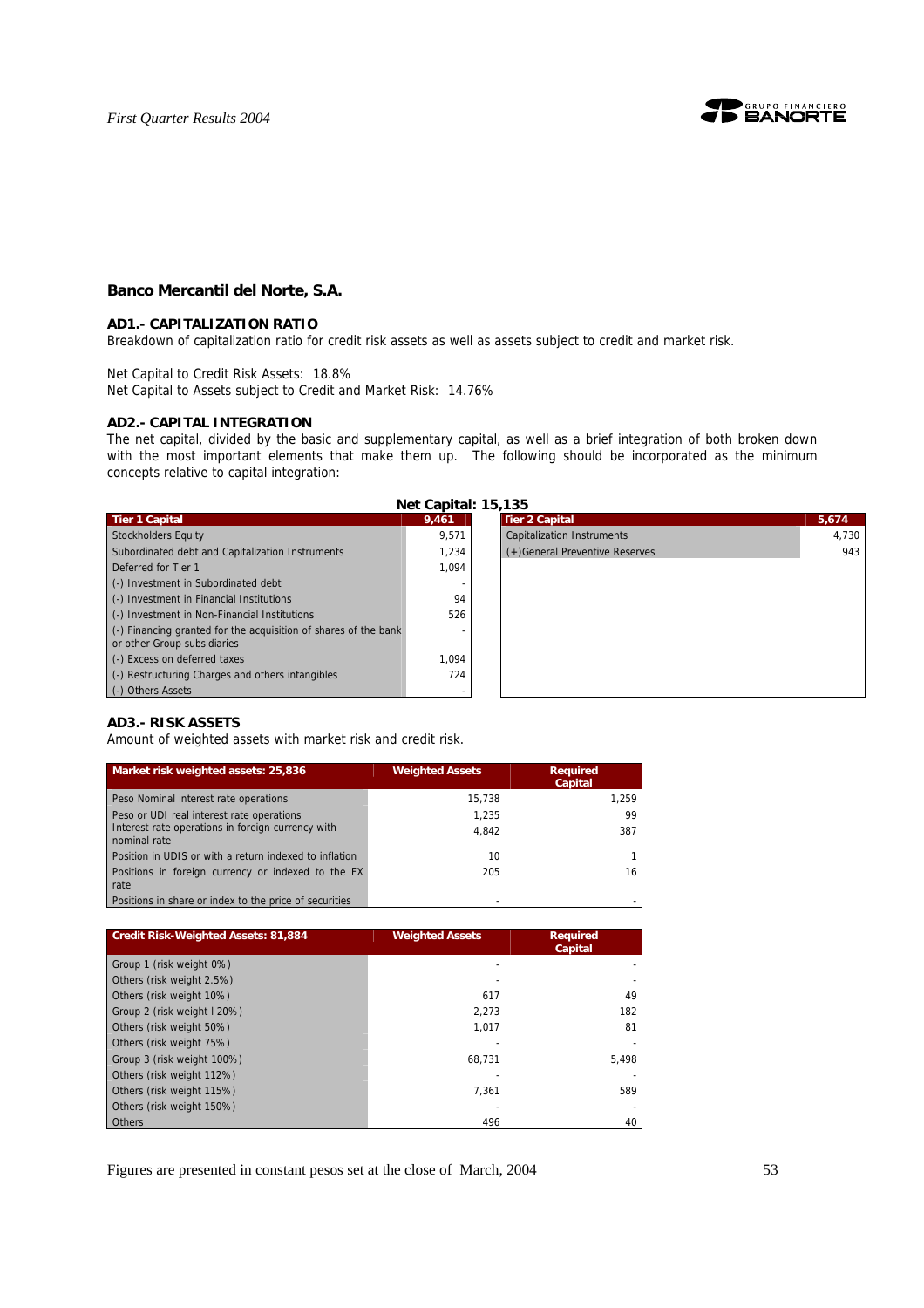## Banco Mercantil del Norte, S.A.

### AD1.- CAPITALIZATION RATIO

Breakdown of capitalization ratio for credit risk assets as well as assets subject to credit and market risk.

Net Capital to Credit Risk Assets: 18.8%
Net Capital to Assets subject to Credit and Market Risk: 14.76%

### AD2.- CAPITAL INTEGRATION

The net capital, divided by the basic and supplementary capital, as well as a brief integration of both broken down with the most important elements that make them up. The following should be incorporated as the minimum concepts relative to capital integration:

**Net Capital: 15,135**

| Tier 1 Capital | 9,461 |
|---|---|
| Stockholders Equity | 9,571 |
| Subordinated debt and Capitalization Instruments | 1,234 |
| Deferred for Tier 1 | 1,094 |
| (-) Investment in Subordinated debt | - |
| (-) Investment in Financial Institutions | 94 |
| (-) Investment in Non-Financial Institutions | 526 |
| (-) Financing granted for the acquisition of shares of the bank or other Group subsidiaries | - |
| (-) Excess on deferred taxes | 1,094 |
| (-) Restructuring Charges and others intangibles | 724 |
| (-) Others Assets | - |

| Tier 2 Capital | 5,674 |
|---|---|
| Capitalization Instruments | 4,730 |
| (+)General Preventive Reserves | 943 |

### AD3.- RISK ASSETS

Amount of weighted assets with market risk and credit risk.

| Market risk weighted assets: 25,836 | Weighted Assets | Required Capital |
|---|---|---|
| Peso Nominal interest rate operations | 15,738 | 1,259 |
| Peso or UDI real interest rate operations | 1,235 | 99 |
| Interest rate operations in foreign currency with nominal rate | 4,842 | 387 |
| Position in UDIS or with a return indexed to inflation | 10 | 1 |
| Positions in foreign currency or indexed to the FX rate | 205 | 16 |
| Positions in share or index to the price of securities | - | - |

| Credit Risk-Weighted Assets: 81,884 | Weighted Assets | Required Capital |
|---|---|---|
| Group 1 (risk weight 0%) | - | - |
| Others (risk weight 2.5%) | - | - |
| Others (risk weight 10%) | 617 | 49 |
| Group 2 (risk weight l 20%) | 2,273 | 182 |
| Others (risk weight 50%) | 1,017 | 81 |
| Others (risk weight 75%) | - | - |
| Group 3 (risk weight 100%) | 68,731 | 5,498 |
| Others (risk weight 112%) | - | - |
| Others (risk weight 115%) | 7,361 | 589 |
| Others (risk weight 150%) | - | - |
| Others | 496 | 40 |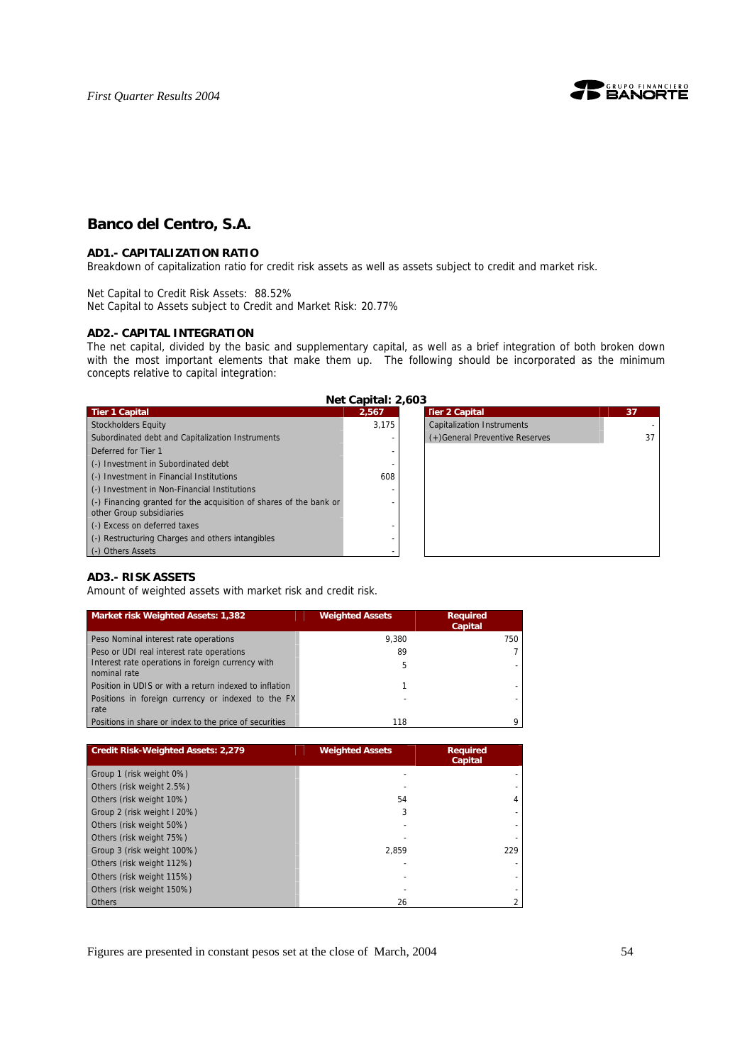## Banco del Centro, S.A.

### AD1.- CAPITALIZATION RATIO

Breakdown of capitalization ratio for credit risk assets as well as assets subject to credit and market risk.

Net Capital to Credit Risk Assets: 88.52%
Net Capital to Assets subject to Credit and Market Risk: 20.77%

### AD2.- CAPITAL INTEGRATION

The net capital, divided by the basic and supplementary capital, as well as a brief integration of both broken down with the most important elements that make them up. The following should be incorporated as the minimum concepts relative to capital integration:

**Net Capital: 2,603**

| Tier 1 Capital | 2,567 |
|---|---|
| Stockholders Equity | 3,175 |
| Subordinated debt and Capitalization Instruments | - |
| Deferred for Tier 1 | - |
| (-) Investment in Subordinated debt | - |
| (-) Investment in Financial Institutions | 608 |
| (-) Investment in Non-Financial Institutions | - |
| (-) Financing granted for the acquisition of shares of the bank or other Group subsidiaries | - |
| (-) Excess on deferred taxes | - |
| (-) Restructuring Charges and others intangibles | - |
| (-) Others Assets | - |

| Tier 2 Capital | 37 |
|---|---|
| Capitalization Instruments | - |
| (+)General Preventive Reserves | 37 |

### AD3.- RISK ASSETS

Amount of weighted assets with market risk and credit risk.

| Market risk Weighted Assets: 1,382 | Weighted Assets | Required Capital |
|---|---|---|
| Peso Nominal interest rate operations | 9,380 | 750 |
| Peso or UDI real interest rate operations | 89 | 7 |
| Interest rate operations in foreign currency with nominal rate | 5 | - |
| Position in UDIS or with a return indexed to inflation | 1 | - |
| Positions in foreign currency or indexed to the FX rate | - | - |
| Positions in share or index to the price of securities | 118 | 9 |

| Credit Risk-Weighted Assets: 2,279 | Weighted Assets | Required Capital |
|---|---|---|
| Group 1 (risk weight 0%) | - | - |
| Others (risk weight 2.5%) | - | - |
| Others (risk weight 10%) | 54 | 4 |
| Group 2 (risk weight I 20%) | 3 | - |
| Others (risk weight 50%) | - | - |
| Others (risk weight 75%) | - | - |
| Group 3 (risk weight 100%) | 2,859 | 229 |
| Others (risk weight 112%) | - | - |
| Others (risk weight 115%) | - | - |
| Others (risk weight 150%) | - | - |
| Others | 26 | 2 |

Figures are presented in constant pesos set at the close of March, 2004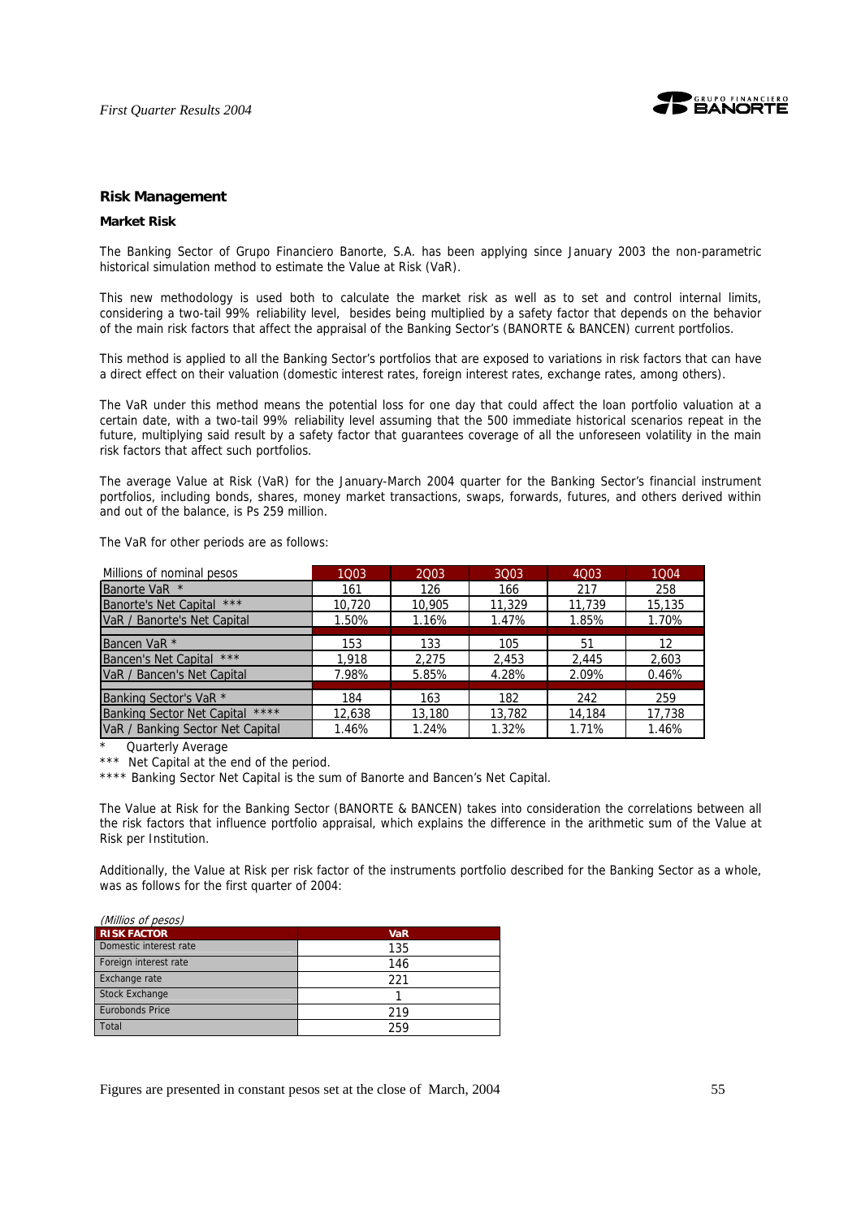## Risk Management

### Market Risk

The Banking Sector of Grupo Financiero Banorte, S.A. has been applying since January 2003 the non-parametric historical simulation method to estimate the Value at Risk (VaR).

This new methodology is used both to calculate the market risk as well as to set and control internal limits, considering a two-tail 99% reliability level, besides being multiplied by a safety factor that depends on the behavior of the main risk factors that affect the appraisal of the Banking Sector's (BANORTE & BANCEN) current portfolios.

This method is applied to all the Banking Sector's portfolios that are exposed to variations in risk factors that can have a direct effect on their valuation (domestic interest rates, foreign interest rates, exchange rates, among others).

The VaR under this method means the potential loss for one day that could affect the loan portfolio valuation at a certain date, with a two-tail 99% reliability level assuming that the 500 immediate historical scenarios repeat in the future, multiplying said result by a safety factor that guarantees coverage of all the unforeseen volatility in the main risk factors that affect such portfolios.

The average Value at Risk (VaR) for the January-March 2004 quarter for the Banking Sector's financial instrument portfolios, including bonds, shares, money market transactions, swaps, forwards, futures, and others derived within and out of the balance, is Ps 259 million.

The VaR for other periods are as follows:

| Millions of nominal pesos | 1Q03 | 2Q03 | 3Q03 | 4Q03 | 1Q04 |
|---|---|---|---|---|---|
| Banorte VaR * | 161 | 126 | 166 | 217 | 258 |
| Banorte's Net Capital *** | 10,720 | 10,905 | 11,329 | 11,739 | 15,135 |
| VaR / Banorte's Net Capital | 1.50% | 1.16% | 1.47% | 1.85% | 1.70% |
| Bancen VaR * | 153 | 133 | 105 | 51 | 12 |
| Bancen's Net Capital *** | 1,918 | 2,275 | 2,453 | 2,445 | 2,603 |
| VaR / Bancen's Net Capital | 7.98% | 5.85% | 4.28% | 2.09% | 0.46% |
| Banking Sector's VaR * | 184 | 163 | 182 | 242 | 259 |
| Banking Sector Net Capital **** | 12,638 | 13,180 | 13,782 | 14,184 | 17,738 |
| VaR / Banking Sector Net Capital | 1.46% | 1.24% | 1.32% | 1.71% | 1.46% |

\* Quarterly Average

*** Net Capital at the end of the period.

**** Banking Sector Net Capital is the sum of Banorte and Bancen's Net Capital.

The Value at Risk for the Banking Sector (BANORTE & BANCEN) takes into consideration the correlations between all the risk factors that influence portfolio appraisal, which explains the difference in the arithmetic sum of the Value at Risk per Institution.

Additionally, the Value at Risk per risk factor of the instruments portfolio described for the Banking Sector as a whole, was as follows for the first quarter of 2004:

*(Millios of pesos)*

| RISK FACTOR | VaR |
|---|---|
| Domestic interest rate | 135 |
| Foreign interest rate | 146 |
| Exchange rate | 221 |
| Stock Exchange | 1 |
| Eurobonds Price | 219 |
| Total | 259 |

Figures are presented in constant pesos set at the close of March, 2004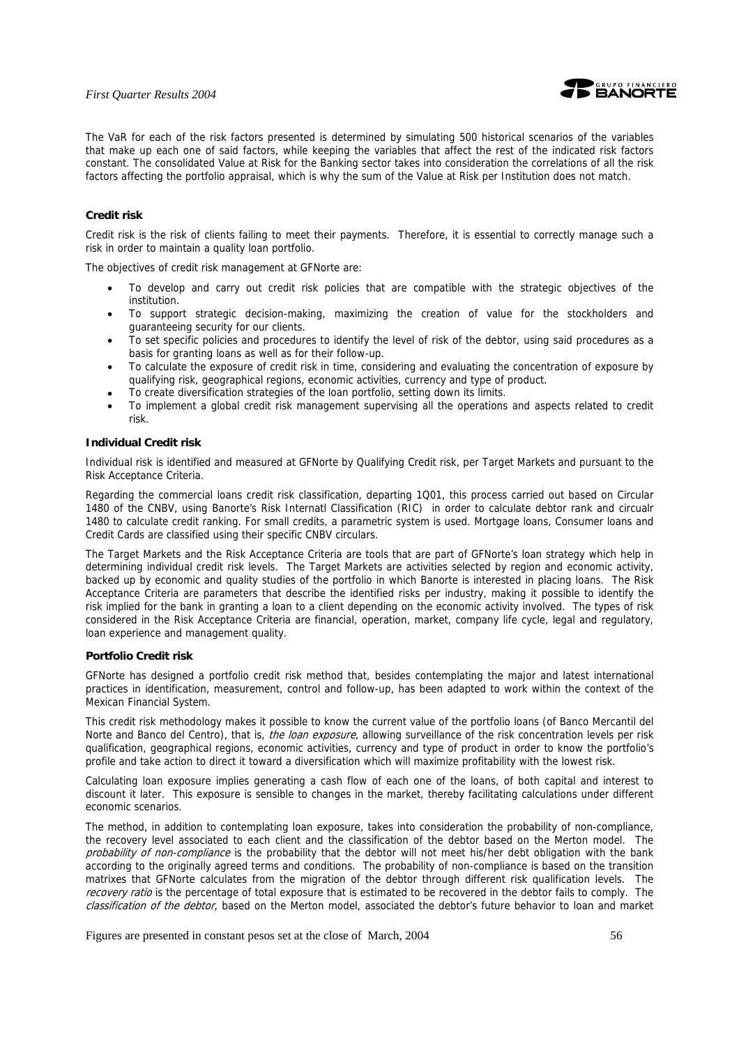The VaR for each of the risk factors presented is determined by simulating 500 historical scenarios of the variables that make up each one of said factors, while keeping the variables that affect the rest of the indicated risk factors constant. The consolidated Value at Risk for the Banking sector takes into consideration the correlations of all the risk factors affecting the portfolio appraisal, which is why the sum of the Value at Risk per Institution does not match.

**Credit risk**

Credit risk is the risk of clients failing to meet their payments. Therefore, it is essential to correctly manage such a risk in order to maintain a quality loan portfolio.

The objectives of credit risk management at GFNorte are:

- To develop and carry out credit risk policies that are compatible with the strategic objectives of the institution.
- To support strategic decision-making, maximizing the creation of value for the stockholders and guaranteeing security for our clients.
- To set specific policies and procedures to identify the level of risk of the debtor, using said procedures as a basis for granting loans as well as for their follow-up.
- To calculate the exposure of credit risk in time, considering and evaluating the concentration of exposure by qualifying risk, geographical regions, economic activities, currency and type of product.
- To create diversification strategies of the loan portfolio, setting down its limits.
- To implement a global credit risk management supervising all the operations and aspects related to credit risk.

**Individual Credit risk**

Individual risk is identified and measured at GFNorte by Qualifying Credit risk, per Target Markets and pursuant to the Risk Acceptance Criteria.

Regarding the commercial loans credit risk classification, departing 1Q01, this process carried out based on Circular 1480 of the CNBV, using Banorte's Risk Internatl Classification (RIC) in order to calculate debtor rank and circualr 1480 to calculate credit ranking. For small credits, a parametric system is used. Mortgage loans, Consumer loans and Credit Cards are classified using their specific CNBV circulars.

The Target Markets and the Risk Acceptance Criteria are tools that are part of GFNorte's loan strategy which help in determining individual credit risk levels. The Target Markets are activities selected by region and economic activity, backed up by economic and quality studies of the portfolio in which Banorte is interested in placing loans. The Risk Acceptance Criteria are parameters that describe the identified risks per industry, making it possible to identify the risk implied for the bank in granting a loan to a client depending on the economic activity involved. The types of risk considered in the Risk Acceptance Criteria are financial, operation, market, company life cycle, legal and regulatory, loan experience and management quality.

**Portfolio Credit risk**

GFNorte has designed a portfolio credit risk method that, besides contemplating the major and latest international practices in identification, measurement, control and follow-up, has been adapted to work within the context of the Mexican Financial System.

This credit risk methodology makes it possible to know the current value of the portfolio loans (of Banco Mercantil del Norte and Banco del Centro), that is, *the loan exposure*, allowing surveillance of the risk concentration levels per risk qualification, geographical regions, economic activities, currency and type of product in order to know the portfolio's profile and take action to direct it toward a diversification which will maximize profitability with the lowest risk.

Calculating loan exposure implies generating a cash flow of each one of the loans, of both capital and interest to discount it later. This exposure is sensible to changes in the market, thereby facilitating calculations under different economic scenarios.

The method, in addition to contemplating loan exposure, takes into consideration the probability of non-compliance, the recovery level associated to each client and the classification of the debtor based on the Merton model. The *probability of non-compliance* is the probability that the debtor will not meet his/her debt obligation with the bank according to the originally agreed terms and conditions. The probability of non-compliance is based on the transition matrixes that GFNorte calculates from the migration of the debtor through different risk qualification levels. The *recovery ratio* is the percentage of total exposure that is estimated to be recovered in the debtor fails to comply. The *classification of the debtor*, based on the Merton model, associated the debtor's future behavior to loan and market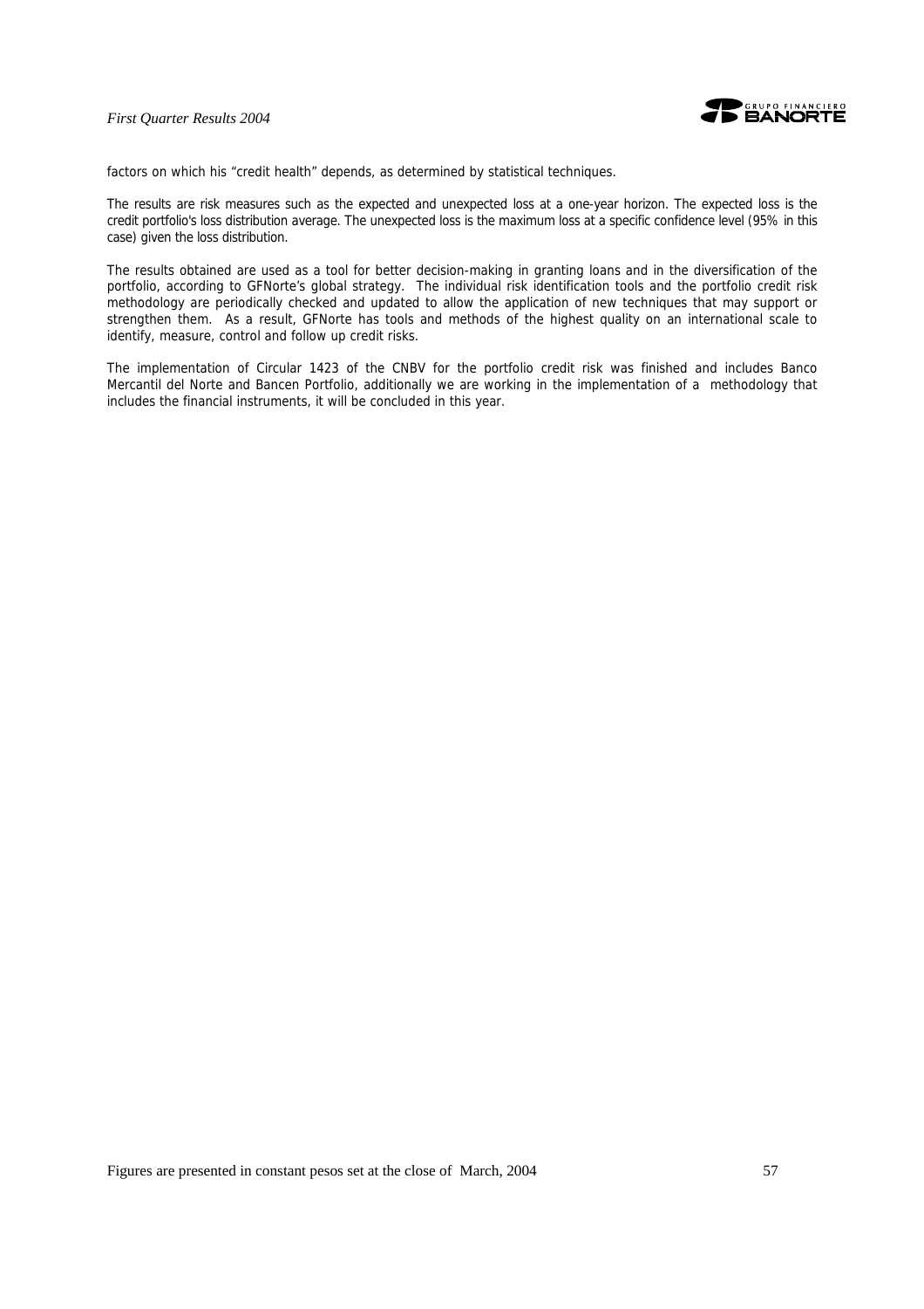factors on which his "credit health" depends, as determined by statistical techniques.

The results are risk measures such as the expected and unexpected loss at a one-year horizon. The expected loss is the credit portfolio's loss distribution average. The unexpected loss is the maximum loss at a specific confidence level (95% in this case) given the loss distribution.

The results obtained are used as a tool for better decision-making in granting loans and in the diversification of the portfolio, according to GFNorte's global strategy. The individual risk identification tools and the portfolio credit risk methodology are periodically checked and updated to allow the application of new techniques that may support or strengthen them. As a result, GFNorte has tools and methods of the highest quality on an international scale to identify, measure, control and follow up credit risks.

The implementation of Circular 1423 of the CNBV for the portfolio credit risk was finished and includes Banco Mercantil del Norte and Bancen Portfolio, additionally we are working in the implementation of a methodology that includes the financial instruments, it will be concluded in this year.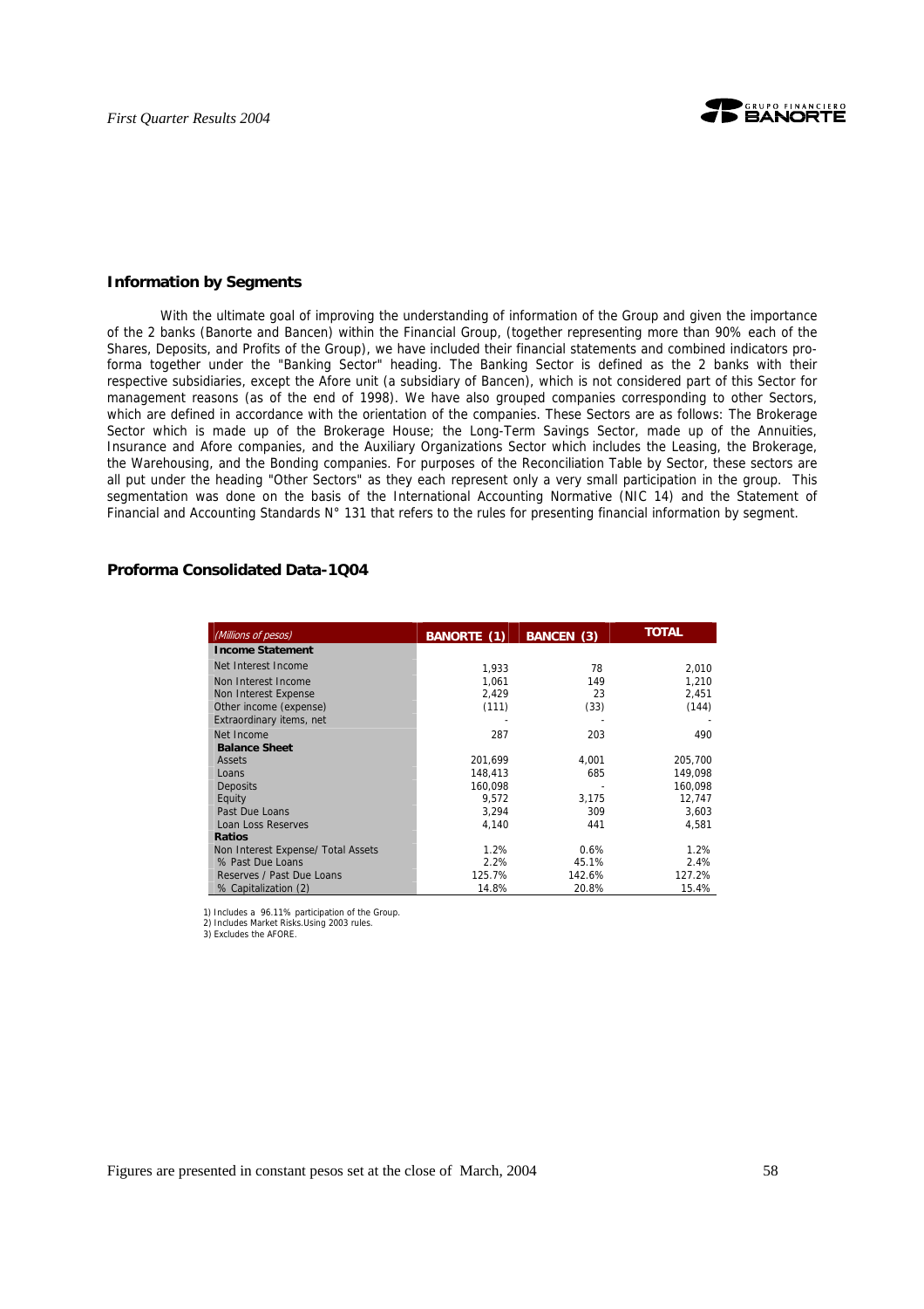## Information by Segments

With the ultimate goal of improving the understanding of information of the Group and given the importance of the 2 banks (Banorte and Bancen) within the Financial Group, (together representing more than 90% each of the Shares, Deposits, and Profits of the Group), we have included their financial statements and combined indicators pro-forma together under the "Banking Sector" heading. The Banking Sector is defined as the 2 banks with their respective subsidiaries, except the Afore unit (a subsidiary of Bancen), which is not considered part of this Sector for management reasons (as of the end of 1998). We have also grouped companies corresponding to other Sectors, which are defined in accordance with the orientation of the companies. These Sectors are as follows: The Brokerage Sector which is made up of the Brokerage House; the Long-Term Savings Sector, made up of the Annuities, Insurance and Afore companies, and the Auxiliary Organizations Sector which includes the Leasing, the Brokerage, the Warehousing, and the Bonding companies. For purposes of the Reconciliation Table by Sector, these sectors are all put under the heading "Other Sectors" as they each represent only a very small participation in the group. This segmentation was done on the basis of the International Accounting Normative (NIC 14) and the Statement of Financial and Accounting Standards N° 131 that refers to the rules for presenting financial information by segment.

## Proforma Consolidated Data-1Q04

| *(Millions of pesos)* | BANORTE (1) | BANCEN (3) | TOTAL |
|---|---|---|---|
| **Income Statement** | | | |
| Net Interest Income | 1,933 | 78 | 2,010 |
| Non Interest Income | 1,061 | 149 | 1,210 |
| Non Interest Expense | 2,429 | 23 | 2,451 |
| Other income (expense) | (111) | (33) | (144) |
| Extraordinary items, net | - | - | - |
| Net Income | 287 | 203 | 490 |
| **Balance Sheet** | | | |
| Assets | 201,699 | 4,001 | 205,700 |
| Loans | 148,413 | 685 | 149,098 |
| Deposits | 160,098 | - | 160,098 |
| Equity | 9,572 | 3,175 | 12,747 |
| Past Due Loans | 3,294 | 309 | 3,603 |
| Loan Loss Reserves | 4,140 | 441 | 4,581 |
| **Ratios** | | | |
| Non Interest Expense/ Total Assets | 1.2% | 0.6% | 1.2% |
| % Past Due Loans | 2.2% | 45.1% | 2.4% |
| Reserves / Past Due Loans | 125.7% | 142.6% | 127.2% |
| % Capitalization (2) | 14.8% | 20.8% | 15.4% |

1) Includes a 96.11% participation of the Group.
2) Includes Market Risks.Using 2003 rules.
3) Excludes the AFORE.

Figures are presented in constant pesos set at the close of March, 2004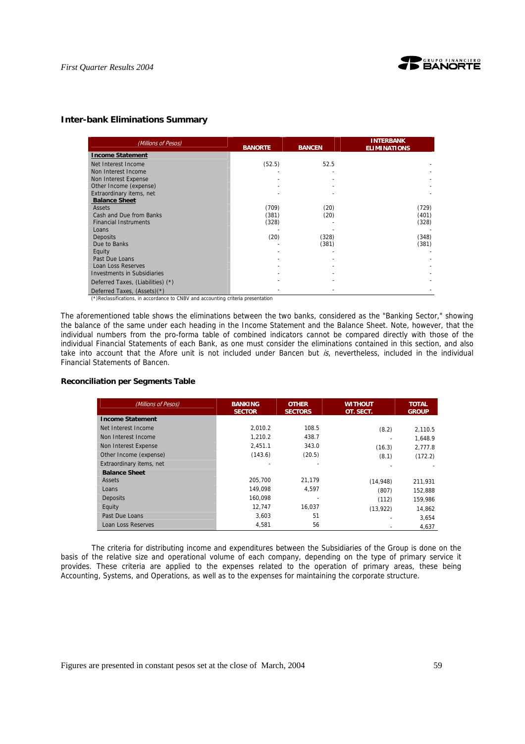## Inter-bank Eliminations Summary

| (Millions of Pesos) | BANORTE | BANCEN | INTERBANK ELIMINATIONS |
|---|---|---|---|
| **Income Statement** | | | |
| Net Interest Income | (52.5) | 52.5 | - |
| Non Interest Income | - | - | - |
| Non Interest Expense | - | - | - |
| Other Income (expense) | - | - | - |
| Extraordinary items, net | - | - | - |
| **Balance Sheet** | | | |
| Assets | (709) | (20) | (729) |
| Cash and Due from Banks | (381) | (20) | (401) |
| Financial Instruments | (328) | - | (328) |
| Loans | - | - | - |
| Deposits | (20) | (328) | (348) |
| Due to Banks | - | (381) | (381) |
| Equity | - | - | - |
| Past Due Loans | - | - | - |
| Loan Loss Reserves | - | - | - |
| Investments in Subsidiaries | - | - | - |
| Deferred Taxes, (Liabilities) (*) | - | - | - |
| Deferred Taxes, (Assets)(*) | - | - | - |

(*)Reclassifications, in accordance to CNBV and accounting criteria presentation

The aforementioned table shows the eliminations between the two banks, considered as the "Banking Sector," showing the balance of the same under each heading in the Income Statement and the Balance Sheet. Note, however, that the individual numbers from the pro-forma table of combined indicators cannot be compared directly with those of the individual Financial Statements of each Bank, as one must consider the eliminations contained in this section, and also take into account that the Afore unit is not included under Bancen but *is*, nevertheless, included in the individual Financial Statements of Bancen.

### Reconciliation per Segments Table

| (Millions of Pesos) | BANKING SECTOR | OTHER SECTORS | WITHOUT OT. SECT. | TOTAL GROUP |
|---|---|---|---|---|
| **Income Statement** | | | | |
| Net Interest Income | 2,010.2 | 108.5 | (8.2) | 2,110.5 |
| Non Interest Income | 1,210.2 | 438.7 | - | 1,648.9 |
| Non Interest Expense | 2,451.1 | 343.0 | (16.3) | 2,777.8 |
| Other Income (expense) | (143.6) | (20.5) | (8.1) | (172.2) |
| Extraordinary items, net | - | - | - | - |
| **Balance Sheet** | | | | |
| Assets | 205,700 | 21,179 | (14,948) | 211,931 |
| Loans | 149,098 | 4,597 | (807) | 152,888 |
| Deposits | 160,098 | - | (112) | 159,986 |
| Equity | 12,747 | 16,037 | (13,922) | 14,862 |
| Past Due Loans | 3,603 | 51 | - | 3,654 |
| Loan Loss Reserves | 4,581 | 56 | - | 4,637 |

The criteria for distributing income and expenditures between the Subsidiaries of the Group is done on the basis of the relative size and operational volume of each company, depending on the type of primary service it provides. These criteria are applied to the expenses related to the operation of primary areas, these being Accounting, Systems, and Operations, as well as to the expenses for maintaining the corporate structure.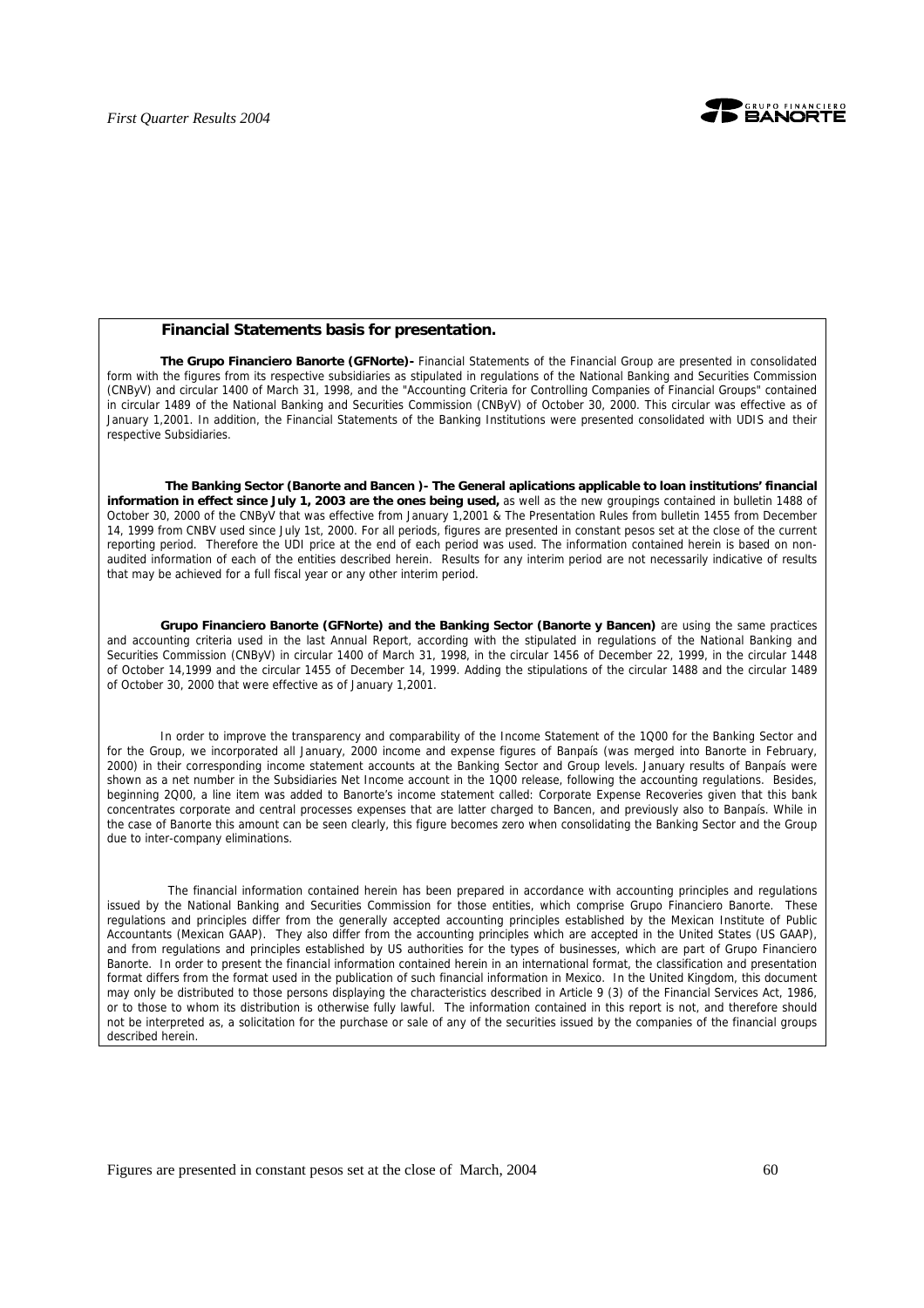## Financial Statements basis for presentation.

**The Grupo Financiero Banorte (GFNorte)-** Financial Statements of the Financial Group are presented in consolidated form with the figures from its respective subsidiaries as stipulated in regulations of the National Banking and Securities Commission (CNByV) and circular 1400 of March 31, 1998, and the "Accounting Criteria for Controlling Companies of Financial Groups" contained in circular 1489 of the National Banking and Securities Commission (CNByV) of October 30, 2000. This circular was effective as of January 1,2001. In addition, the Financial Statements of the Banking Institutions were presented consolidated with UDIS and their respective Subsidiaries.

**The Banking Sector (Banorte and Bancen )- The General aplications applicable to loan institutions' financial information in effect since July 1, 2003 are the ones being used,** as well as the new groupings contained in bulletin 1488 of October 30, 2000 of the CNByV that was effective from January 1,2001 & The Presentation Rules from bulletin 1455 from December 14, 1999 from CNBV used since July 1st, 2000. For all periods, figures are presented in constant pesos set at the close of the current reporting period. Therefore the UDI price at the end of each period was used. The information contained herein is based on non-audited information of each of the entities described herein. Results for any interim period are not necessarily indicative of results that may be achieved for a full fiscal year or any other interim period.

**Grupo Financiero Banorte (GFNorte) and the Banking Sector (Banorte y Bancen)** are using the same practices and accounting criteria used in the last Annual Report, according with the stipulated in regulations of the National Banking and Securities Commission (CNByV) in circular 1400 of March 31, 1998, in the circular 1456 of December 22, 1999, in the circular 1448 of October 14,1999 and the circular 1455 of December 14, 1999. Adding the stipulations of the circular 1488 and the circular 1489 of October 30, 2000 that were effective as of January 1,2001.

In order to improve the transparency and comparability of the Income Statement of the 1Q00 for the Banking Sector and for the Group, we incorporated all January, 2000 income and expense figures of Banpaís (was merged into Banorte in February, 2000) in their corresponding income statement accounts at the Banking Sector and Group levels. January results of Banpaís were shown as a net number in the Subsidiaries Net Income account in the 1Q00 release, following the accounting regulations. Besides, beginning 2Q00, a line item was added to Banorte's income statement called: Corporate Expense Recoveries given that this bank concentrates corporate and central processes expenses that are latter charged to Bancen, and previously also to Banpaís. While in the case of Banorte this amount can be seen clearly, this figure becomes zero when consolidating the Banking Sector and the Group due to inter-company eliminations.

The financial information contained herein has been prepared in accordance with accounting principles and regulations issued by the National Banking and Securities Commission for those entities, which comprise Grupo Financiero Banorte. These regulations and principles differ from the generally accepted accounting principles established by the Mexican Institute of Public Accountants (Mexican GAAP). They also differ from the accounting principles which are accepted in the United States (US GAAP), and from regulations and principles established by US authorities for the types of businesses, which are part of Grupo Financiero Banorte. In order to present the financial information contained herein in an international format, the classification and presentation format differs from the format used in the publication of such financial information in Mexico. In the United Kingdom, this document may only be distributed to those persons displaying the characteristics described in Article 9 (3) of the Financial Services Act, 1986, or to those to whom its distribution is otherwise fully lawful. The information contained in this report is not, and therefore should not be interpreted as, a solicitation for the purchase or sale of any of the securities issued by the companies of the financial groups described herein.